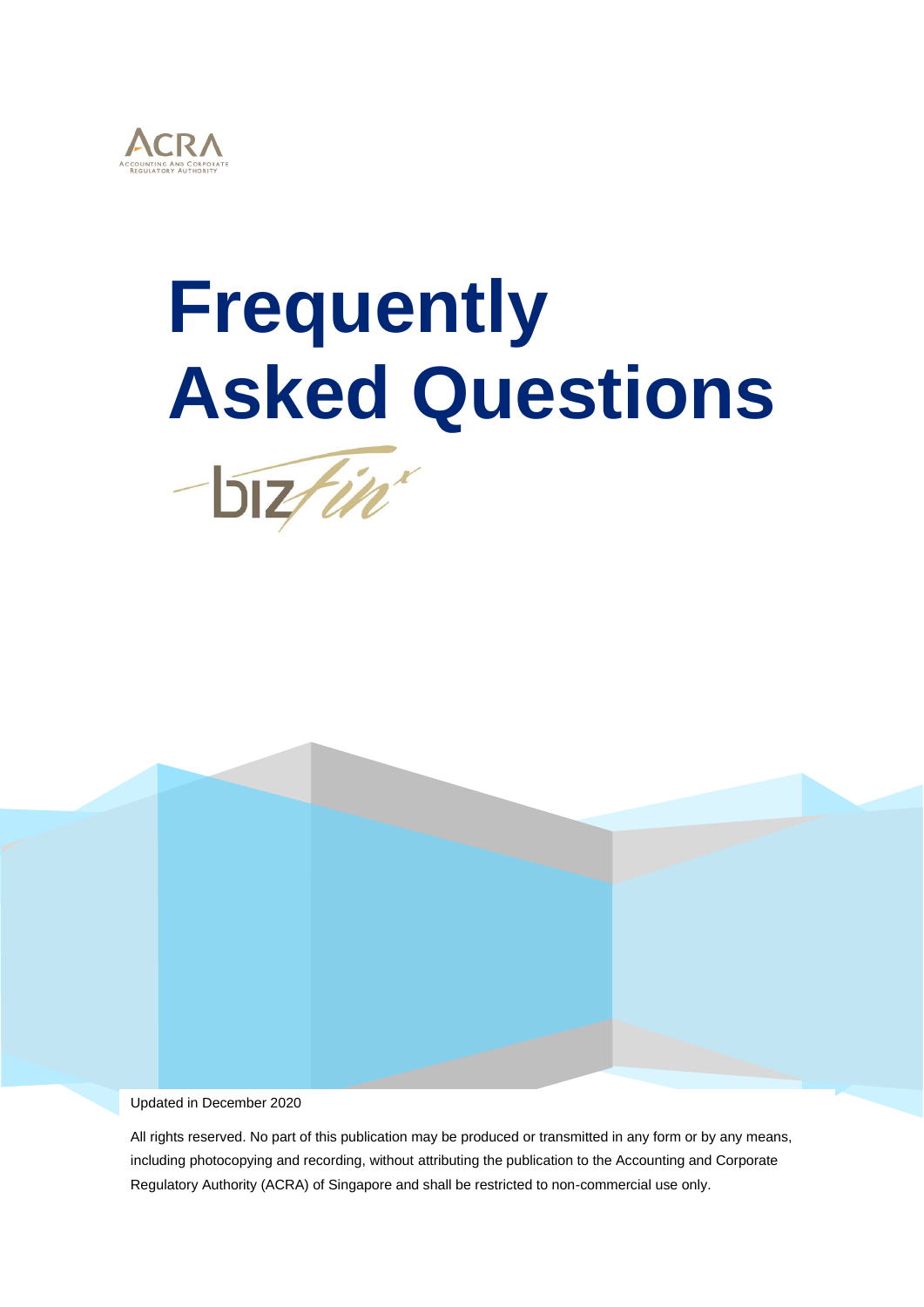ACRA

ACCOUNTING AND CORPORATE REGULATORY AUTHORITY

# Frequently Asked Questions

bizfin

Updated in December 2020

All rights reserved. No part of this publication may be produced or transmitted in any form or by any means, including photocopying and recording, without attributing the publication to the Accounting and Corporate Regulatory Authority (ACRA) of Singapore and shall be restricted to non-commercial use only.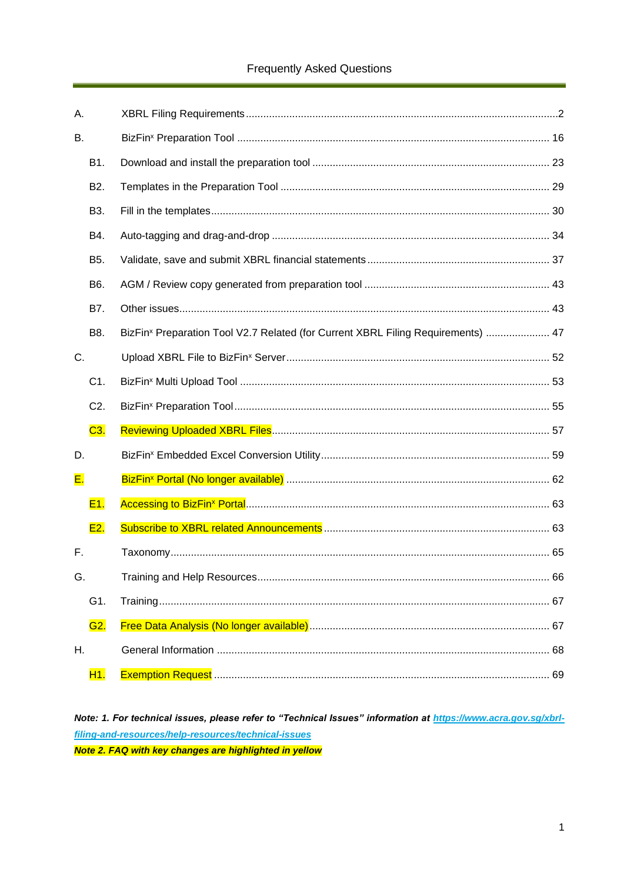# Frequently Asked Questions

| | | |
|---|---|---|
| A. | XBRL Filing Requirements | 2 |
| B. | BizFin$^{x}$ Preparation Tool | 16 |
| B1. | Download and install the preparation tool | 23 |
| B2. | Templates in the Preparation Tool | 29 |
| B3. | Fill in the templates | 30 |
| B4. | Auto-tagging and drag-and-drop | 34 |
| B5. | Validate, save and submit XBRL financial statements | 37 |
| B6. | AGM / Review copy generated from preparation tool | 43 |
| B7. | Other issues | 43 |
| B8. | BizFin$^{x}$ Preparation Tool V2.7 Related (for Current XBRL Filing Requirements) | 47 |
| C. | Upload XBRL File to BizFin$^{x}$ Server | 52 |
| C1. | BizFin$^{x}$ Multi Upload Tool | 53 |
| C2. | BizFin$^{x}$ Preparation Tool | 55 |
| C3. | Reviewing Uploaded XBRL Files | 57 |
| D. | BizFin$^{x}$ Embedded Excel Conversion Utility | 59 |
| E. | BizFin$^{x}$ Portal (No longer available) | 62 |
| E1. | Accessing to BizFin$^{x}$ Portal | 63 |
| E2. | Subscribe to XBRL related Announcements | 63 |
| F. | Taxonomy | 65 |
| G. | Training and Help Resources | 66 |
| G1. | Training | 67 |
| G2. | Free Data Analysis (No longer available) | 67 |
| H. | General Information | 68 |
| H1. | Exemption Request | 69 |

***Note: 1. For technical issues, please refer to "Technical Issues" information at https://www.acra.gov.sg/xbrl-filing-and-resources/help-resources/technical-issues***

***Note 2. FAQ with key changes are highlighted in yellow***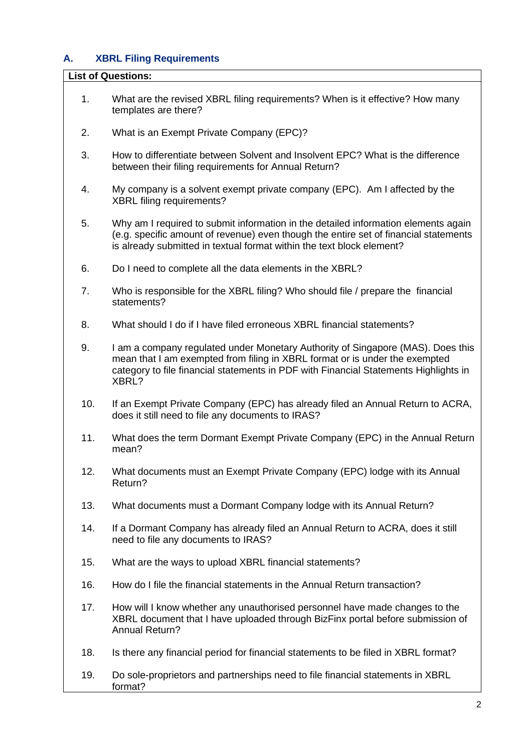## A. XBRL Filing Requirements

**List of Questions:**

1. What are the revised XBRL filing requirements? When is it effective? How many templates are there?

2. What is an Exempt Private Company (EPC)?

3. How to differentiate between Solvent and Insolvent EPC? What is the difference between their filing requirements for Annual Return?

4. My company is a solvent exempt private company (EPC). Am I affected by the XBRL filing requirements?

5. Why am I required to submit information in the detailed information elements again (e.g. specific amount of revenue) even though the entire set of financial statements is already submitted in textual format within the text block element?

6. Do I need to complete all the data elements in the XBRL?

7. Who is responsible for the XBRL filing? Who should file / prepare the financial statements?

8. What should I do if I have filed erroneous XBRL financial statements?

9. I am a company regulated under Monetary Authority of Singapore (MAS). Does this mean that I am exempted from filing in XBRL format or is under the exempted category to file financial statements in PDF with Financial Statements Highlights in XBRL?

10. If an Exempt Private Company (EPC) has already filed an Annual Return to ACRA, does it still need to file any documents to IRAS?

11. What does the term Dormant Exempt Private Company (EPC) in the Annual Return mean?

12. What documents must an Exempt Private Company (EPC) lodge with its Annual Return?

13. What documents must a Dormant Company lodge with its Annual Return?

14. If a Dormant Company has already filed an Annual Return to ACRA, does it still need to file any documents to IRAS?

15. What are the ways to upload XBRL financial statements?

16. How do I file the financial statements in the Annual Return transaction?

17. How will I know whether any unauthorised personnel have made changes to the XBRL document that I have uploaded through BizFinx portal before submission of Annual Return?

18. Is there any financial period for financial statements to be filed in XBRL format?

19. Do sole-proprietors and partnerships need to file financial statements in XBRL format?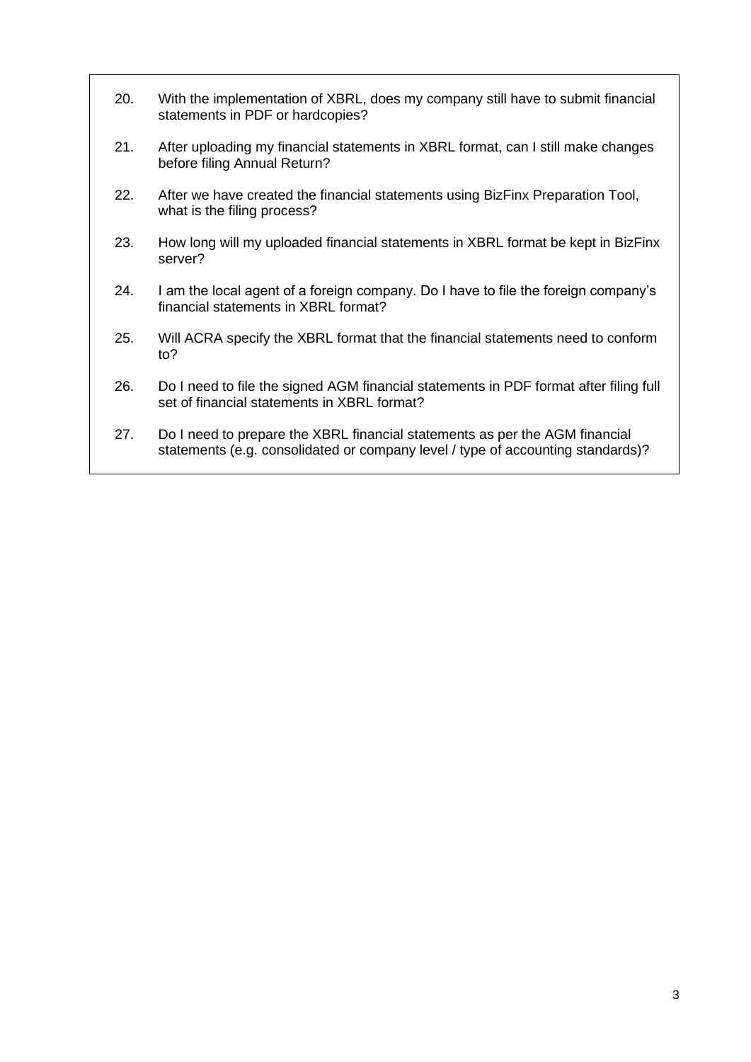20. With the implementation of XBRL, does my company still have to submit financial statements in PDF or hardcopies?

21. After uploading my financial statements in XBRL format, can I still make changes before filing Annual Return?

22. After we have created the financial statements using BizFinx Preparation Tool, what is the filing process?

23. How long will my uploaded financial statements in XBRL format be kept in BizFinx server?

24. I am the local agent of a foreign company. Do I have to file the foreign company's financial statements in XBRL format?

25. Will ACRA specify the XBRL format that the financial statements need to conform to?

26. Do I need to file the signed AGM financial statements in PDF format after filing full set of financial statements in XBRL format?

27. Do I need to prepare the XBRL financial statements as per the AGM financial statements (e.g. consolidated or company level / type of accounting standards)?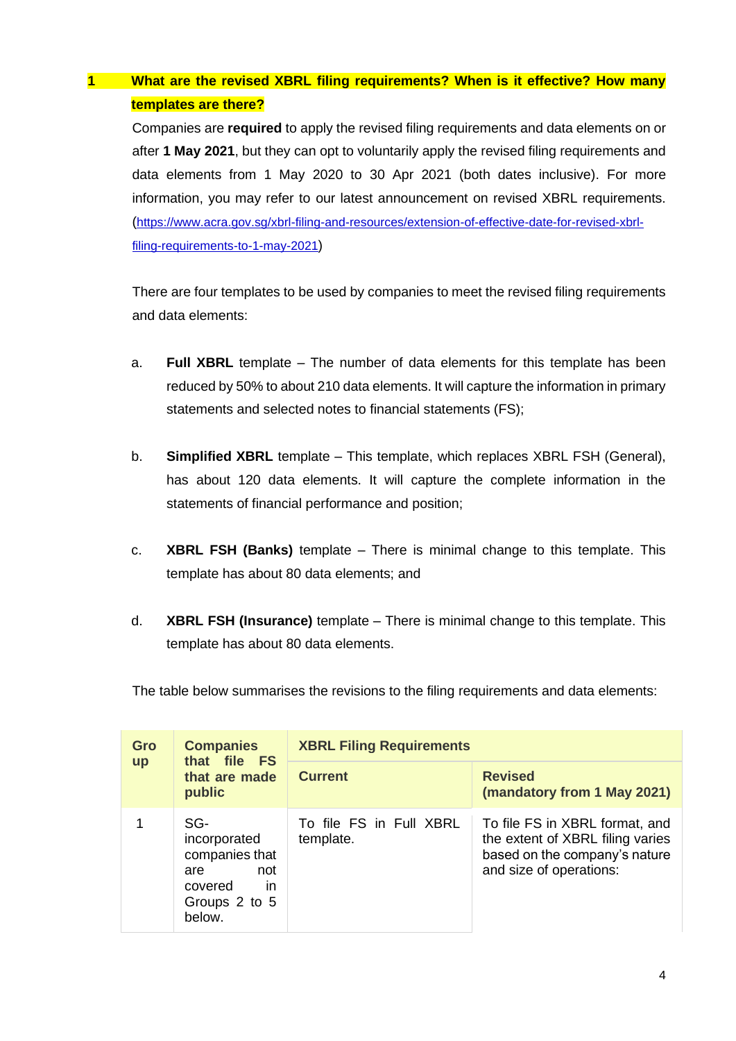## 1 What are the revised XBRL filing requirements? When is it effective? How many templates are there?

Companies are **required** to apply the revised filing requirements and data elements on or after **1 May 2021**, but they can opt to voluntarily apply the revised filing requirements and data elements from 1 May 2020 to 30 Apr 2021 (both dates inclusive). For more information, you may refer to our latest announcement on revised XBRL requirements. (https://www.acra.gov.sg/xbrl-filing-and-resources/extension-of-effective-date-for-revised-xbrl-filing-requirements-to-1-may-2021)

There are four templates to be used by companies to meet the revised filing requirements and data elements:

a. **Full XBRL** template – The number of data elements for this template has been reduced by 50% to about 210 data elements. It will capture the information in primary statements and selected notes to financial statements (FS);

b. **Simplified XBRL** template – This template, which replaces XBRL FSH (General), has about 120 data elements. It will capture the complete information in the statements of financial performance and position;

c. **XBRL FSH (Banks)** template – There is minimal change to this template. This template has about 80 data elements; and

d. **XBRL FSH (Insurance)** template – There is minimal change to this template. This template has about 80 data elements.

The table below summarises the revisions to the filing requirements and data elements:

| Group | Companies that file FS that are made public | XBRL Filing Requirements | |
|---|---|---|---|
| | | **Current** | **Revised (mandatory from 1 May 2021)** |
| 1 | SG-incorporated companies that are not covered in Groups 2 to 5 below. | To file FS in Full XBRL template. | To file FS in XBRL format, and the extent of XBRL filing varies based on the company's nature and size of operations: |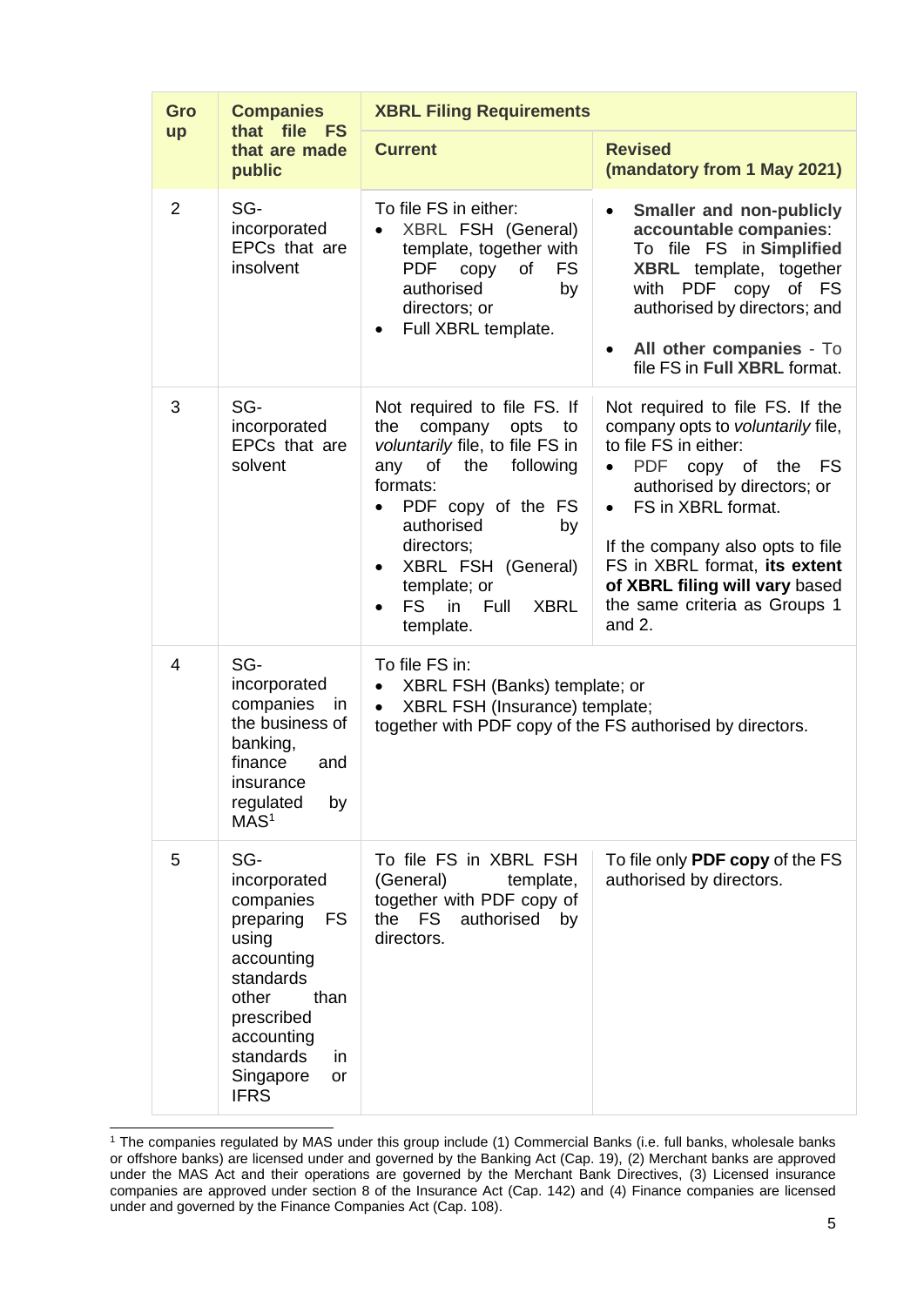| Group | Companies that file FS that are made public | XBRL Filing Requirements | |
|---|---|---|---|
| | | **Current** | **Revised (mandatory from 1 May 2021)** |
| 2 | SG-incorporated EPCs that are insolvent | To file FS in either:<br>• XBRL FSH (General) template, together with PDF copy of FS authorised by directors; or<br>• Full XBRL template. | • **Smaller and non-publicly accountable companies**: To file FS in **Simplified XBRL** template, together with PDF copy of FS authorised by directors; and<br>• **All other companies** - To file FS in **Full XBRL** format. |
| 3 | SG-incorporated EPCs that are solvent | Not required to file FS. If the company opts to *voluntarily* file, to file FS in any of the following formats:<br>• PDF copy of the FS authorised by directors;<br>• XBRL FSH (General) template; or<br>• FS in Full XBRL template. | Not required to file FS. If the company opts to *voluntarily* file, to file FS in either:<br>• PDF copy of the FS authorised by directors; or<br>• FS in XBRL format.<br><br>If the company also opts to file FS in XBRL format, **its extent of XBRL filing will vary** based the same criteria as Groups 1 and 2. |
| 4 | SG-incorporated companies in the business of banking, finance and insurance regulated by MAS[1] | To file FS in:<br>• XBRL FSH (Banks) template; or<br>• XBRL FSH (Insurance) template;<br>together with PDF copy of the FS authorised by directors. | |
| 5 | SG-incorporated companies preparing FS using accounting standards other than prescribed accounting standards in Singapore or IFRS | To file FS in XBRL FSH (General) template, together with PDF copy of the FS authorised by directors. | To file only **PDF copy** of the FS authorised by directors. |

[1] The companies regulated by MAS under this group include (1) Commercial Banks (i.e. full banks, wholesale banks or offshore banks) are licensed under and governed by the Banking Act (Cap. 19), (2) Merchant banks are approved under the MAS Act and their operations are governed by the Merchant Bank Directives, (3) Licensed insurance companies are approved under section 8 of the Insurance Act (Cap. 142) and (4) Finance companies are licensed under and governed by the Finance Companies Act (Cap. 108).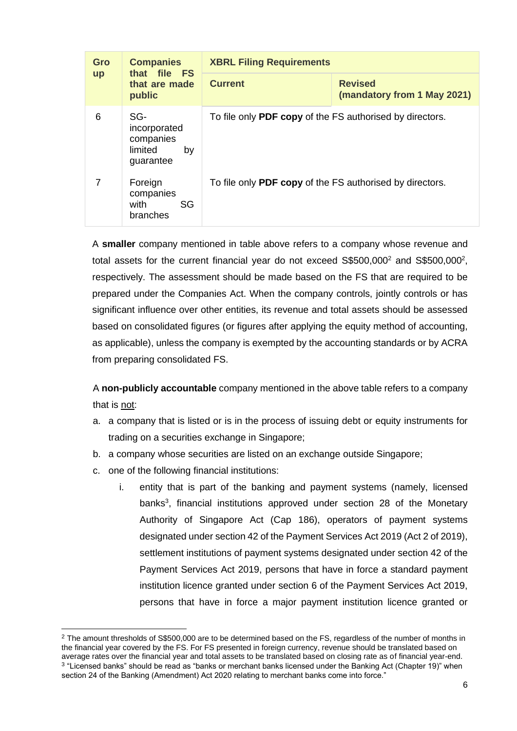| Group | Companies that file FS that are made public | XBRL Filing Requirements | |
|---|---|---|---|
| | | Current | Revised (mandatory from 1 May 2021) |
| 6 | SG-incorporated companies limited by guarantee | To file only **PDF copy** of the FS authorised by directors. | |
| 7 | Foreign companies with SG branches | To file only **PDF copy** of the FS authorised by directors. | |

A **smaller** company mentioned in table above refers to a company whose revenue and total assets for the current financial year do not exceed S$500,000[2] and S$500,000[2], respectively. The assessment should be made based on the FS that are required to be prepared under the Companies Act. When the company controls, jointly controls or has significant influence over other entities, its revenue and total assets should be assessed based on consolidated figures (or figures after applying the equity method of accounting, as applicable), unless the company is exempted by the accounting standards or by ACRA from preparing consolidated FS.

A **non-publicly accountable** company mentioned in the above table refers to a company that is not:

a. a company that is listed or is in the process of issuing debt or equity instruments for trading on a securities exchange in Singapore;
b. a company whose securities are listed on an exchange outside Singapore;
c. one of the following financial institutions:
    i. entity that is part of the banking and payment systems (namely, licensed banks[3], financial institutions approved under section 28 of the Monetary Authority of Singapore Act (Cap 186), operators of payment systems designated under section 42 of the Payment Services Act 2019 (Act 2 of 2019), settlement institutions of payment systems designated under section 42 of the Payment Services Act 2019, persons that have in force a standard payment institution licence granted under section 6 of the Payment Services Act 2019, persons that have in force a major payment institution licence granted or

[2] The amount thresholds of S$500,000 are to be determined based on the FS, regardless of the number of months in the financial year covered by the FS. For FS presented in foreign currency, revenue should be translated based on average rates over the financial year and total assets to be translated based on closing rate as of financial year-end.

[3] "Licensed banks" should be read as "banks or merchant banks licensed under the Banking Act (Chapter 19)" when section 24 of the Banking (Amendment) Act 2020 relating to merchant banks come into force."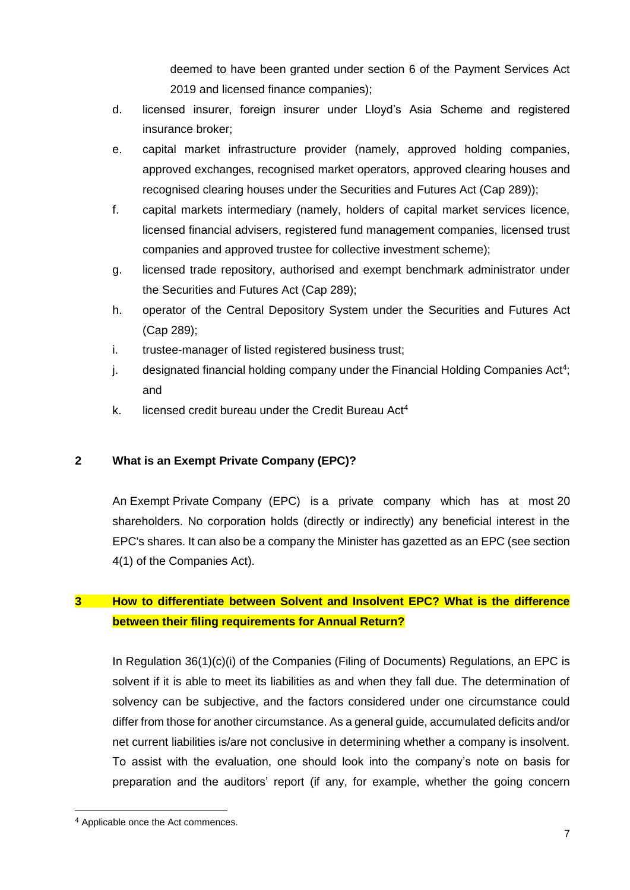deemed to have been granted under section 6 of the Payment Services Act 2019 and licensed finance companies);

d. licensed insurer, foreign insurer under Lloyd's Asia Scheme and registered insurance broker;

e. capital market infrastructure provider (namely, approved holding companies, approved exchanges, recognised market operators, approved clearing houses and recognised clearing houses under the Securities and Futures Act (Cap 289));

f. capital markets intermediary (namely, holders of capital market services licence, licensed financial advisers, registered fund management companies, licensed trust companies and approved trustee for collective investment scheme);

g. licensed trade repository, authorised and exempt benchmark administrator under the Securities and Futures Act (Cap 289);

h. operator of the Central Depository System under the Securities and Futures Act (Cap 289);

i. trustee-manager of listed registered business trust;

j. designated financial holding company under the Financial Holding Companies Act[4]; and

k. licensed credit bureau under the Credit Bureau Act[4]

## 2 What is an Exempt Private Company (EPC)?

An Exempt Private Company (EPC) is a private company which has at most 20 shareholders. No corporation holds (directly or indirectly) any beneficial interest in the EPC's shares. It can also be a company the Minister has gazetted as an EPC (see section 4(1) of the Companies Act).

## 3 How to differentiate between Solvent and Insolvent EPC? What is the difference between their filing requirements for Annual Return?

In Regulation 36(1)(c)(i) of the Companies (Filing of Documents) Regulations, an EPC is solvent if it is able to meet its liabilities as and when they fall due. The determination of solvency can be subjective, and the factors considered under one circumstance could differ from those for another circumstance. As a general guide, accumulated deficits and/or net current liabilities is/are not conclusive in determining whether a company is insolvent. To assist with the evaluation, one should look into the company's note on basis for preparation and the auditors' report (if any, for example, whether the going concern

[4] Applicable once the Act commences.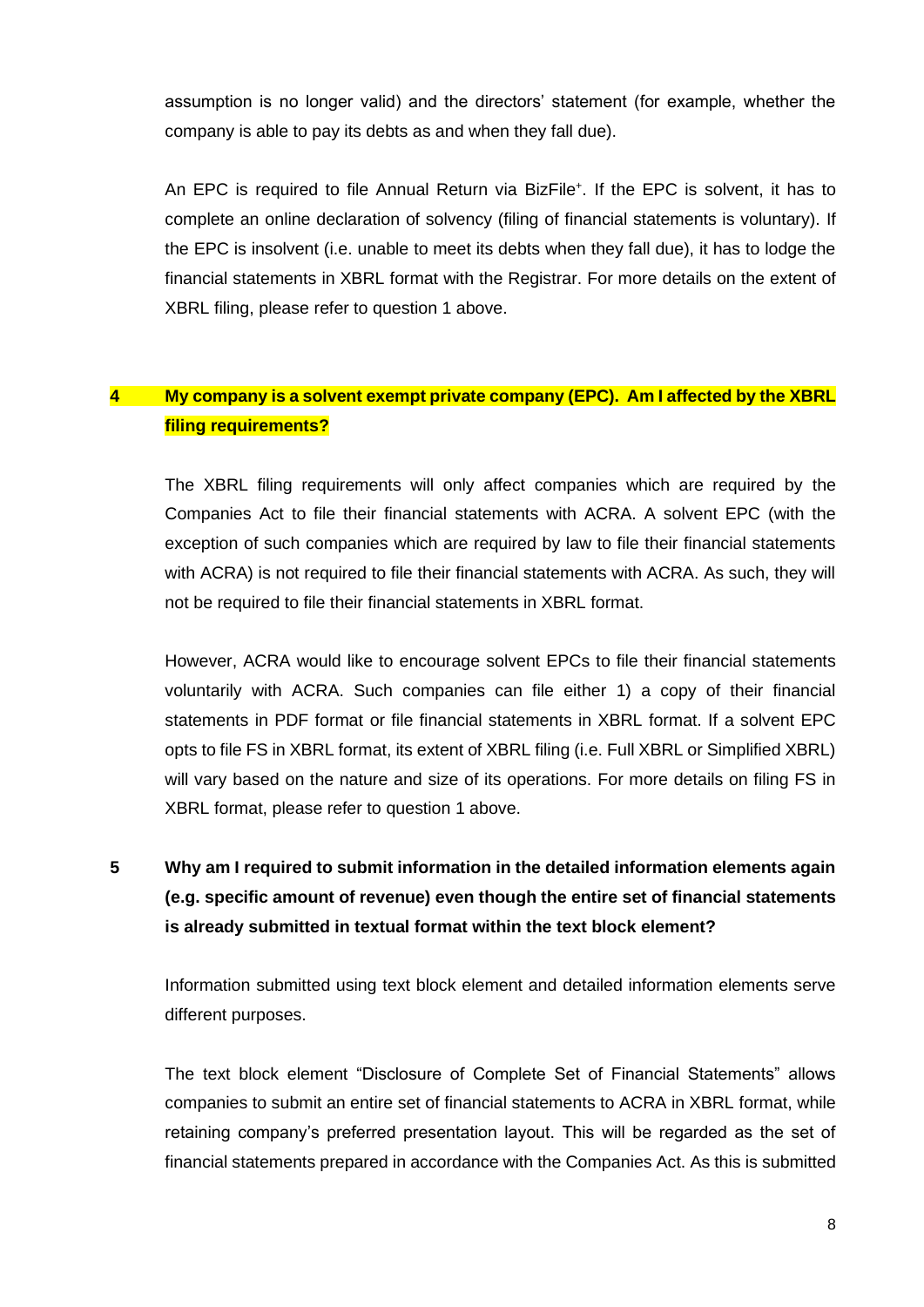assumption is no longer valid) and the directors' statement (for example, whether the company is able to pay its debts as and when they fall due).

An EPC is required to file Annual Return via BizFile+. If the EPC is solvent, it has to complete an online declaration of solvency (filing of financial statements is voluntary). If the EPC is insolvent (i.e. unable to meet its debts when they fall due), it has to lodge the financial statements in XBRL format with the Registrar. For more details on the extent of XBRL filing, please refer to question 1 above.

**4 My company is a solvent exempt private company (EPC). Am I affected by the XBRL filing requirements?**

The XBRL filing requirements will only affect companies which are required by the Companies Act to file their financial statements with ACRA. A solvent EPC (with the exception of such companies which are required by law to file their financial statements with ACRA) is not required to file their financial statements with ACRA. As such, they will not be required to file their financial statements in XBRL format.

However, ACRA would like to encourage solvent EPCs to file their financial statements voluntarily with ACRA. Such companies can file either 1) a copy of their financial statements in PDF format or file financial statements in XBRL format. If a solvent EPC opts to file FS in XBRL format, its extent of XBRL filing (i.e. Full XBRL or Simplified XBRL) will vary based on the nature and size of its operations. For more details on filing FS in XBRL format, please refer to question 1 above.

**5 Why am I required to submit information in the detailed information elements again (e.g. specific amount of revenue) even though the entire set of financial statements is already submitted in textual format within the text block element?**

Information submitted using text block element and detailed information elements serve different purposes.

The text block element "Disclosure of Complete Set of Financial Statements" allows companies to submit an entire set of financial statements to ACRA in XBRL format, while retaining company's preferred presentation layout. This will be regarded as the set of financial statements prepared in accordance with the Companies Act. As this is submitted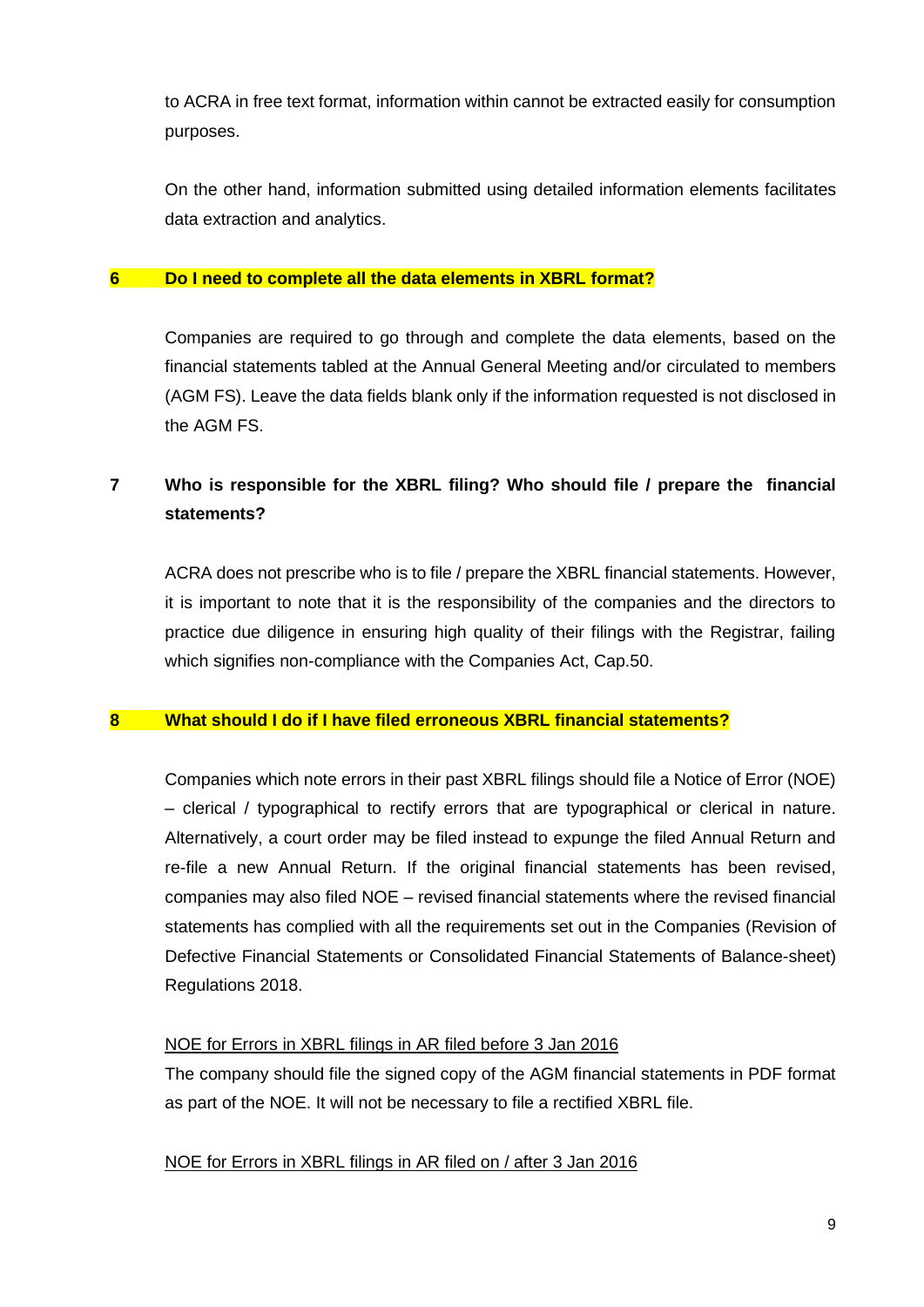to ACRA in free text format, information within cannot be extracted easily for consumption purposes.

On the other hand, information submitted using detailed information elements facilitates data extraction and analytics.

### 6 Do I need to complete all the data elements in XBRL format?

Companies are required to go through and complete the data elements, based on the financial statements tabled at the Annual General Meeting and/or circulated to members (AGM FS). Leave the data fields blank only if the information requested is not disclosed in the AGM FS.

### 7 Who is responsible for the XBRL filing? Who should file / prepare the financial statements?

ACRA does not prescribe who is to file / prepare the XBRL financial statements. However, it is important to note that it is the responsibility of the companies and the directors to practice due diligence in ensuring high quality of their filings with the Registrar, failing which signifies non-compliance with the Companies Act, Cap.50.

### 8 What should I do if I have filed erroneous XBRL financial statements?

Companies which note errors in their past XBRL filings should file a Notice of Error (NOE) – clerical / typographical to rectify errors that are typographical or clerical in nature. Alternatively, a court order may be filed instead to expunge the filed Annual Return and re-file a new Annual Return. If the original financial statements has been revised, companies may also filed NOE – revised financial statements where the revised financial statements has complied with all the requirements set out in the Companies (Revision of Defective Financial Statements or Consolidated Financial Statements of Balance-sheet) Regulations 2018.

<u>NOE for Errors in XBRL filings in AR filed before 3 Jan 2016</u>

The company should file the signed copy of the AGM financial statements in PDF format as part of the NOE. It will not be necessary to file a rectified XBRL file.

<u>NOE for Errors in XBRL filings in AR filed on / after 3 Jan 2016</u>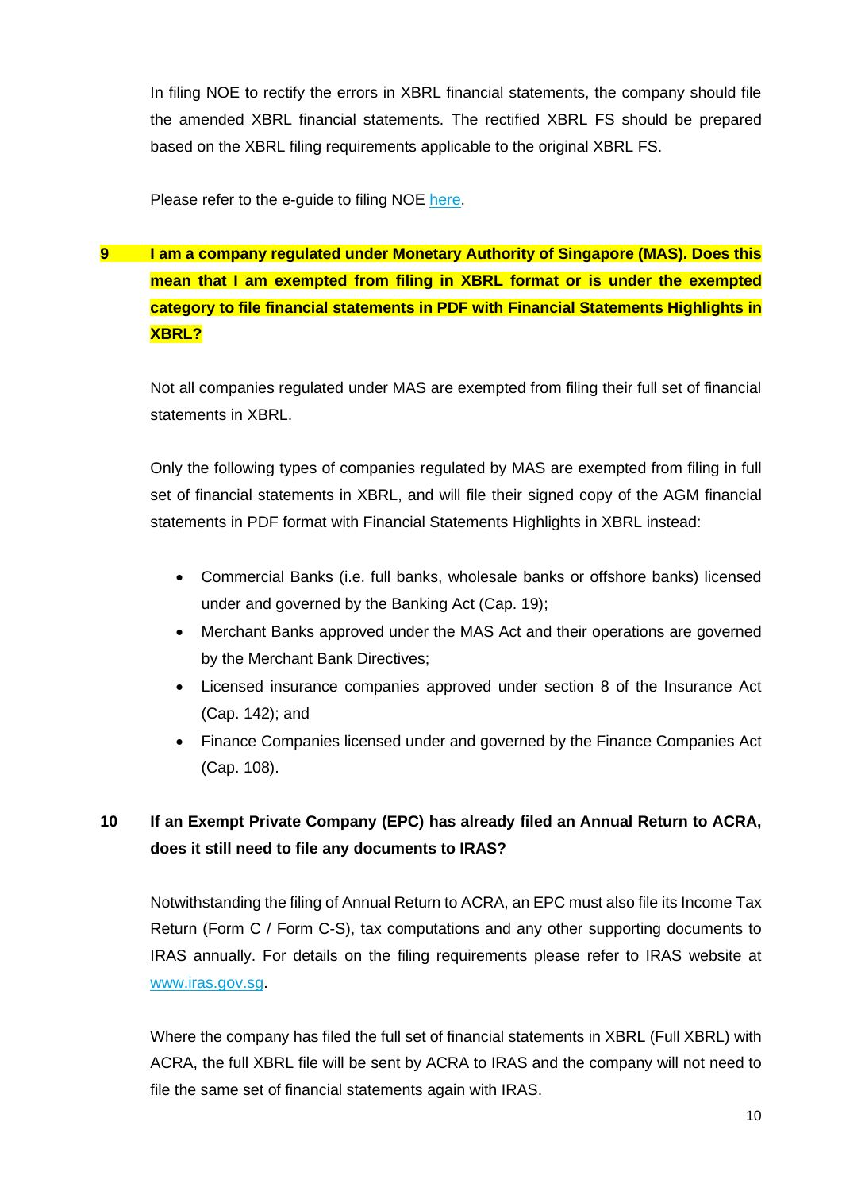In filing NOE to rectify the errors in XBRL financial statements, the company should file the amended XBRL financial statements. The rectified XBRL FS should be prepared based on the XBRL filing requirements applicable to the original XBRL FS.

Please refer to the e-guide to filing NOE here.

**9 I am a company regulated under Monetary Authority of Singapore (MAS). Does this mean that I am exempted from filing in XBRL format or is under the exempted category to file financial statements in PDF with Financial Statements Highlights in XBRL?**

Not all companies regulated under MAS are exempted from filing their full set of financial statements in XBRL.

Only the following types of companies regulated by MAS are exempted from filing in full set of financial statements in XBRL, and will file their signed copy of the AGM financial statements in PDF format with Financial Statements Highlights in XBRL instead:

- Commercial Banks (i.e. full banks, wholesale banks or offshore banks) licensed under and governed by the Banking Act (Cap. 19);
- Merchant Banks approved under the MAS Act and their operations are governed by the Merchant Bank Directives;
- Licensed insurance companies approved under section 8 of the Insurance Act (Cap. 142); and
- Finance Companies licensed under and governed by the Finance Companies Act (Cap. 108).

**10 If an Exempt Private Company (EPC) has already filed an Annual Return to ACRA, does it still need to file any documents to IRAS?**

Notwithstanding the filing of Annual Return to ACRA, an EPC must also file its Income Tax Return (Form C / Form C-S), tax computations and any other supporting documents to IRAS annually. For details on the filing requirements please refer to IRAS website at www.iras.gov.sg.

Where the company has filed the full set of financial statements in XBRL (Full XBRL) with ACRA, the full XBRL file will be sent by ACRA to IRAS and the company will not need to file the same set of financial statements again with IRAS.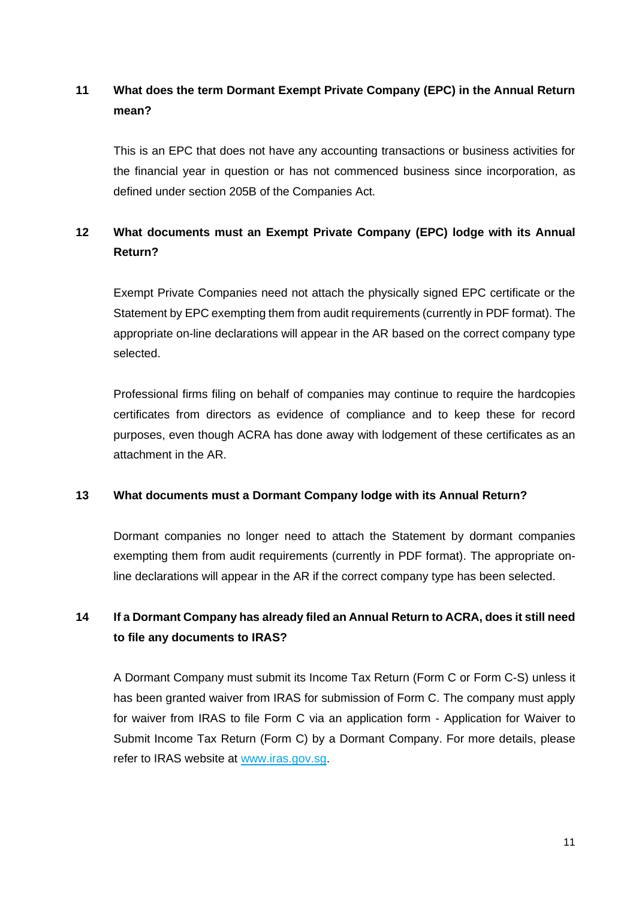### 11 What does the term Dormant Exempt Private Company (EPC) in the Annual Return mean?

This is an EPC that does not have any accounting transactions or business activities for the financial year in question or has not commenced business since incorporation, as defined under section 205B of the Companies Act.

### 12 What documents must an Exempt Private Company (EPC) lodge with its Annual Return?

Exempt Private Companies need not attach the physically signed EPC certificate or the Statement by EPC exempting them from audit requirements (currently in PDF format). The appropriate on-line declarations will appear in the AR based on the correct company type selected.

Professional firms filing on behalf of companies may continue to require the hardcopies certificates from directors as evidence of compliance and to keep these for record purposes, even though ACRA has done away with lodgement of these certificates as an attachment in the AR.

### 13 What documents must a Dormant Company lodge with its Annual Return?

Dormant companies no longer need to attach the Statement by dormant companies exempting them from audit requirements (currently in PDF format). The appropriate on-line declarations will appear in the AR if the correct company type has been selected.

### 14 If a Dormant Company has already filed an Annual Return to ACRA, does it still need to file any documents to IRAS?

A Dormant Company must submit its Income Tax Return (Form C or Form C-S) unless it has been granted waiver from IRAS for submission of Form C. The company must apply for waiver from IRAS to file Form C via an application form - Application for Waiver to Submit Income Tax Return (Form C) by a Dormant Company. For more details, please refer to IRAS website at [www.iras.gov.sg](http://www.iras.gov.sg).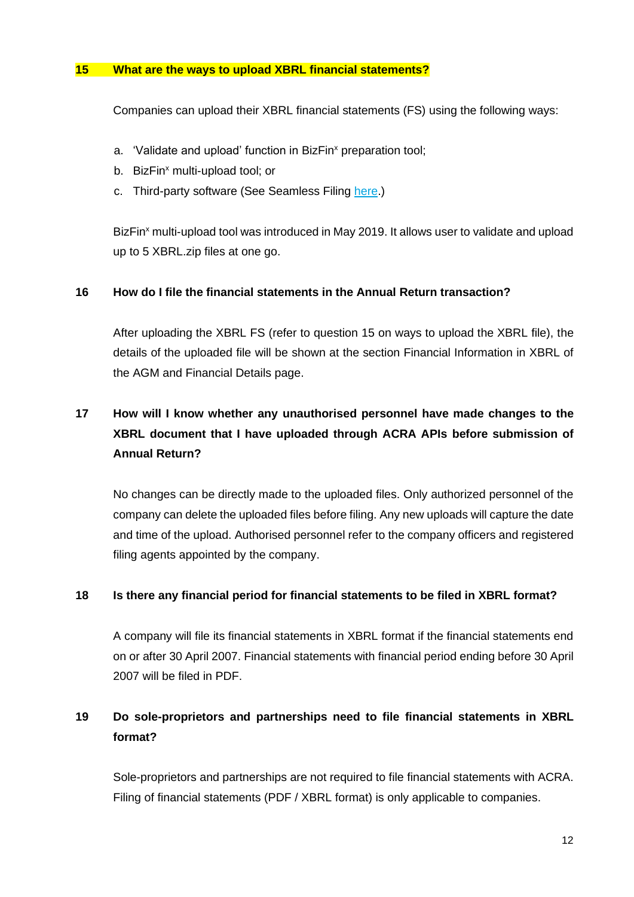### 15 What are the ways to upload XBRL financial statements?

Companies can upload their XBRL financial statements (FS) using the following ways:

a. 'Validate and upload' function in BizFin[x] preparation tool;
b. BizFin[x] multi-upload tool; or
c. Third-party software (See Seamless Filing here.)

BizFin[x] multi-upload tool was introduced in May 2019. It allows user to validate and upload up to 5 XBRL.zip files at one go.

### 16 How do I file the financial statements in the Annual Return transaction?

After uploading the XBRL FS (refer to question 15 on ways to upload the XBRL file), the details of the uploaded file will be shown at the section Financial Information in XBRL of the AGM and Financial Details page.

### 17 How will I know whether any unauthorised personnel have made changes to the XBRL document that I have uploaded through ACRA APIs before submission of Annual Return?

No changes can be directly made to the uploaded files. Only authorized personnel of the company can delete the uploaded files before filing. Any new uploads will capture the date and time of the upload. Authorised personnel refer to the company officers and registered filing agents appointed by the company.

### 18 Is there any financial period for financial statements to be filed in XBRL format?

A company will file its financial statements in XBRL format if the financial statements end on or after 30 April 2007. Financial statements with financial period ending before 30 April 2007 will be filed in PDF.

### 19 Do sole-proprietors and partnerships need to file financial statements in XBRL format?

Sole-proprietors and partnerships are not required to file financial statements with ACRA. Filing of financial statements (PDF / XBRL format) is only applicable to companies.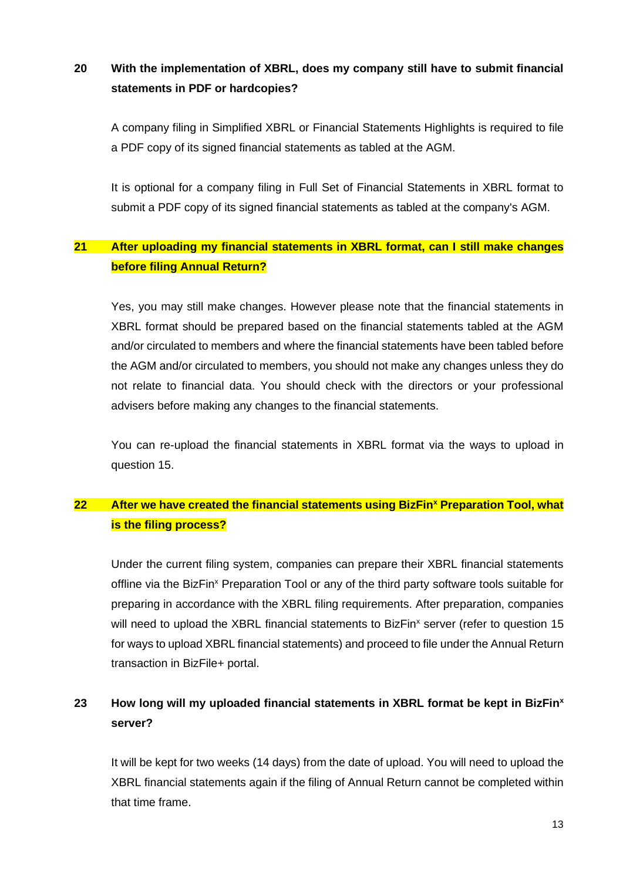**20 With the implementation of XBRL, does my company still have to submit financial statements in PDF or hardcopies?**

A company filing in Simplified XBRL or Financial Statements Highlights is required to file a PDF copy of its signed financial statements as tabled at the AGM.

It is optional for a company filing in Full Set of Financial Statements in XBRL format to submit a PDF copy of its signed financial statements as tabled at the company's AGM.

**21 After uploading my financial statements in XBRL format, can I still make changes before filing Annual Return?**

Yes, you may still make changes. However please note that the financial statements in XBRL format should be prepared based on the financial statements tabled at the AGM and/or circulated to members and where the financial statements have been tabled before the AGM and/or circulated to members, you should not make any changes unless they do not relate to financial data. You should check with the directors or your professional advisers before making any changes to the financial statements.

You can re-upload the financial statements in XBRL format via the ways to upload in question 15.

**22 After we have created the financial statements using BizFin$^x$ Preparation Tool, what is the filing process?**

Under the current filing system, companies can prepare their XBRL financial statements offline via the BizFin$^x$ Preparation Tool or any of the third party software tools suitable for preparing in accordance with the XBRL filing requirements. After preparation, companies will need to upload the XBRL financial statements to BizFin$^x$ server (refer to question 15 for ways to upload XBRL financial statements) and proceed to file under the Annual Return transaction in BizFile+ portal.

**23 How long will my uploaded financial statements in XBRL format be kept in BizFin$^x$ server?**

It will be kept for two weeks (14 days) from the date of upload. You will need to upload the XBRL financial statements again if the filing of Annual Return cannot be completed within that time frame.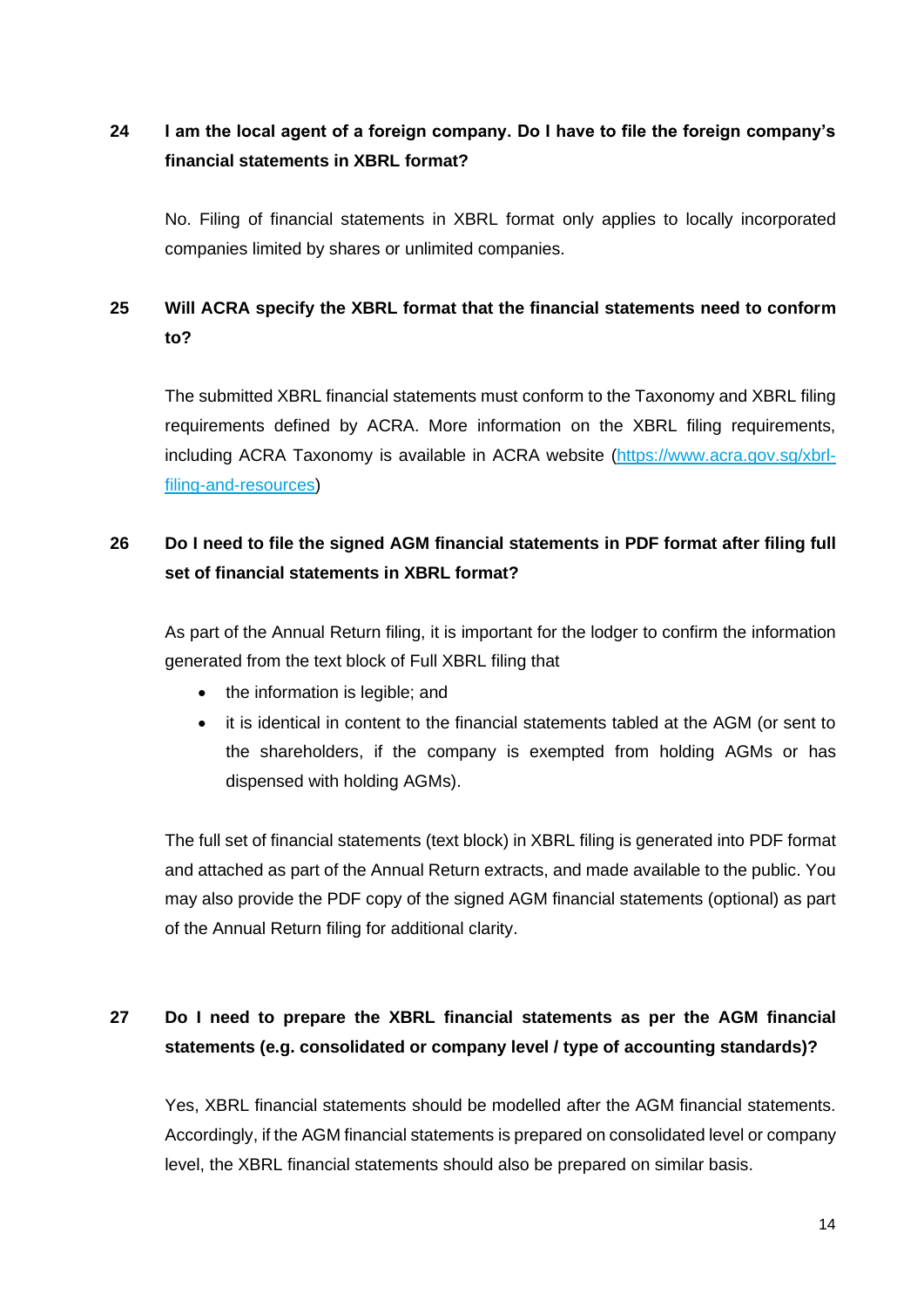**24 I am the local agent of a foreign company. Do I have to file the foreign company's financial statements in XBRL format?**

No. Filing of financial statements in XBRL format only applies to locally incorporated companies limited by shares or unlimited companies.

**25 Will ACRA specify the XBRL format that the financial statements need to conform to?**

The submitted XBRL financial statements must conform to the Taxonomy and XBRL filing requirements defined by ACRA. More information on the XBRL filing requirements, including ACRA Taxonomy is available in ACRA website (https://www.acra.gov.sg/xbrl-filing-and-resources)

**26 Do I need to file the signed AGM financial statements in PDF format after filing full set of financial statements in XBRL format?**

As part of the Annual Return filing, it is important for the lodger to confirm the information generated from the text block of Full XBRL filing that

- the information is legible; and
- it is identical in content to the financial statements tabled at the AGM (or sent to the shareholders, if the company is exempted from holding AGMs or has dispensed with holding AGMs).

The full set of financial statements (text block) in XBRL filing is generated into PDF format and attached as part of the Annual Return extracts, and made available to the public. You may also provide the PDF copy of the signed AGM financial statements (optional) as part of the Annual Return filing for additional clarity.

**27 Do I need to prepare the XBRL financial statements as per the AGM financial statements (e.g. consolidated or company level / type of accounting standards)?**

Yes, XBRL financial statements should be modelled after the AGM financial statements. Accordingly, if the AGM financial statements is prepared on consolidated level or company level, the XBRL financial statements should also be prepared on similar basis.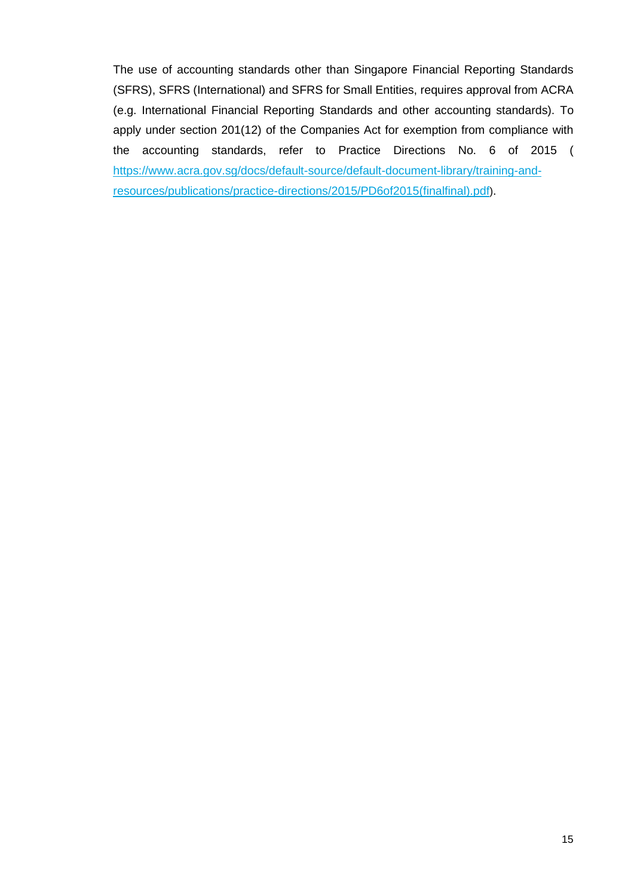The use of accounting standards other than Singapore Financial Reporting Standards (SFRS), SFRS (International) and SFRS for Small Entities, requires approval from ACRA (e.g. International Financial Reporting Standards and other accounting standards). To apply under section 201(12) of the Companies Act for exemption from compliance with the accounting standards, refer to Practice Directions No. 6 of 2015 ( https://www.acra.gov.sg/docs/default-source/default-document-library/training-and-resources/publications/practice-directions/2015/PD6of2015(finalfinal).pdf).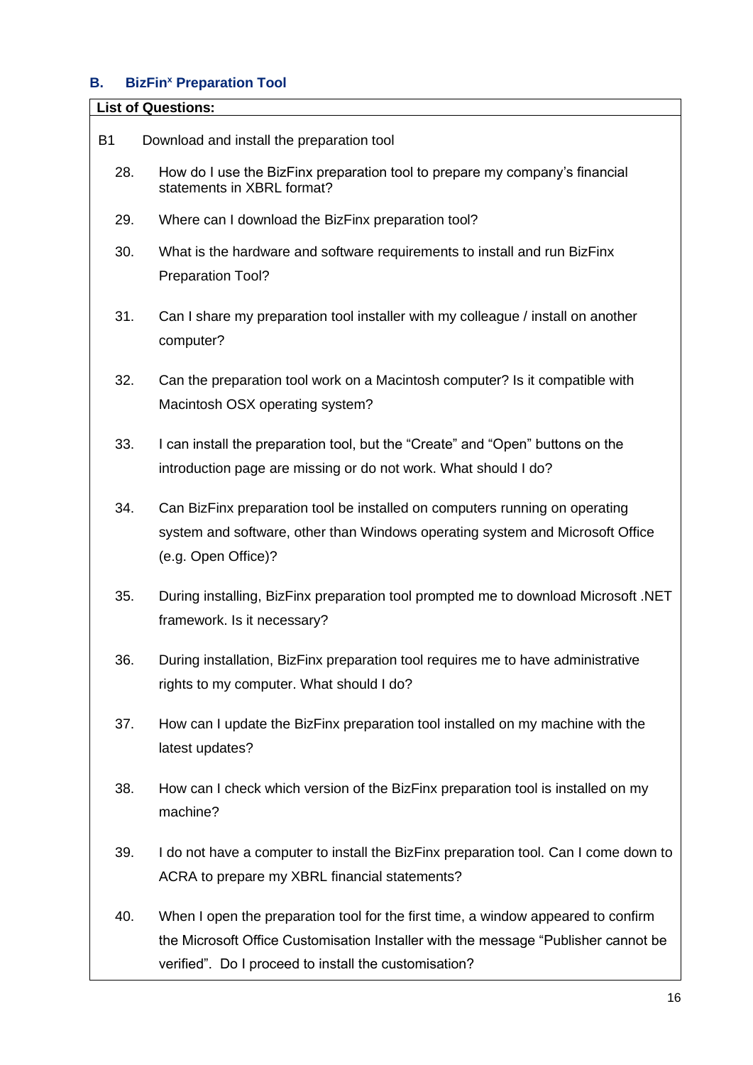## B. BizFin[x] Preparation Tool

**List of Questions:**

B1 Download and install the preparation tool

28. How do I use the BizFinx preparation tool to prepare my company's financial statements in XBRL format?
29. Where can I download the BizFinx preparation tool?
30. What is the hardware and software requirements to install and run BizFinx Preparation Tool?
31. Can I share my preparation tool installer with my colleague / install on another computer?
32. Can the preparation tool work on a Macintosh computer? Is it compatible with Macintosh OSX operating system?
33. I can install the preparation tool, but the "Create" and "Open" buttons on the introduction page are missing or do not work. What should I do?
34. Can BizFinx preparation tool be installed on computers running on operating system and software, other than Windows operating system and Microsoft Office (e.g. Open Office)?
35. During installing, BizFinx preparation tool prompted me to download Microsoft .NET framework. Is it necessary?
36. During installation, BizFinx preparation tool requires me to have administrative rights to my computer. What should I do?
37. How can I update the BizFinx preparation tool installed on my machine with the latest updates?
38. How can I check which version of the BizFinx preparation tool is installed on my machine?
39. I do not have a computer to install the BizFinx preparation tool. Can I come down to ACRA to prepare my XBRL financial statements?
40. When I open the preparation tool for the first time, a window appeared to confirm the Microsoft Office Customisation Installer with the message "Publisher cannot be verified". Do I proceed to install the customisation?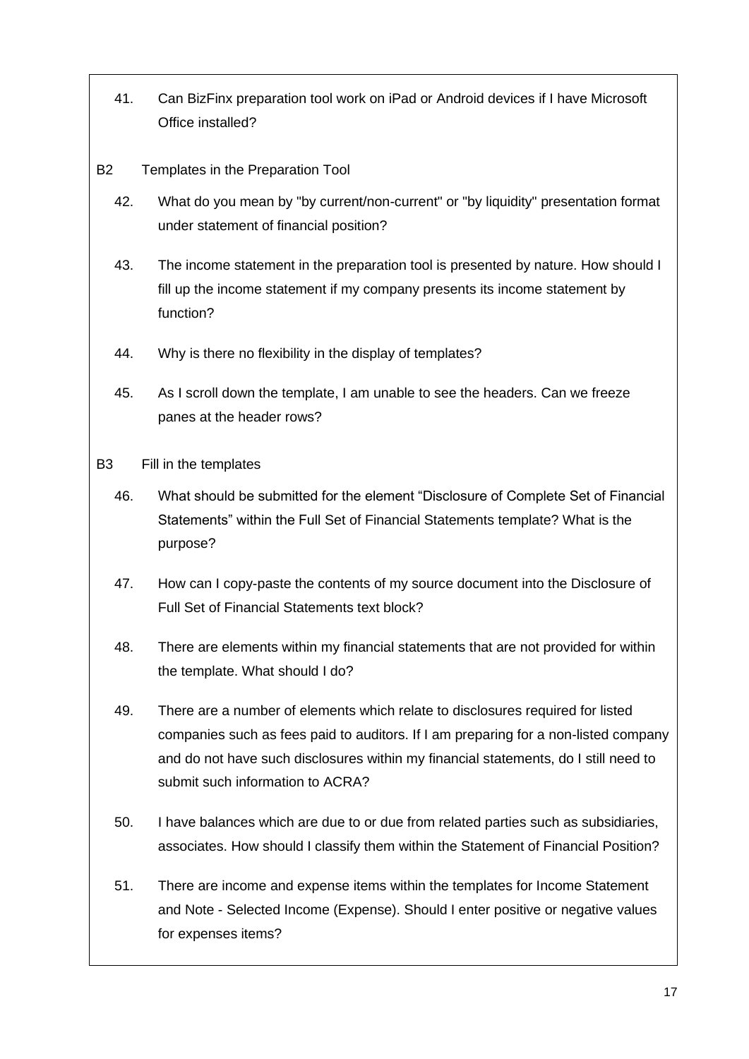41. Can BizFinx preparation tool work on iPad or Android devices if I have Microsoft Office installed?

B2 Templates in the Preparation Tool

42. What do you mean by "by current/non-current" or "by liquidity" presentation format under statement of financial position?

43. The income statement in the preparation tool is presented by nature. How should I fill up the income statement if my company presents its income statement by function?

44. Why is there no flexibility in the display of templates?

45. As I scroll down the template, I am unable to see the headers. Can we freeze panes at the header rows?

B3 Fill in the templates

46. What should be submitted for the element "Disclosure of Complete Set of Financial Statements" within the Full Set of Financial Statements template? What is the purpose?

47. How can I copy-paste the contents of my source document into the Disclosure of Full Set of Financial Statements text block?

48. There are elements within my financial statements that are not provided for within the template. What should I do?

49. There are a number of elements which relate to disclosures required for listed companies such as fees paid to auditors. If I am preparing for a non-listed company and do not have such disclosures within my financial statements, do I still need to submit such information to ACRA?

50. I have balances which are due to or due from related parties such as subsidiaries, associates. How should I classify them within the Statement of Financial Position?

51. There are income and expense items within the templates for Income Statement and Note - Selected Income (Expense). Should I enter positive or negative values for expenses items?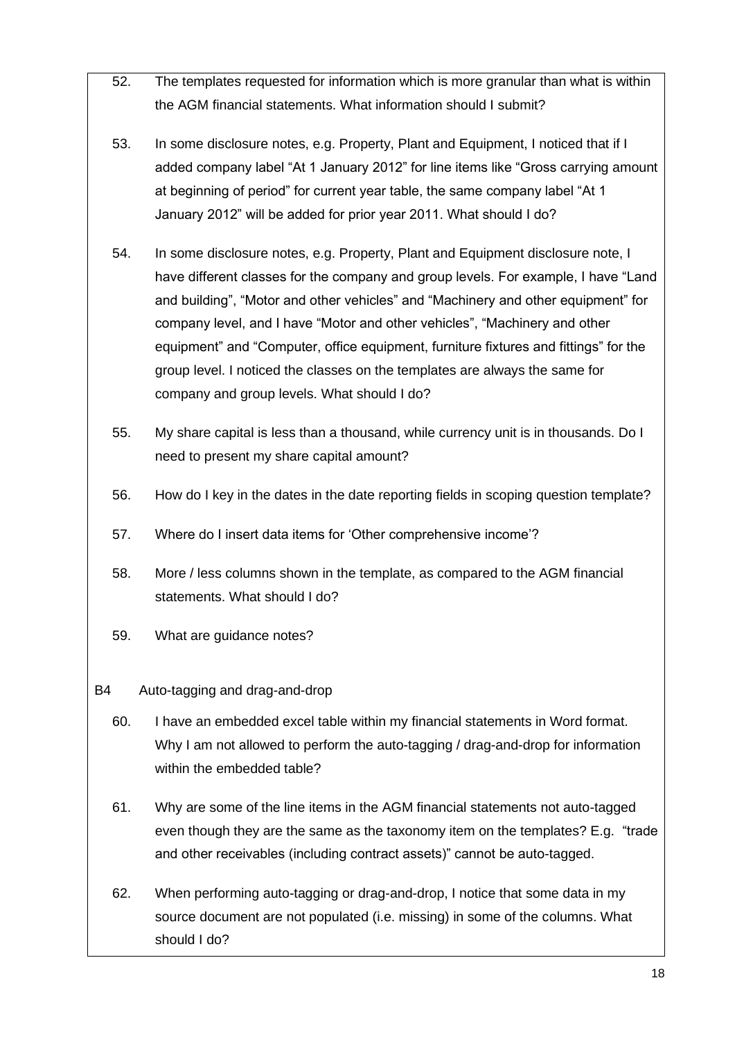52. The templates requested for information which is more granular than what is within the AGM financial statements. What information should I submit?

53. In some disclosure notes, e.g. Property, Plant and Equipment, I noticed that if I added company label "At 1 January 2012" for line items like "Gross carrying amount at beginning of period" for current year table, the same company label "At 1 January 2012" will be added for prior year 2011. What should I do?

54. In some disclosure notes, e.g. Property, Plant and Equipment disclosure note, I have different classes for the company and group levels. For example, I have "Land and building", "Motor and other vehicles" and "Machinery and other equipment" for company level, and I have "Motor and other vehicles", "Machinery and other equipment" and "Computer, office equipment, furniture fixtures and fittings" for the group level. I noticed the classes on the templates are always the same for company and group levels. What should I do?

55. My share capital is less than a thousand, while currency unit is in thousands. Do I need to present my share capital amount?

56. How do I key in the dates in the date reporting fields in scoping question template?

57. Where do I insert data items for 'Other comprehensive income'?

58. More / less columns shown in the template, as compared to the AGM financial statements. What should I do?

59. What are guidance notes?

B4 Auto-tagging and drag-and-drop

60. I have an embedded excel table within my financial statements in Word format. Why I am not allowed to perform the auto-tagging / drag-and-drop for information within the embedded table?

61. Why are some of the line items in the AGM financial statements not auto-tagged even though they are the same as the taxonomy item on the templates? E.g. "trade and other receivables (including contract assets)" cannot be auto-tagged.

62. When performing auto-tagging or drag-and-drop, I notice that some data in my source document are not populated (i.e. missing) in some of the columns. What should I do?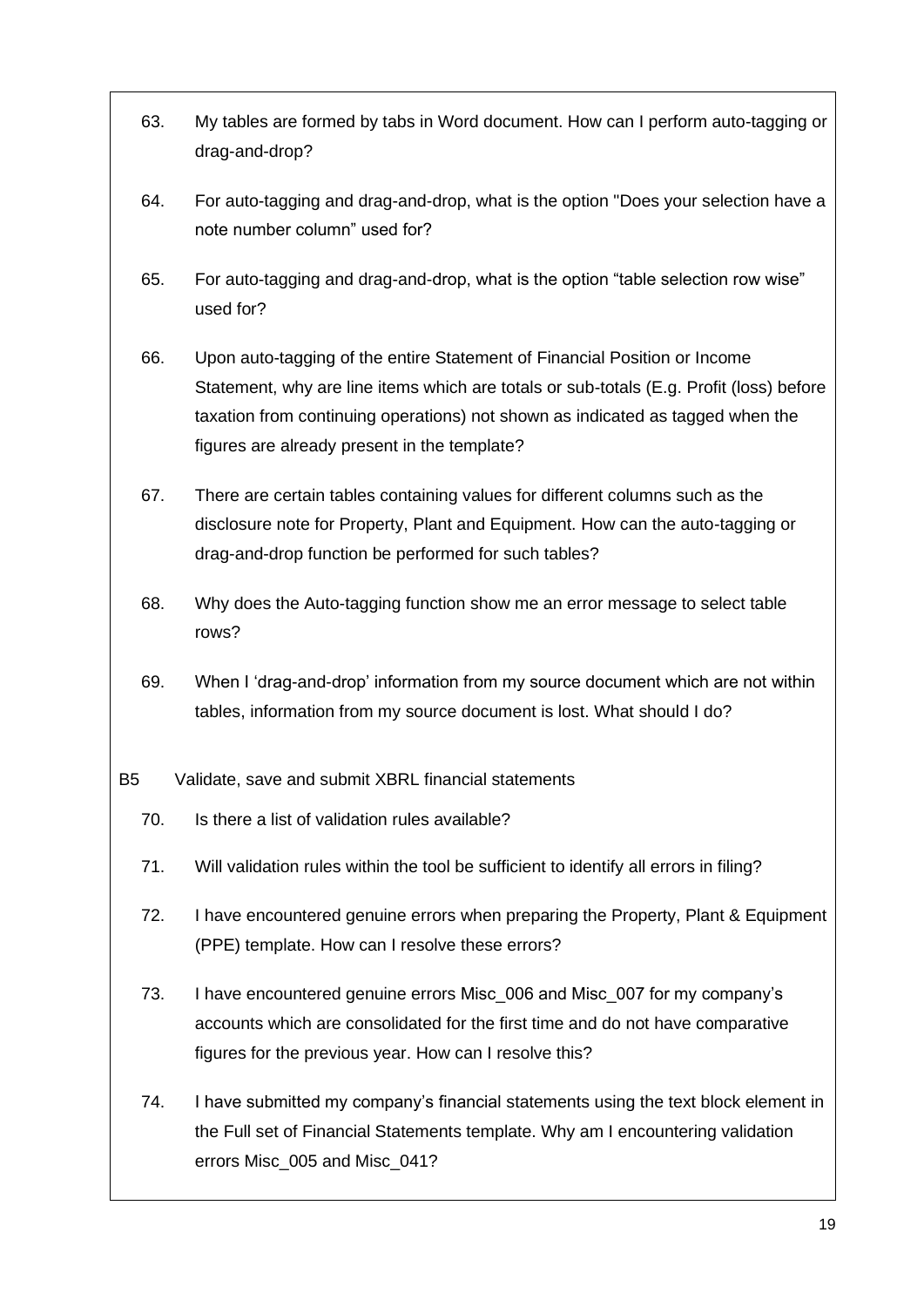63. My tables are formed by tabs in Word document. How can I perform auto-tagging or drag-and-drop?

64. For auto-tagging and drag-and-drop, what is the option "Does your selection have a note number column" used for?

65. For auto-tagging and drag-and-drop, what is the option "table selection row wise" used for?

66. Upon auto-tagging of the entire Statement of Financial Position or Income Statement, why are line items which are totals or sub-totals (E.g. Profit (loss) before taxation from continuing operations) not shown as indicated as tagged when the figures are already present in the template?

67. There are certain tables containing values for different columns such as the disclosure note for Property, Plant and Equipment. How can the auto-tagging or drag-and-drop function be performed for such tables?

68. Why does the Auto-tagging function show me an error message to select table rows?

69. When I 'drag-and-drop' information from my source document which are not within tables, information from my source document is lost. What should I do?

B5 Validate, save and submit XBRL financial statements

70. Is there a list of validation rules available?

71. Will validation rules within the tool be sufficient to identify all errors in filing?

72. I have encountered genuine errors when preparing the Property, Plant & Equipment (PPE) template. How can I resolve these errors?

73. I have encountered genuine errors Misc_006 and Misc_007 for my company's accounts which are consolidated for the first time and do not have comparative figures for the previous year. How can I resolve this?

74. I have submitted my company's financial statements using the text block element in the Full set of Financial Statements template. Why am I encountering validation errors Misc_005 and Misc_041?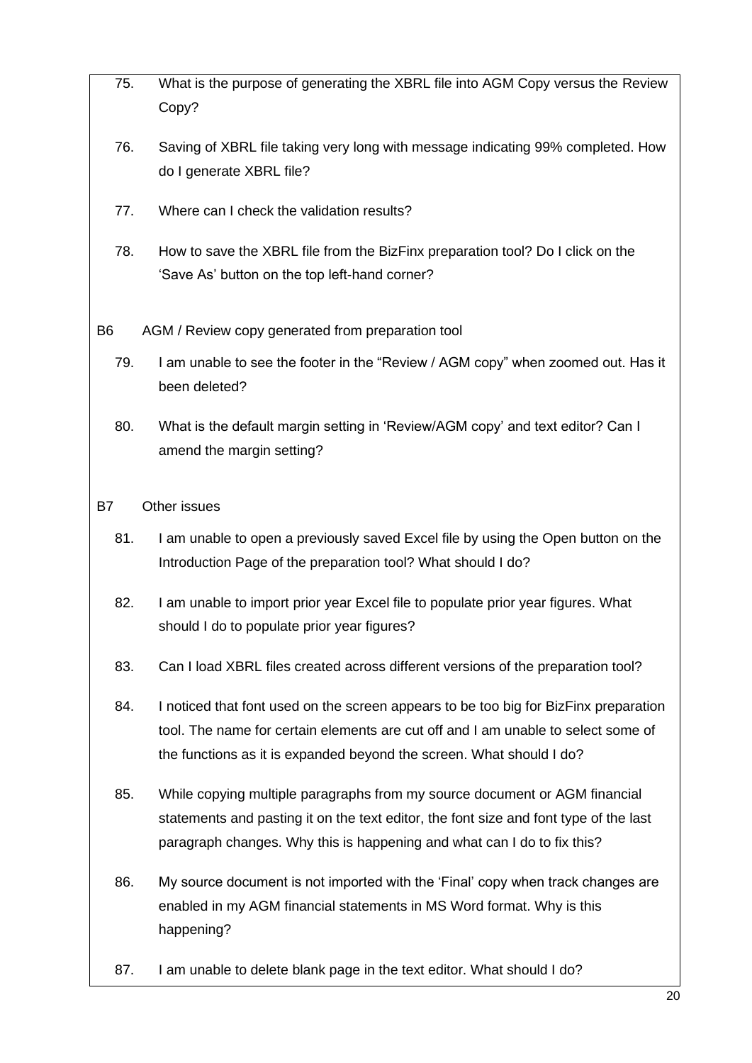75. What is the purpose of generating the XBRL file into AGM Copy versus the Review Copy?

76. Saving of XBRL file taking very long with message indicating 99% completed. How do I generate XBRL file?

77. Where can I check the validation results?

78. How to save the XBRL file from the BizFinx preparation tool? Do I click on the 'Save As' button on the top left-hand corner?

B6 AGM / Review copy generated from preparation tool

79. I am unable to see the footer in the "Review / AGM copy" when zoomed out. Has it been deleted?

80. What is the default margin setting in 'Review/AGM copy' and text editor? Can I amend the margin setting?

B7 Other issues

81. I am unable to open a previously saved Excel file by using the Open button on the Introduction Page of the preparation tool? What should I do?

82. I am unable to import prior year Excel file to populate prior year figures. What should I do to populate prior year figures?

83. Can I load XBRL files created across different versions of the preparation tool?

84. I noticed that font used on the screen appears to be too big for BizFinx preparation tool. The name for certain elements are cut off and I am unable to select some of the functions as it is expanded beyond the screen. What should I do?

85. While copying multiple paragraphs from my source document or AGM financial statements and pasting it on the text editor, the font size and font type of the last paragraph changes. Why this is happening and what can I do to fix this?

86. My source document is not imported with the 'Final' copy when track changes are enabled in my AGM financial statements in MS Word format. Why is this happening?

87. I am unable to delete blank page in the text editor. What should I do?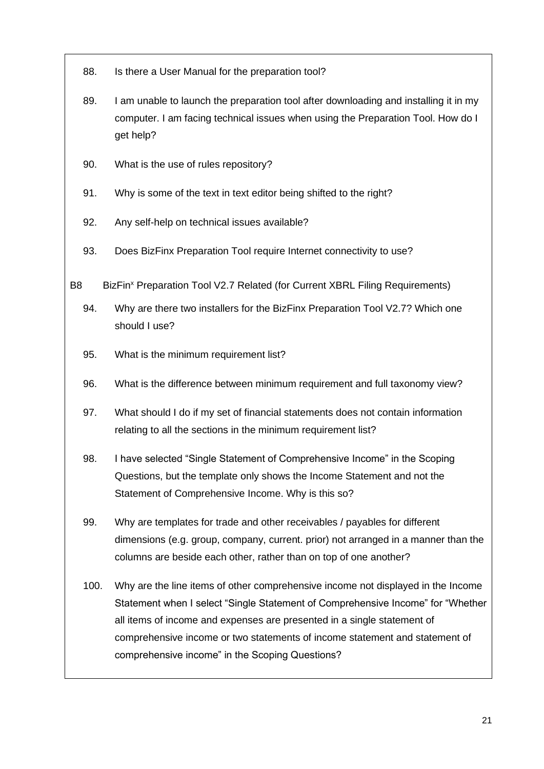88. Is there a User Manual for the preparation tool?

89. I am unable to launch the preparation tool after downloading and installing it in my computer. I am facing technical issues when using the Preparation Tool. How do I get help?

90. What is the use of rules repository?

91. Why is some of the text in text editor being shifted to the right?

92. Any self-help on technical issues available?

93. Does BizFinx Preparation Tool require Internet connectivity to use?

B8 BizFin[x] Preparation Tool V2.7 Related (for Current XBRL Filing Requirements)

94. Why are there two installers for the BizFinx Preparation Tool V2.7? Which one should I use?

95. What is the minimum requirement list?

96. What is the difference between minimum requirement and full taxonomy view?

97. What should I do if my set of financial statements does not contain information relating to all the sections in the minimum requirement list?

98. I have selected "Single Statement of Comprehensive Income" in the Scoping Questions, but the template only shows the Income Statement and not the Statement of Comprehensive Income. Why is this so?

99. Why are templates for trade and other receivables / payables for different dimensions (e.g. group, company, current. prior) not arranged in a manner than the columns are beside each other, rather than on top of one another?

100. Why are the line items of other comprehensive income not displayed in the Income Statement when I select "Single Statement of Comprehensive Income" for "Whether all items of income and expenses are presented in a single statement of comprehensive income or two statements of income statement and statement of comprehensive income" in the Scoping Questions?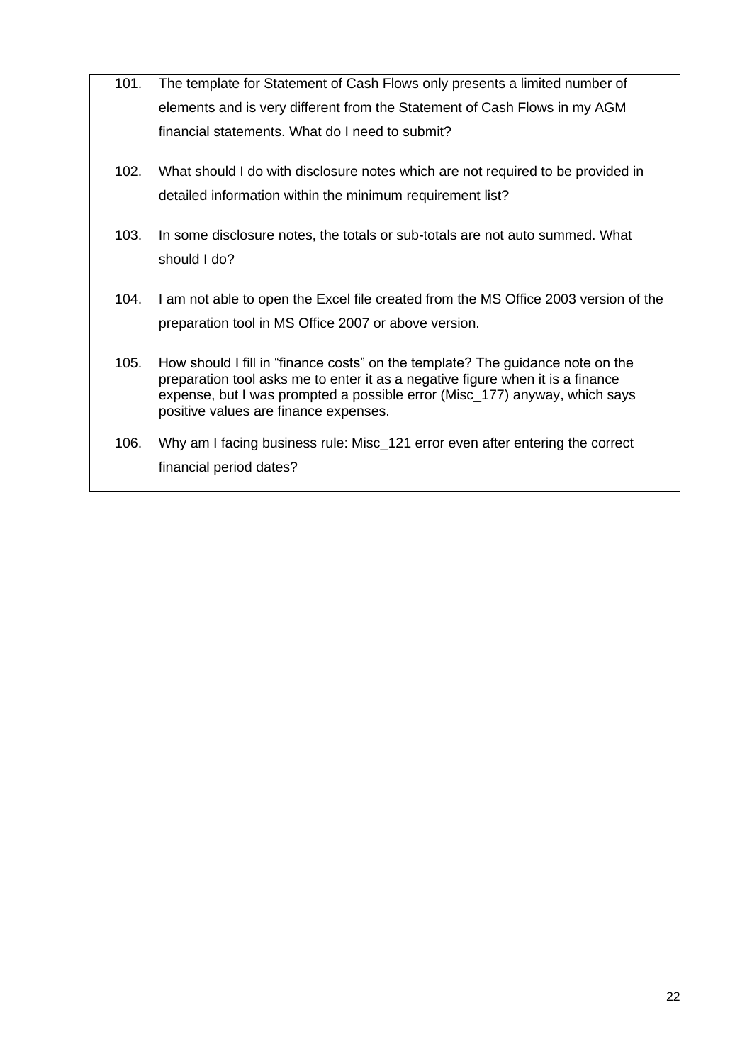101. The template for Statement of Cash Flows only presents a limited number of elements and is very different from the Statement of Cash Flows in my AGM financial statements. What do I need to submit?

102. What should I do with disclosure notes which are not required to be provided in detailed information within the minimum requirement list?

103. In some disclosure notes, the totals or sub-totals are not auto summed. What should I do?

104. I am not able to open the Excel file created from the MS Office 2003 version of the preparation tool in MS Office 2007 or above version.

105. How should I fill in "finance costs" on the template? The guidance note on the preparation tool asks me to enter it as a negative figure when it is a finance expense, but I was prompted a possible error (Misc_177) anyway, which says positive values are finance expenses.

106. Why am I facing business rule: Misc_121 error even after entering the correct financial period dates?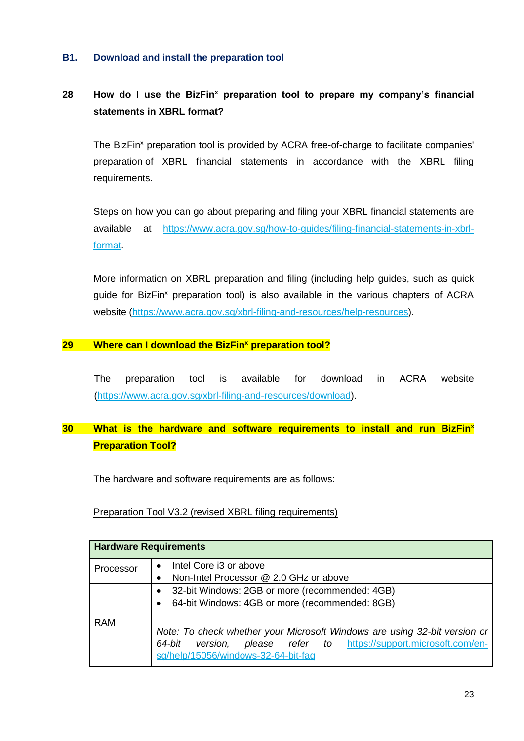## B1. Download and install the preparation tool

**28 How do I use the BizFin[x] preparation tool to prepare my company's financial statements in XBRL format?**

The BizFin[x] preparation tool is provided by ACRA free-of-charge to facilitate companies' preparation of XBRL financial statements in accordance with the XBRL filing requirements.

Steps on how you can go about preparing and filing your XBRL financial statements are available at https://www.acra.gov.sg/how-to-guides/filing-financial-statements-in-xbrl-format.

More information on XBRL preparation and filing (including help guides, such as quick guide for BizFin[x] preparation tool) is also available in the various chapters of ACRA website (https://www.acra.gov.sg/xbrl-filing-and-resources/help-resources).

**29 Where can I download the BizFin[x] preparation tool?**

The preparation tool is available for download in ACRA website (https://www.acra.gov.sg/xbrl-filing-and-resources/download).

**30 What is the hardware and software requirements to install and run BizFin[x] Preparation Tool?**

The hardware and software requirements are as follows:

Preparation Tool V3.2 (revised XBRL filing requirements)

| Hardware Requirements | |
|---|---|
| Processor | • Intel Core i3 or above<br>• Non-Intel Processor @ 2.0 GHz or above |
| RAM | • 32-bit Windows: 2GB or more (recommended: 4GB)<br>• 64-bit Windows: 4GB or more (recommended: 8GB)<br><br>*Note: To check whether your Microsoft Windows are using 32-bit version or 64-bit version, please refer to* https://support.microsoft.com/en-sg/help/15056/windows-32-64-bit-faq |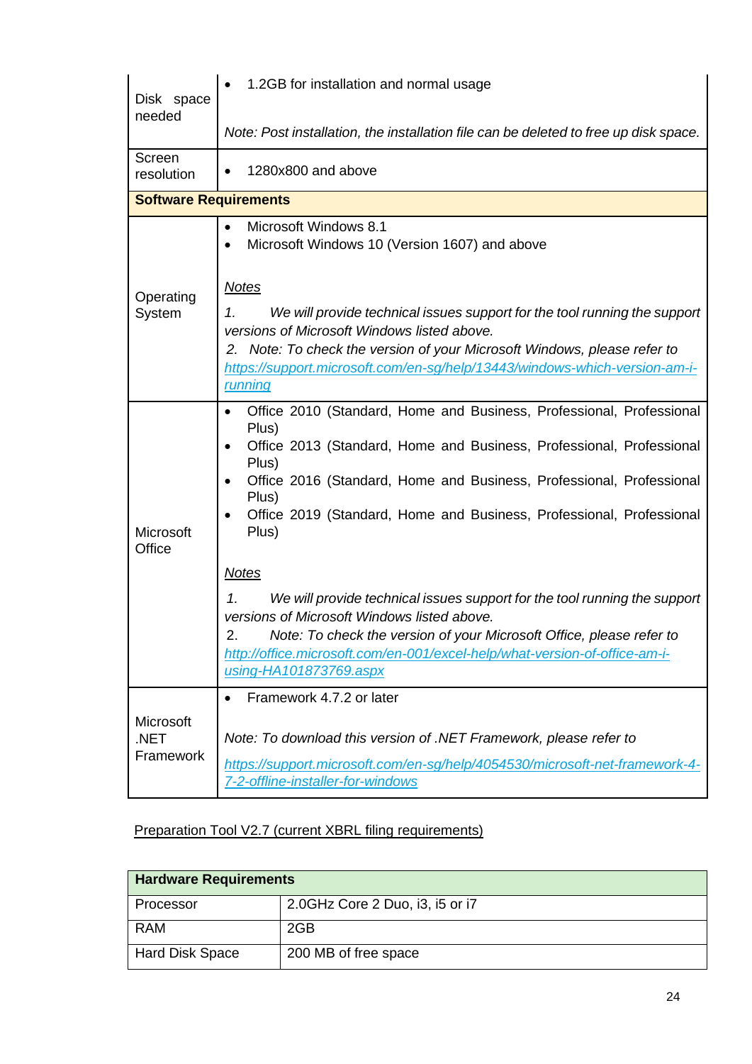| Disk space needed | • 1.2GB for installation and normal usage<br><br>*Note: Post installation, the installation file can be deleted to free up disk space.* |
|---|---|
| Screen resolution | • 1280x800 and above |
| **Software Requirements** | |
| Operating System | • Microsoft Windows 8.1<br>• Microsoft Windows 10 (Version 1607) and above<br><br>*Notes*<br><br>*1. We will provide technical issues support for the tool running the support versions of Microsoft Windows listed above.*<br>*2. Note: To check the version of your Microsoft Windows, please refer to* *https://support.microsoft.com/en-sg/help/13443/windows-which-version-am-i-running* |
| Microsoft Office | • Office 2010 (Standard, Home and Business, Professional, Professional Plus)<br>• Office 2013 (Standard, Home and Business, Professional, Professional Plus)<br>• Office 2016 (Standard, Home and Business, Professional, Professional Plus)<br>• Office 2019 (Standard, Home and Business, Professional, Professional Plus)<br><br>*Notes*<br><br>*1. We will provide technical issues support for the tool running the support versions of Microsoft Windows listed above.*<br>2. *Note: To check the version of your Microsoft Office, please refer to* *http://office.microsoft.com/en-001/excel-help/what-version-of-office-am-i-using-HA101873769.aspx* |
| Microsoft .NET Framework | • Framework 4.7.2 or later<br><br>*Note: To download this version of .NET Framework, please refer to*<br><br>*https://support.microsoft.com/en-sg/help/4054530/microsoft-net-framework-4-7-2-offline-installer-for-windows* |

Preparation Tool V2.7 (current XBRL filing requirements)

| **Hardware Requirements** | |
|---|---|
| Processor | 2.0GHz Core 2 Duo, i3, i5 or i7 |
| RAM | 2GB |
| Hard Disk Space | 200 MB of free space |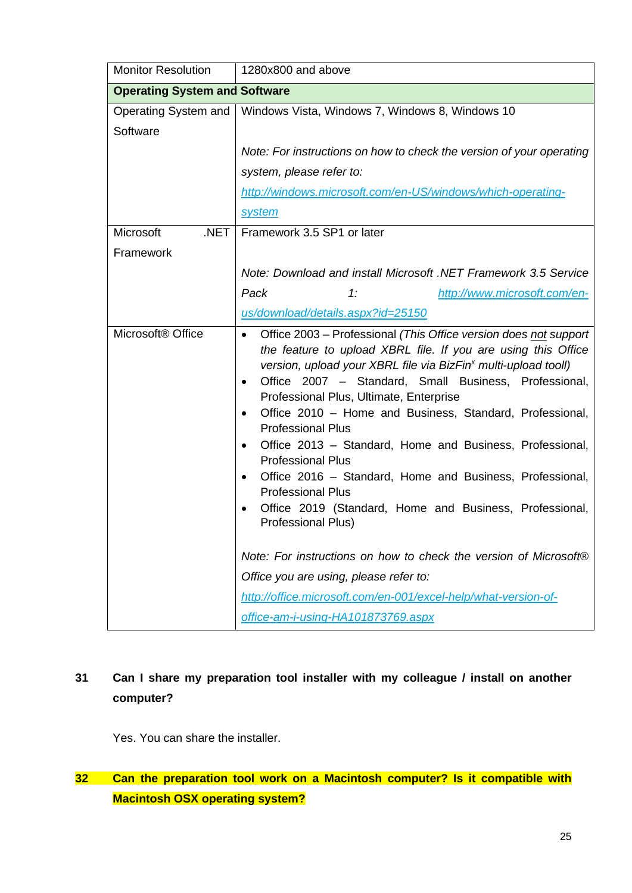| Monitor Resolution | 1280x800 and above |
|---|---|
| **Operating System and Software** | |
| Operating System and Software | Windows Vista, Windows 7, Windows 8, Windows 10<br><br>*Note: For instructions on how to check the version of your operating system, please refer to: [http://windows.microsoft.com/en-US/windows/which-operating-system](http://windows.microsoft.com/en-US/windows/which-operating-system)* |
| Microsoft .NET Framework | Framework 3.5 SP1 or later<br><br>*Note: Download and install Microsoft .NET Framework 3.5 Service Pack 1: [http://www.microsoft.com/en-us/download/details.aspx?id=25150](http://www.microsoft.com/en-us/download/details.aspx?id=25150)* |
| Microsoft® Office | • Office 2003 – Professional *(This Office version does not support the feature to upload XBRL file. If you are using this Office version, upload your XBRL file via BizFin[x] multi-upload tooll)*<br>• Office 2007 – Standard, Small Business, Professional, Professional Plus, Ultimate, Enterprise<br>• Office 2010 – Home and Business, Standard, Professional, Professional Plus<br>• Office 2013 – Standard, Home and Business, Professional, Professional Plus<br>• Office 2016 – Standard, Home and Business, Professional, Professional Plus<br>• Office 2019 (Standard, Home and Business, Professional, Professional Plus)<br><br>*Note: For instructions on how to check the version of Microsoft® Office you are using, please refer to: [http://office.microsoft.com/en-001/excel-help/what-version-of-office-am-i-using-HA101873769.aspx](http://office.microsoft.com/en-001/excel-help/what-version-of-office-am-i-using-HA101873769.aspx)* |

**31 Can I share my preparation tool installer with my colleague / install on another computer?**

Yes. You can share the installer.

**32 Can the preparation tool work on a Macintosh computer? Is it compatible with Macintosh OSX operating system?**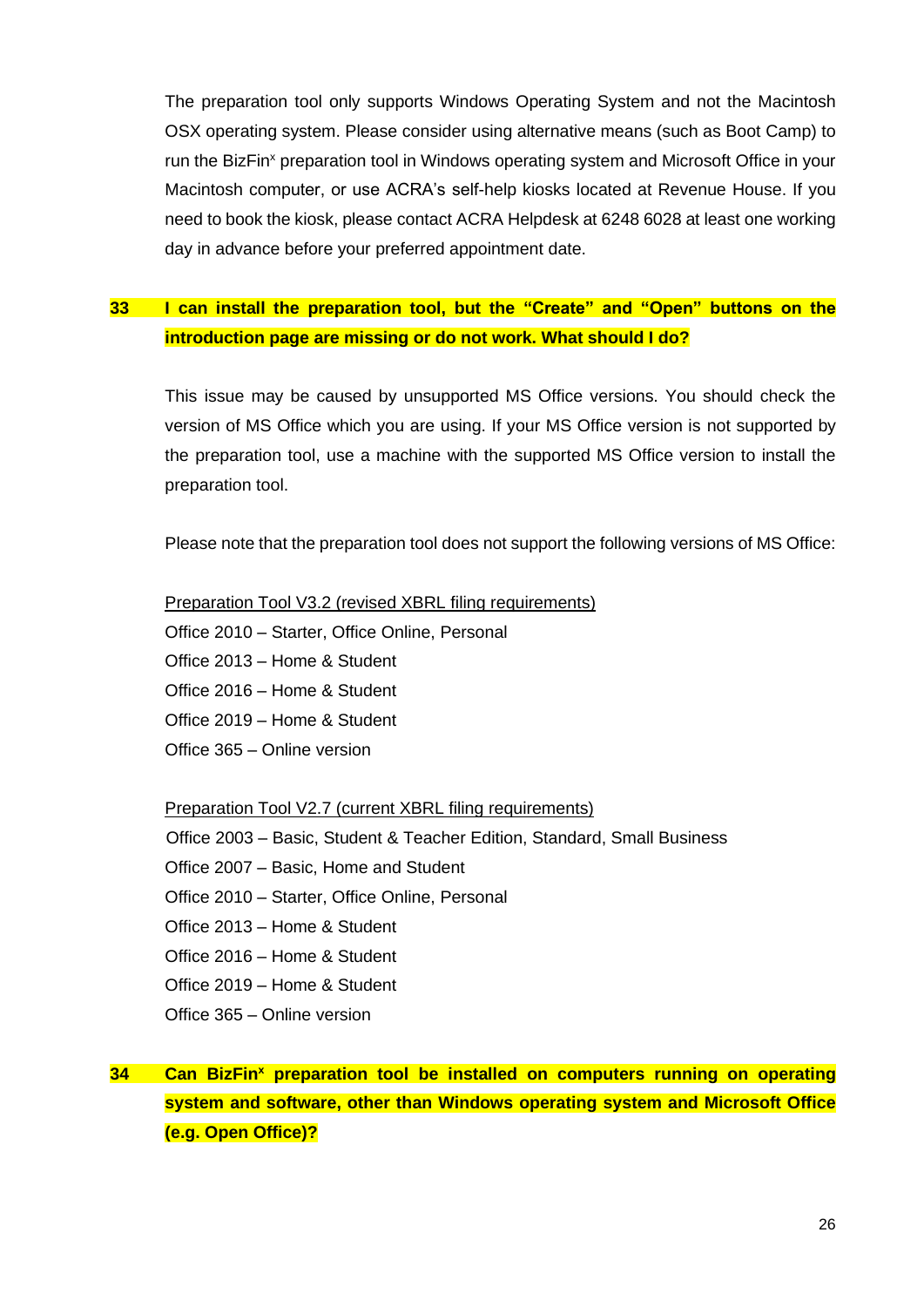The preparation tool only supports Windows Operating System and not the Macintosh OSX operating system. Please consider using alternative means (such as Boot Camp) to run the BizFin[x] preparation tool in Windows operating system and Microsoft Office in your Macintosh computer, or use ACRA's self-help kiosks located at Revenue House. If you need to book the kiosk, please contact ACRA Helpdesk at 6248 6028 at least one working day in advance before your preferred appointment date.

**33 I can install the preparation tool, but the "Create" and "Open" buttons on the introduction page are missing or do not work. What should I do?**

This issue may be caused by unsupported MS Office versions. You should check the version of MS Office which you are using. If your MS Office version is not supported by the preparation tool, use a machine with the supported MS Office version to install the preparation tool.

Please note that the preparation tool does not support the following versions of MS Office:

<u>Preparation Tool V3.2 (revised XBRL filing requirements)</u>

Office 2010 – Starter, Office Online, Personal

Office 2013 – Home & Student

Office 2016 – Home & Student

Office 2019 – Home & Student

Office 365 – Online version

<u>Preparation Tool V2.7 (current XBRL filing requirements)</u>

Office 2003 – Basic, Student & Teacher Edition, Standard, Small Business

Office 2007 – Basic, Home and Student

Office 2010 – Starter, Office Online, Personal

Office 2013 – Home & Student

Office 2016 – Home & Student

Office 2019 – Home & Student

Office 365 – Online version

**34 Can BizFin[x] preparation tool be installed on computers running on operating system and software, other than Windows operating system and Microsoft Office (e.g. Open Office)?**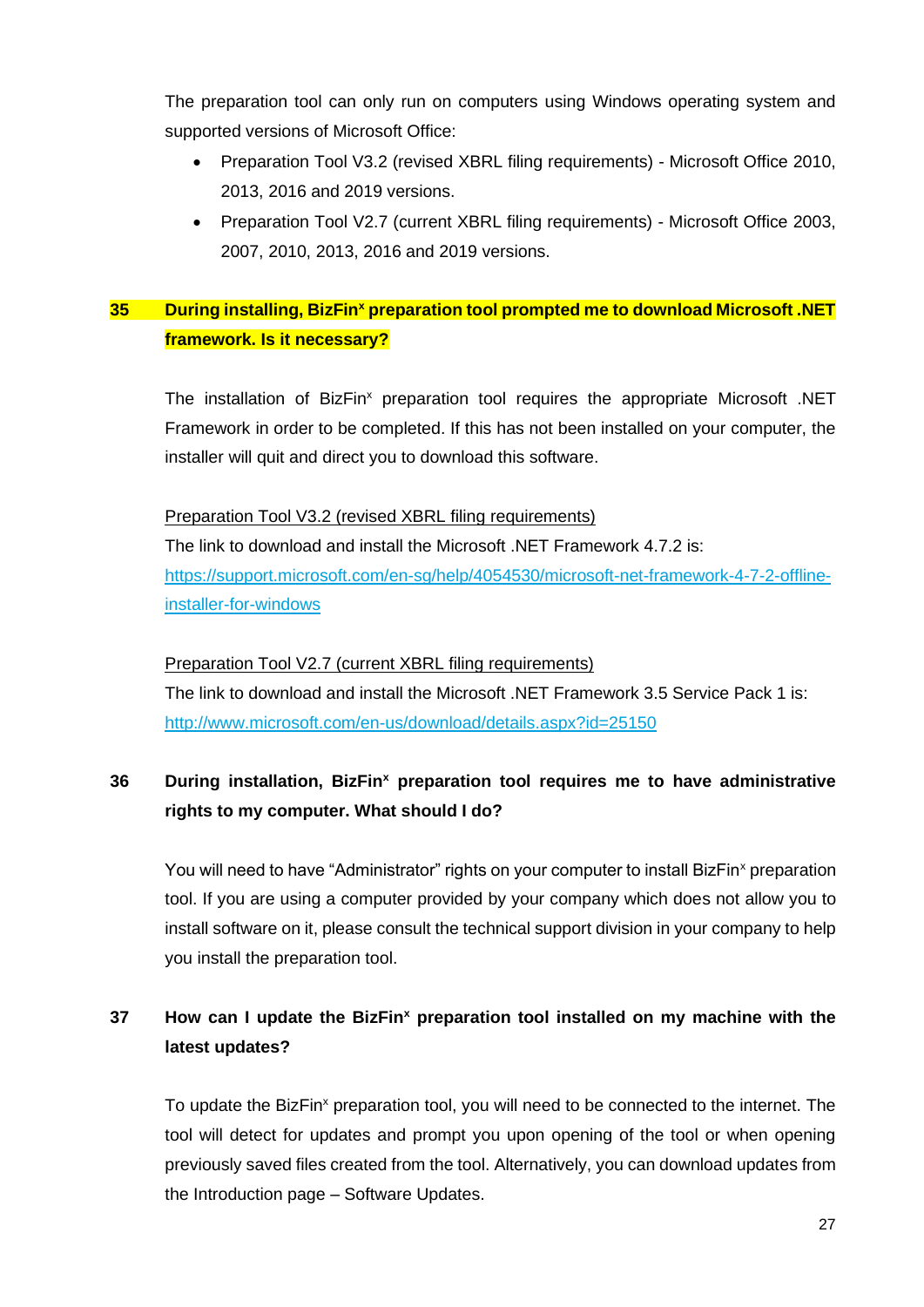The preparation tool can only run on computers using Windows operating system and supported versions of Microsoft Office:

- Preparation Tool V3.2 (revised XBRL filing requirements) - Microsoft Office 2010, 2013, 2016 and 2019 versions.
- Preparation Tool V2.7 (current XBRL filing requirements) - Microsoft Office 2003, 2007, 2010, 2013, 2016 and 2019 versions.

### 35 During installing, BizFin$^x$ preparation tool prompted me to download Microsoft .NET framework. Is it necessary?

The installation of BizFin$^x$ preparation tool requires the appropriate Microsoft .NET Framework in order to be completed. If this has not been installed on your computer, the installer will quit and direct you to download this software.

Preparation Tool V3.2 (revised XBRL filing requirements)

The link to download and install the Microsoft .NET Framework 4.7.2 is: https://support.microsoft.com/en-sg/help/4054530/microsoft-net-framework-4-7-2-offline-installer-for-windows

Preparation Tool V2.7 (current XBRL filing requirements)

The link to download and install the Microsoft .NET Framework 3.5 Service Pack 1 is: http://www.microsoft.com/en-us/download/details.aspx?id=25150

### 36 During installation, BizFin$^x$ preparation tool requires me to have administrative rights to my computer. What should I do?

You will need to have "Administrator" rights on your computer to install BizFin$^x$ preparation tool. If you are using a computer provided by your company which does not allow you to install software on it, please consult the technical support division in your company to help you install the preparation tool.

### 37 How can I update the BizFin$^x$ preparation tool installed on my machine with the latest updates?

To update the BizFin$^x$ preparation tool, you will need to be connected to the internet. The tool will detect for updates and prompt you upon opening of the tool or when opening previously saved files created from the tool. Alternatively, you can download updates from the Introduction page – Software Updates.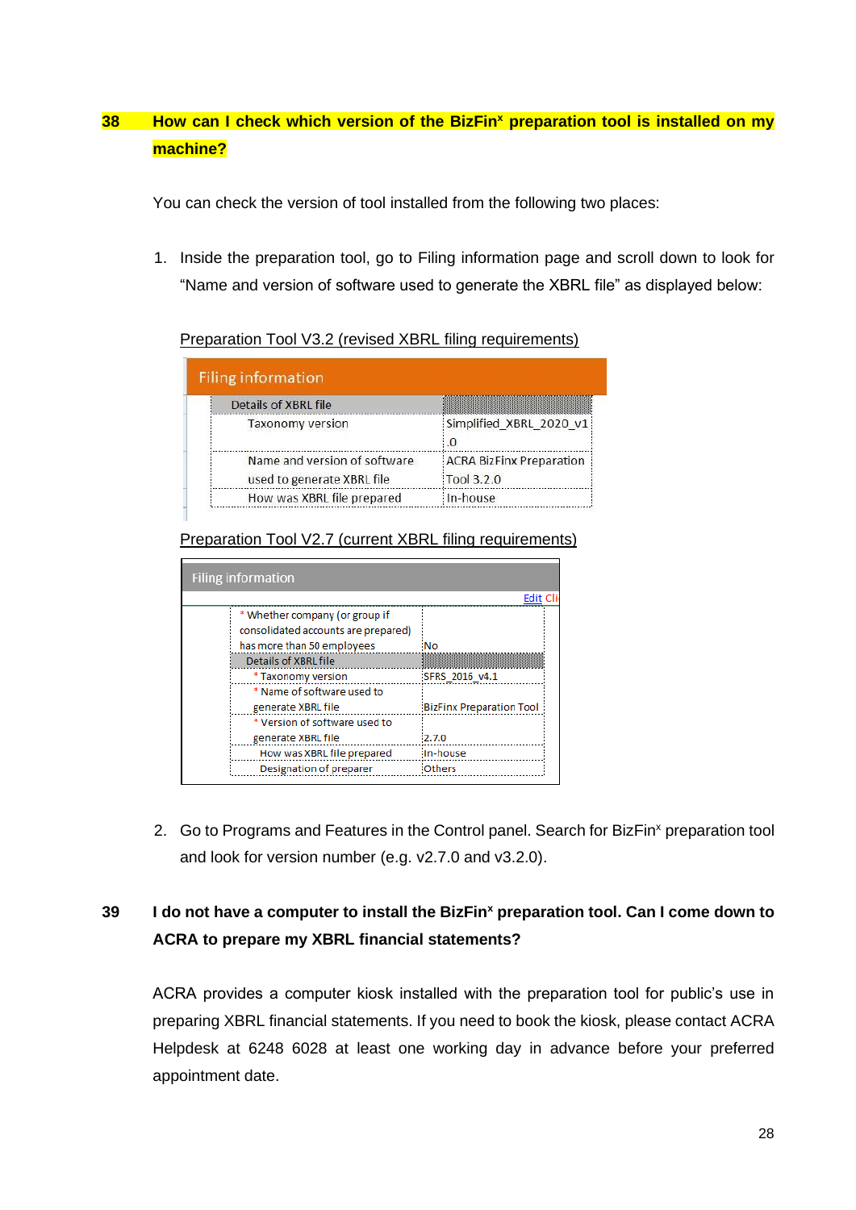**38 How can I check which version of the BizFin$^x$ preparation tool is installed on my machine?**

You can check the version of tool installed from the following two places:

1. Inside the preparation tool, go to Filing information page and scroll down to look for "Name and version of software used to generate the XBRL file" as displayed below:

   Preparation Tool V3.2 (revised XBRL filing requirements)

   | Filing information | |
   |---|---|
   | Details of XBRL file | |
   | Taxonomy version | Simplified_XBRL_2020_v1.0 |
   | Name and version of software used to generate XBRL file | ACRA BizFinx Preparation Tool 3.2.0 |
   | How was XBRL file prepared | In-house |

   Preparation Tool V2.7 (current XBRL filing requirements)

   | Filing information | Edit Cli |
   |---|---|
   | * Whether company (or group if consolidated accounts are prepared) has more than 50 employees | No |
   | Details of XBRL file | |
   | * Taxonomy version | SFRS_2016_v4.1 |
   | * Name of software used to generate XBRL file | BizFinx Preparation Tool |
   | * Version of software used to generate XBRL file | 2.7.0 |
   | How was XBRL file prepared | In-house |
   | Designation of preparer | Others |

2. Go to Programs and Features in the Control panel. Search for BizFin$^x$ preparation tool and look for version number (e.g. v2.7.0 and v3.2.0).

**39 I do not have a computer to install the BizFin$^x$ preparation tool. Can I come down to ACRA to prepare my XBRL financial statements?**

ACRA provides a computer kiosk installed with the preparation tool for public's use in preparing XBRL financial statements. If you need to book the kiosk, please contact ACRA Helpdesk at 6248 6028 at least one working day in advance before your preferred appointment date.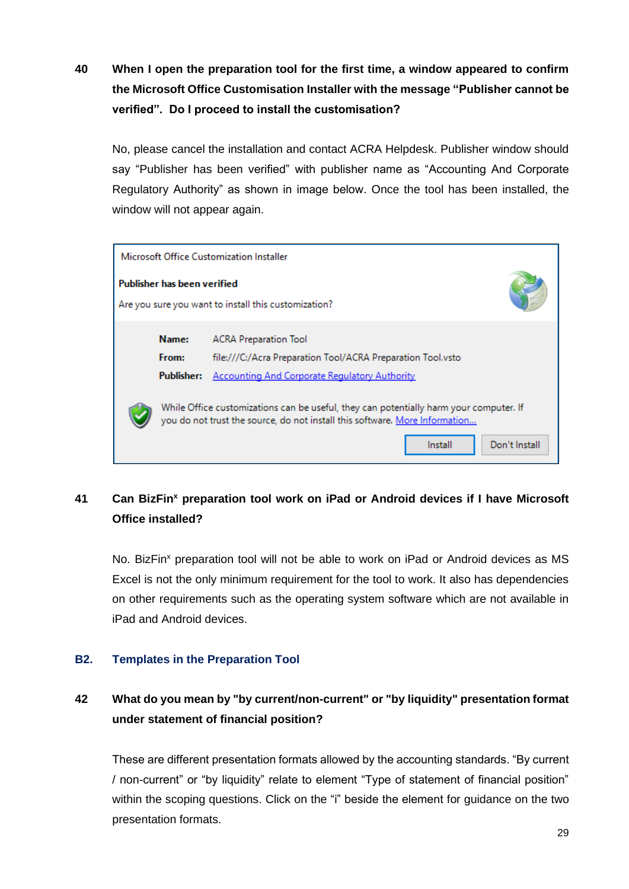**40 When I open the preparation tool for the first time, a window appeared to confirm the Microsoft Office Customisation Installer with the message "Publisher cannot be verified". Do I proceed to install the customisation?**

No, please cancel the installation and contact ACRA Helpdesk. Publisher window should say "Publisher has been verified" with publisher name as "Accounting And Corporate Regulatory Authority" as shown in image below. Once the tool has been installed, the window will not appear again.

> Microsoft Office Customization Installer
>
> **Publisher has been verified**
>
> Are you sure you want to install this customization?
>
> **Name:** ACRA Preparation Tool
>
> **From:** file:///C:/Acra Preparation Tool/ACRA Preparation Tool.vsto
>
> **Publisher:** Accounting And Corporate Regulatory Authority
>
> While Office customizations can be useful, they can potentially harm your computer. If you do not trust the source, do not install this software. More Information...
>
> Install | Don't Install

**41 Can BizFin$^{x}$ preparation tool work on iPad or Android devices if I have Microsoft Office installed?**

No. BizFin$^{x}$ preparation tool will not be able to work on iPad or Android devices as MS Excel is not the only minimum requirement for the tool to work. It also has dependencies on other requirements such as the operating system software which are not available in iPad and Android devices.

## B2. Templates in the Preparation Tool

**42 What do you mean by "by current/non-current" or "by liquidity" presentation format under statement of financial position?**

These are different presentation formats allowed by the accounting standards. "By current / non-current" or "by liquidity" relate to element "Type of statement of financial position" within the scoping questions. Click on the "i" beside the element for guidance on the two presentation formats.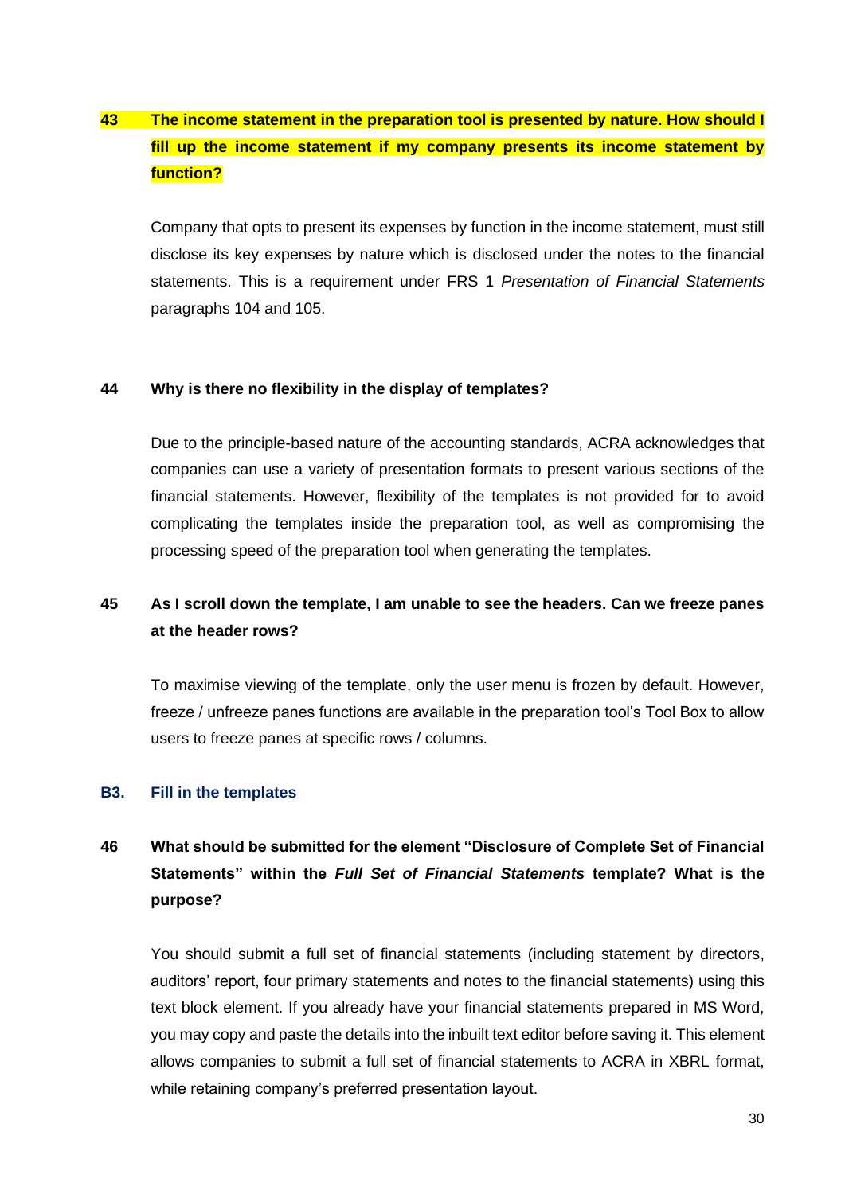**43 The income statement in the preparation tool is presented by nature. How should I fill up the income statement if my company presents its income statement by function?**

Company that opts to present its expenses by function in the income statement, must still disclose its key expenses by nature which is disclosed under the notes to the financial statements. This is a requirement under FRS 1 *Presentation of Financial Statements* paragraphs 104 and 105.

**44 Why is there no flexibility in the display of templates?**

Due to the principle-based nature of the accounting standards, ACRA acknowledges that companies can use a variety of presentation formats to present various sections of the financial statements. However, flexibility of the templates is not provided for to avoid complicating the templates inside the preparation tool, as well as compromising the processing speed of the preparation tool when generating the templates.

**45 As I scroll down the template, I am unable to see the headers. Can we freeze panes at the header rows?**

To maximise viewing of the template, only the user menu is frozen by default. However, freeze / unfreeze panes functions are available in the preparation tool's Tool Box to allow users to freeze panes at specific rows / columns.

## B3. Fill in the templates

**46 What should be submitted for the element "Disclosure of Complete Set of Financial Statements" within the *Full Set of Financial Statements* template? What is the purpose?**

You should submit a full set of financial statements (including statement by directors, auditors' report, four primary statements and notes to the financial statements) using this text block element. If you already have your financial statements prepared in MS Word, you may copy and paste the details into the inbuilt text editor before saving it. This element allows companies to submit a full set of financial statements to ACRA in XBRL format, while retaining company's preferred presentation layout.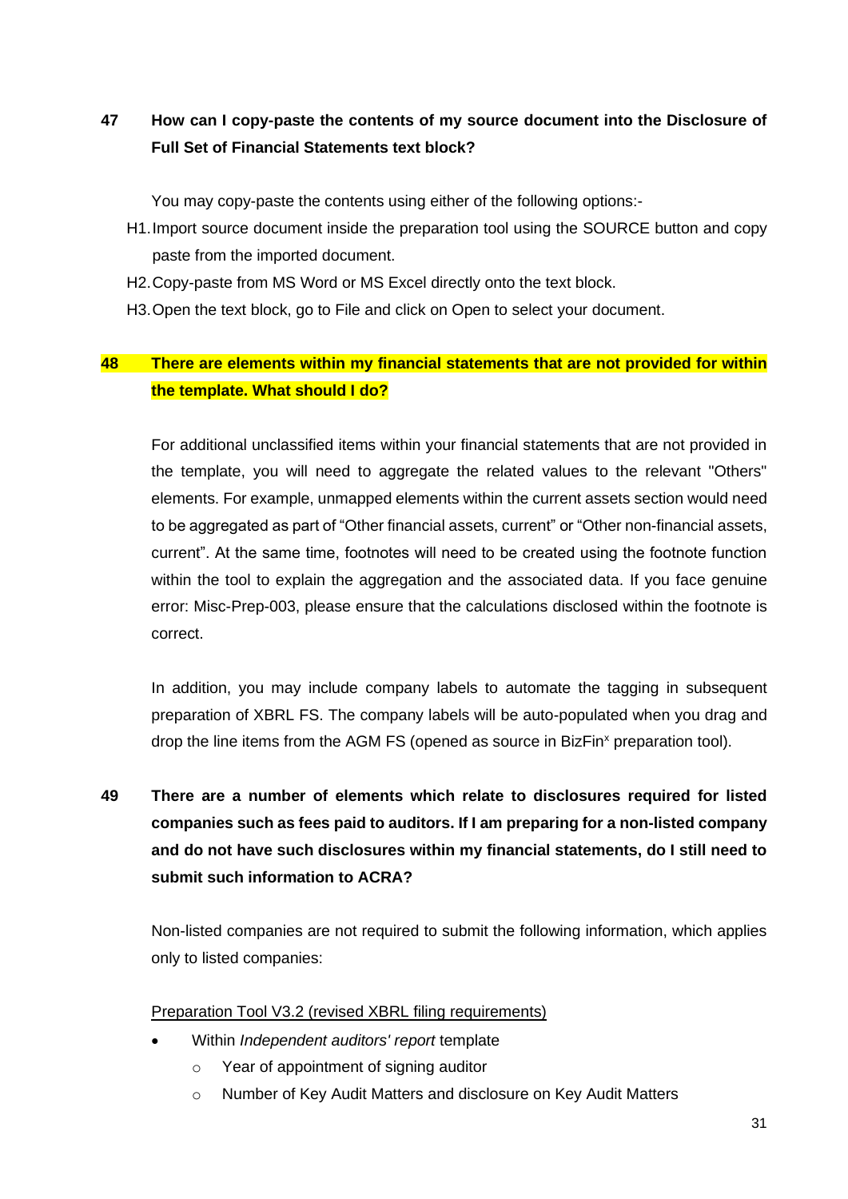**47 How can I copy-paste the contents of my source document into the Disclosure of Full Set of Financial Statements text block?**

You may copy-paste the contents using either of the following options:-

H1. Import source document inside the preparation tool using the SOURCE button and copy paste from the imported document.

H2. Copy-paste from MS Word or MS Excel directly onto the text block.

H3. Open the text block, go to File and click on Open to select your document.

**48 There are elements within my financial statements that are not provided for within the template. What should I do?**

For additional unclassified items within your financial statements that are not provided in the template, you will need to aggregate the related values to the relevant "Others" elements. For example, unmapped elements within the current assets section would need to be aggregated as part of "Other financial assets, current" or "Other non-financial assets, current". At the same time, footnotes will need to be created using the footnote function within the tool to explain the aggregation and the associated data. If you face genuine error: Misc-Prep-003, please ensure that the calculations disclosed within the footnote is correct.

In addition, you may include company labels to automate the tagging in subsequent preparation of XBRL FS. The company labels will be auto-populated when you drag and drop the line items from the AGM FS (opened as source in BizFin$^x$ preparation tool).

**49 There are a number of elements which relate to disclosures required for listed companies such as fees paid to auditors. If I am preparing for a non-listed company and do not have such disclosures within my financial statements, do I still need to submit such information to ACRA?**

Non-listed companies are not required to submit the following information, which applies only to listed companies:

Preparation Tool V3.2 (revised XBRL filing requirements)

- Within *Independent auditors' report* template
  - Year of appointment of signing auditor
  - Number of Key Audit Matters and disclosure on Key Audit Matters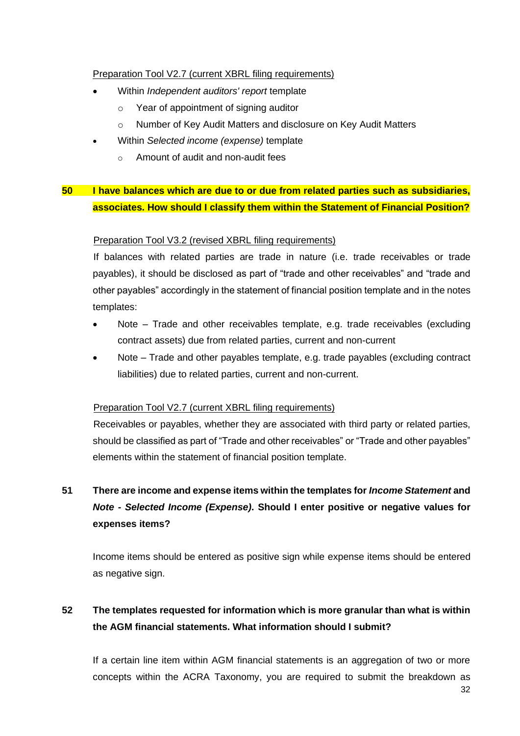Preparation Tool V2.7 (current XBRL filing requirements)

- Within *Independent auditors' report* template
  - Year of appointment of signing auditor
  - Number of Key Audit Matters and disclosure on Key Audit Matters
- Within *Selected income (expense)* template
  - Amount of audit and non-audit fees

**50 I have balances which are due to or due from related parties such as subsidiaries, associates. How should I classify them within the Statement of Financial Position?**

Preparation Tool V3.2 (revised XBRL filing requirements)

If balances with related parties are trade in nature (i.e. trade receivables or trade payables), it should be disclosed as part of “trade and other receivables” and “trade and other payables” accordingly in the statement of financial position template and in the notes templates:

- Note – Trade and other receivables template, e.g. trade receivables (excluding contract assets) due from related parties, current and non-current
- Note – Trade and other payables template, e.g. trade payables (excluding contract liabilities) due to related parties, current and non-current.

Preparation Tool V2.7 (current XBRL filing requirements)

Receivables or payables, whether they are associated with third party or related parties, should be classified as part of “Trade and other receivables” or “Trade and other payables” elements within the statement of financial position template.

**51 There are income and expense items within the templates for *Income Statement* and *Note - Selected Income (Expense)*. Should I enter positive or negative values for expenses items?**

Income items should be entered as positive sign while expense items should be entered as negative sign.

**52 The templates requested for information which is more granular than what is within the AGM financial statements. What information should I submit?**

If a certain line item within AGM financial statements is an aggregation of two or more concepts within the ACRA Taxonomy, you are required to submit the breakdown as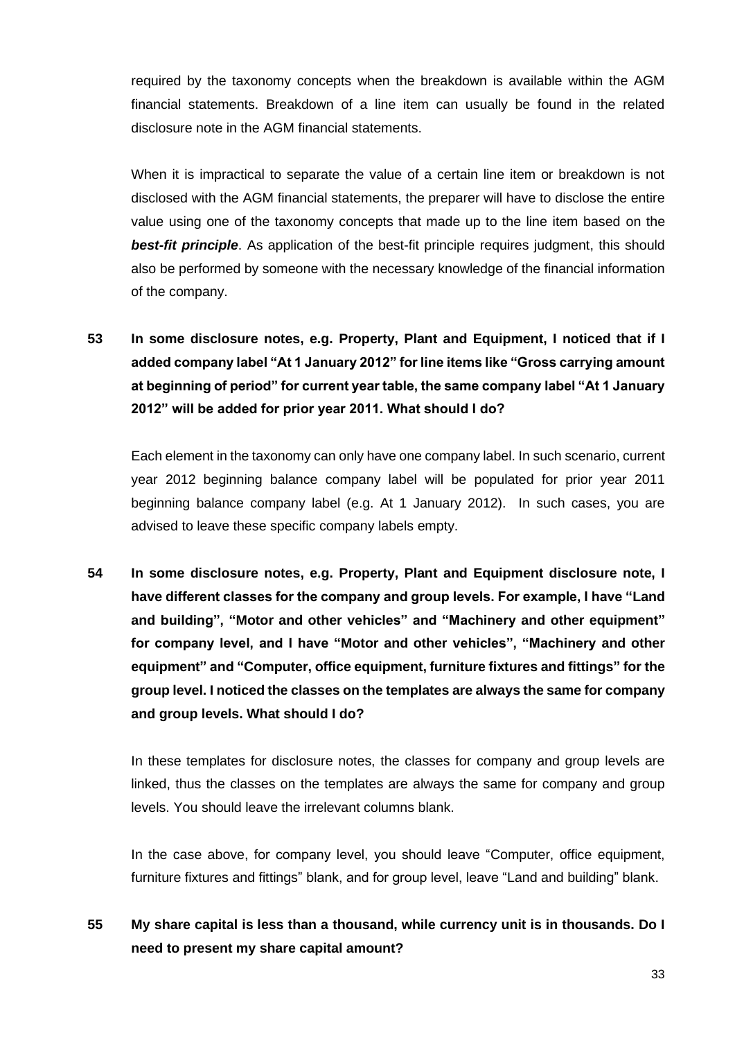required by the taxonomy concepts when the breakdown is available within the AGM financial statements. Breakdown of a line item can usually be found in the related disclosure note in the AGM financial statements.

When it is impractical to separate the value of a certain line item or breakdown is not disclosed with the AGM financial statements, the preparer will have to disclose the entire value using one of the taxonomy concepts that made up to the line item based on the ***best-fit principle***. As application of the best-fit principle requires judgment, this should also be performed by someone with the necessary knowledge of the financial information of the company.

**53 In some disclosure notes, e.g. Property, Plant and Equipment, I noticed that if I added company label "At 1 January 2012" for line items like "Gross carrying amount at beginning of period" for current year table, the same company label "At 1 January 2012" will be added for prior year 2011. What should I do?**

Each element in the taxonomy can only have one company label. In such scenario, current year 2012 beginning balance company label will be populated for prior year 2011 beginning balance company label (e.g. At 1 January 2012). In such cases, you are advised to leave these specific company labels empty.

**54 In some disclosure notes, e.g. Property, Plant and Equipment disclosure note, I have different classes for the company and group levels. For example, I have "Land and building", "Motor and other vehicles" and "Machinery and other equipment" for company level, and I have "Motor and other vehicles", "Machinery and other equipment" and "Computer, office equipment, furniture fixtures and fittings" for the group level. I noticed the classes on the templates are always the same for company and group levels. What should I do?**

In these templates for disclosure notes, the classes for company and group levels are linked, thus the classes on the templates are always the same for company and group levels. You should leave the irrelevant columns blank.

In the case above, for company level, you should leave "Computer, office equipment, furniture fixtures and fittings" blank, and for group level, leave "Land and building" blank.

**55 My share capital is less than a thousand, while currency unit is in thousands. Do I need to present my share capital amount?**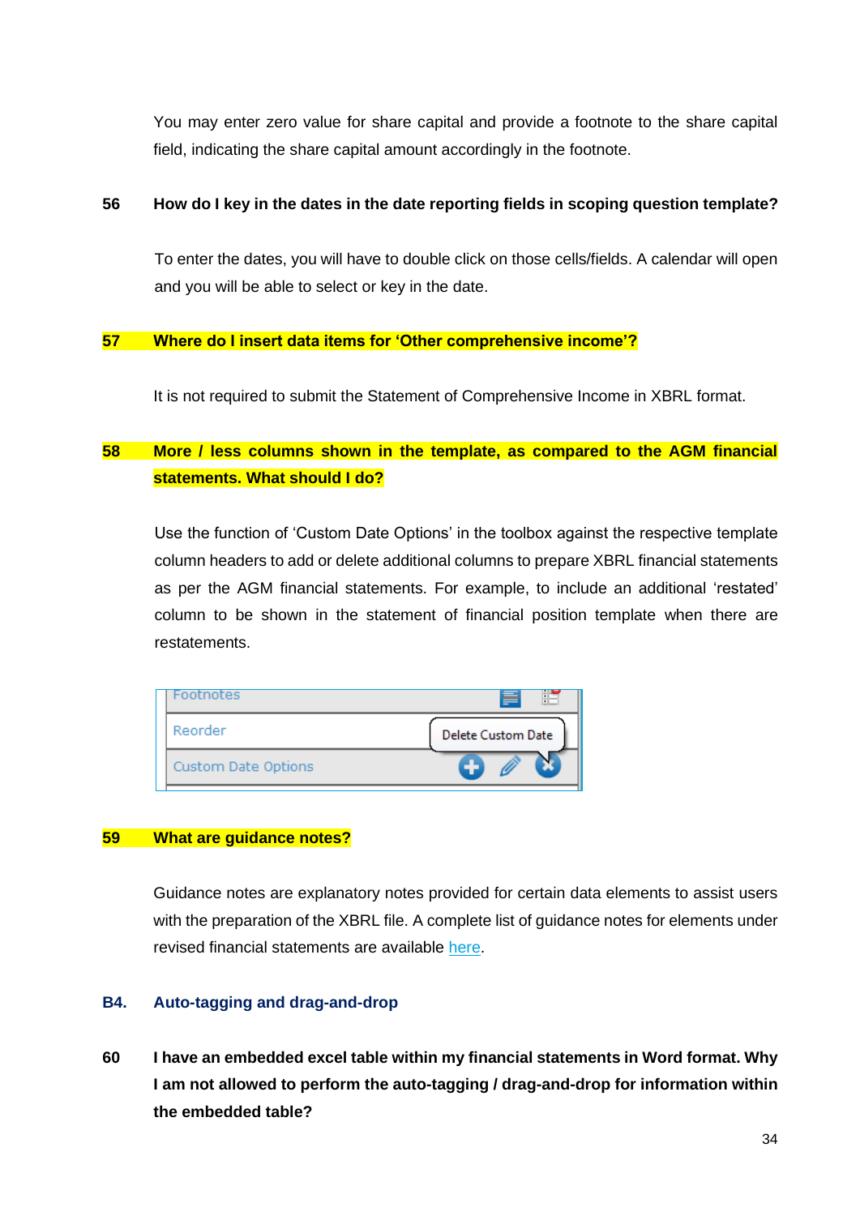You may enter zero value for share capital and provide a footnote to the share capital field, indicating the share capital amount accordingly in the footnote.

**56 How do I key in the dates in the date reporting fields in scoping question template?**

To enter the dates, you will have to double click on those cells/fields. A calendar will open and you will be able to select or key in the date.

**57 Where do I insert data items for 'Other comprehensive income'?**

It is not required to submit the Statement of Comprehensive Income in XBRL format.

**58 More / less columns shown in the template, as compared to the AGM financial statements. What should I do?**

Use the function of 'Custom Date Options' in the toolbox against the respective template column headers to add or delete additional columns to prepare XBRL financial statements as per the AGM financial statements. For example, to include an additional 'restated' column to be shown in the statement of financial position template when there are restatements.

**59 What are guidance notes?**

Guidance notes are explanatory notes provided for certain data elements to assist users with the preparation of the XBRL file. A complete list of guidance notes for elements under revised financial statements are available [here](#).

## B4. Auto-tagging and drag-and-drop

**60 I have an embedded excel table within my financial statements in Word format. Why I am not allowed to perform the auto-tagging / drag-and-drop for information within the embedded table?**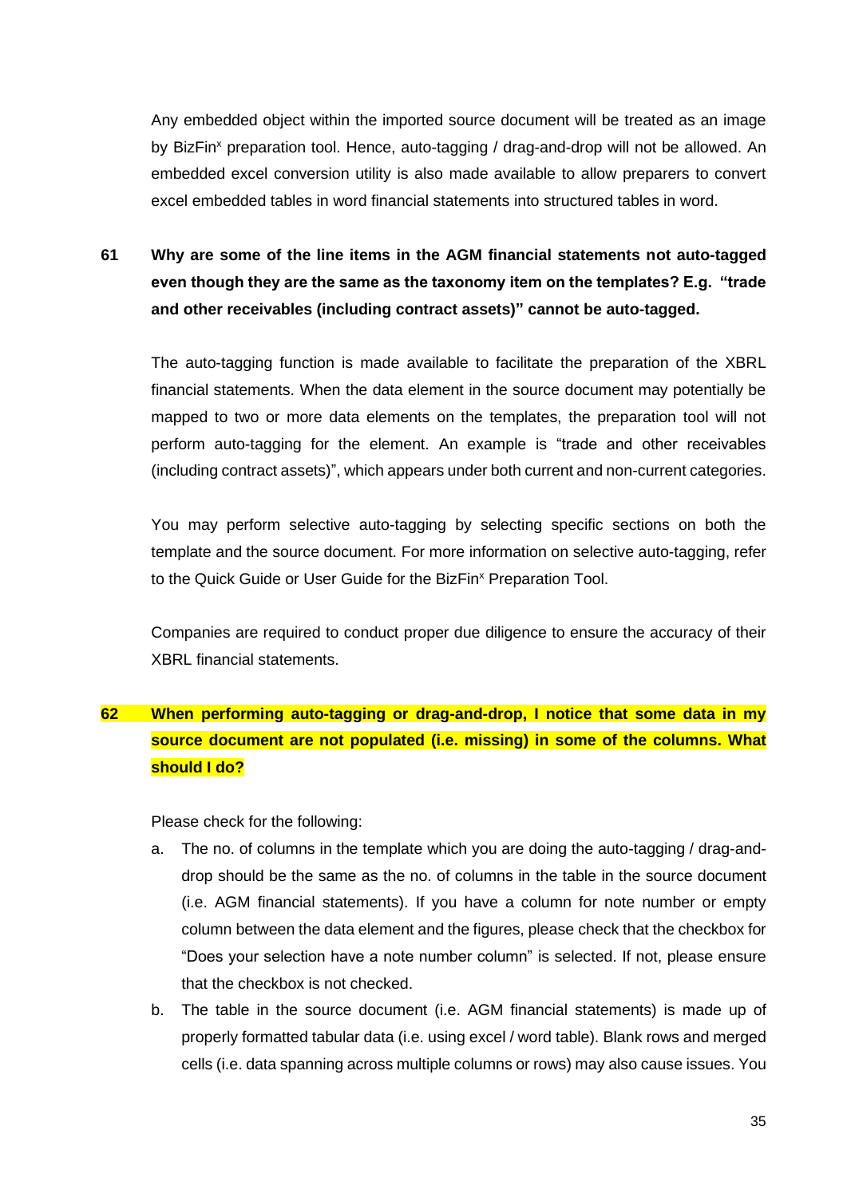Any embedded object within the imported source document will be treated as an image by BizFin[x] preparation tool. Hence, auto-tagging / drag-and-drop will not be allowed. An embedded excel conversion utility is also made available to allow preparers to convert excel embedded tables in word financial statements into structured tables in word.

**61 Why are some of the line items in the AGM financial statements not auto-tagged even though they are the same as the taxonomy item on the templates? E.g. "trade and other receivables (including contract assets)" cannot be auto-tagged.**

The auto-tagging function is made available to facilitate the preparation of the XBRL financial statements. When the data element in the source document may potentially be mapped to two or more data elements on the templates, the preparation tool will not perform auto-tagging for the element. An example is "trade and other receivables (including contract assets)", which appears under both current and non-current categories.

You may perform selective auto-tagging by selecting specific sections on both the template and the source document. For more information on selective auto-tagging, refer to the Quick Guide or User Guide for the BizFin[x] Preparation Tool.

Companies are required to conduct proper due diligence to ensure the accuracy of their XBRL financial statements.

**62 When performing auto-tagging or drag-and-drop, I notice that some data in my source document are not populated (i.e. missing) in some of the columns. What should I do?**

Please check for the following:

a. The no. of columns in the template which you are doing the auto-tagging / drag-and-drop should be the same as the no. of columns in the table in the source document (i.e. AGM financial statements). If you have a column for note number or empty column between the data element and the figures, please check that the checkbox for "Does your selection have a note number column" is selected. If not, please ensure that the checkbox is not checked.

b. The table in the source document (i.e. AGM financial statements) is made up of properly formatted tabular data (i.e. using excel / word table). Blank rows and merged cells (i.e. data spanning across multiple columns or rows) may also cause issues. You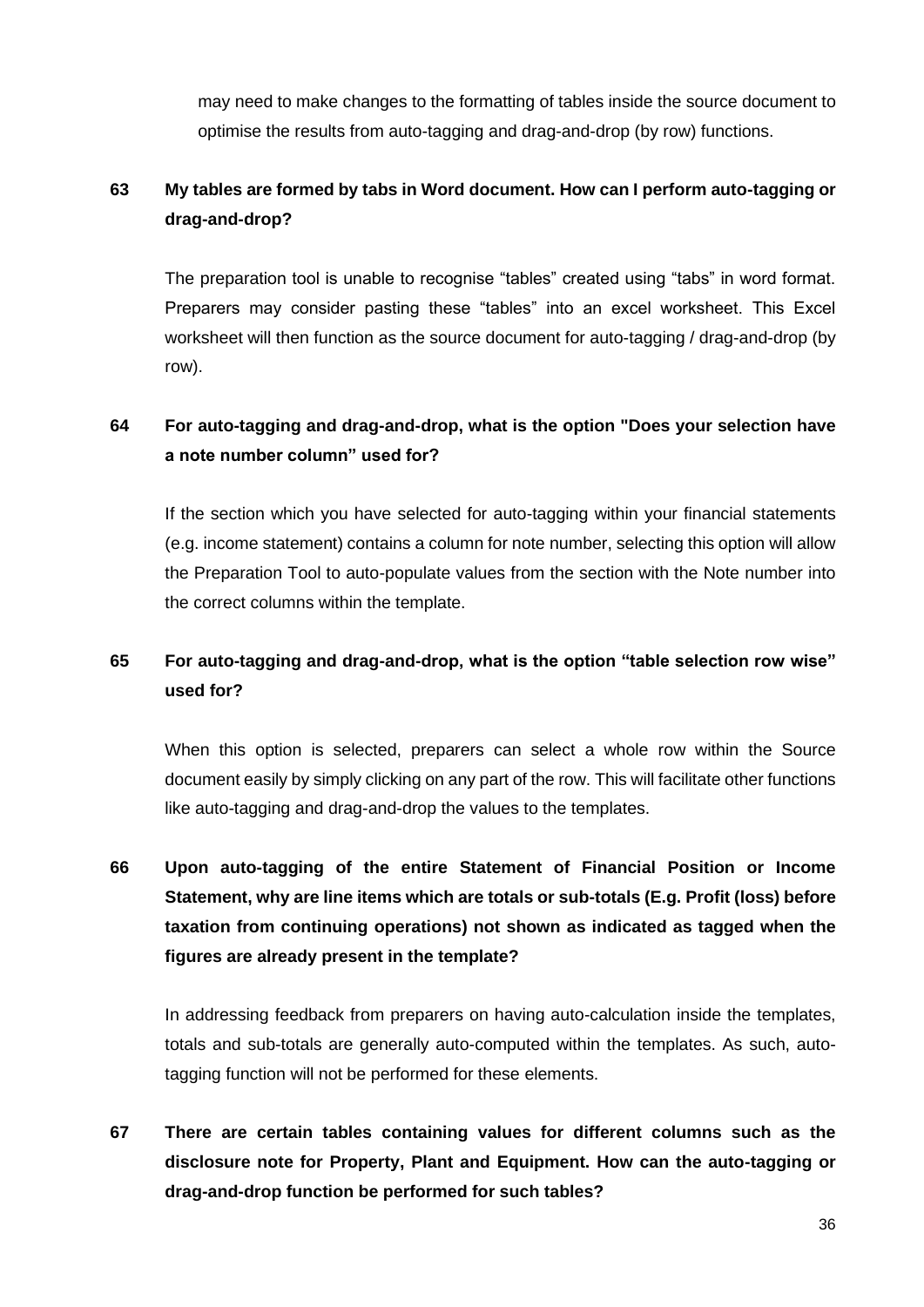may need to make changes to the formatting of tables inside the source document to optimise the results from auto-tagging and drag-and-drop (by row) functions.

**63 My tables are formed by tabs in Word document. How can I perform auto-tagging or drag-and-drop?**

The preparation tool is unable to recognise “tables” created using “tabs” in word format. Preparers may consider pasting these “tables” into an excel worksheet. This Excel worksheet will then function as the source document for auto-tagging / drag-and-drop (by row).

**64 For auto-tagging and drag-and-drop, what is the option "Does your selection have a note number column” used for?**

If the section which you have selected for auto-tagging within your financial statements (e.g. income statement) contains a column for note number, selecting this option will allow the Preparation Tool to auto-populate values from the section with the Note number into the correct columns within the template.

**65 For auto-tagging and drag-and-drop, what is the option “table selection row wise” used for?**

When this option is selected, preparers can select a whole row within the Source document easily by simply clicking on any part of the row. This will facilitate other functions like auto-tagging and drag-and-drop the values to the templates.

**66 Upon auto-tagging of the entire Statement of Financial Position or Income Statement, why are line items which are totals or sub-totals (E.g. Profit (loss) before taxation from continuing operations) not shown as indicated as tagged when the figures are already present in the template?**

In addressing feedback from preparers on having auto-calculation inside the templates, totals and sub-totals are generally auto-computed within the templates. As such, auto-tagging function will not be performed for these elements.

**67 There are certain tables containing values for different columns such as the disclosure note for Property, Plant and Equipment. How can the auto-tagging or drag-and-drop function be performed for such tables?**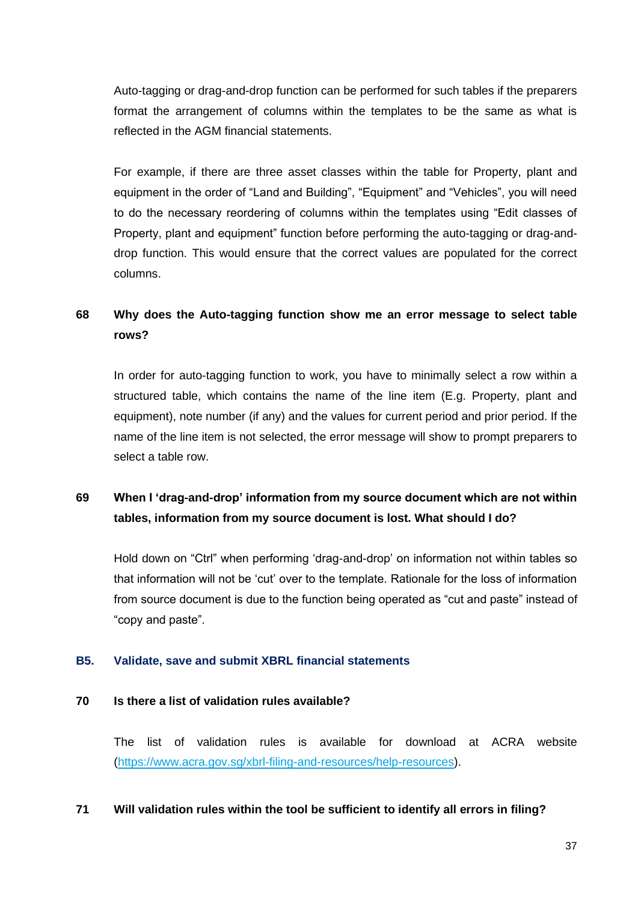Auto-tagging or drag-and-drop function can be performed for such tables if the preparers format the arrangement of columns within the templates to be the same as what is reflected in the AGM financial statements.

For example, if there are three asset classes within the table for Property, plant and equipment in the order of "Land and Building", "Equipment" and "Vehicles", you will need to do the necessary reordering of columns within the templates using "Edit classes of Property, plant and equipment" function before performing the auto-tagging or drag-and-drop function. This would ensure that the correct values are populated for the correct columns.

**68 Why does the Auto-tagging function show me an error message to select table rows?**

In order for auto-tagging function to work, you have to minimally select a row within a structured table, which contains the name of the line item (E.g. Property, plant and equipment), note number (if any) and the values for current period and prior period. If the name of the line item is not selected, the error message will show to prompt preparers to select a table row.

**69 When I 'drag-and-drop' information from my source document which are not within tables, information from my source document is lost. What should I do?**

Hold down on "Ctrl" when performing 'drag-and-drop' on information not within tables so that information will not be 'cut' over to the template. Rationale for the loss of information from source document is due to the function being operated as "cut and paste" instead of "copy and paste".

## B5. Validate, save and submit XBRL financial statements

**70 Is there a list of validation rules available?**

The list of validation rules is available for download at ACRA website ([https://www.acra.gov.sg/xbrl-filing-and-resources/help-resources](https://www.acra.gov.sg/xbrl-filing-and-resources/help-resources)).

**71 Will validation rules within the tool be sufficient to identify all errors in filing?**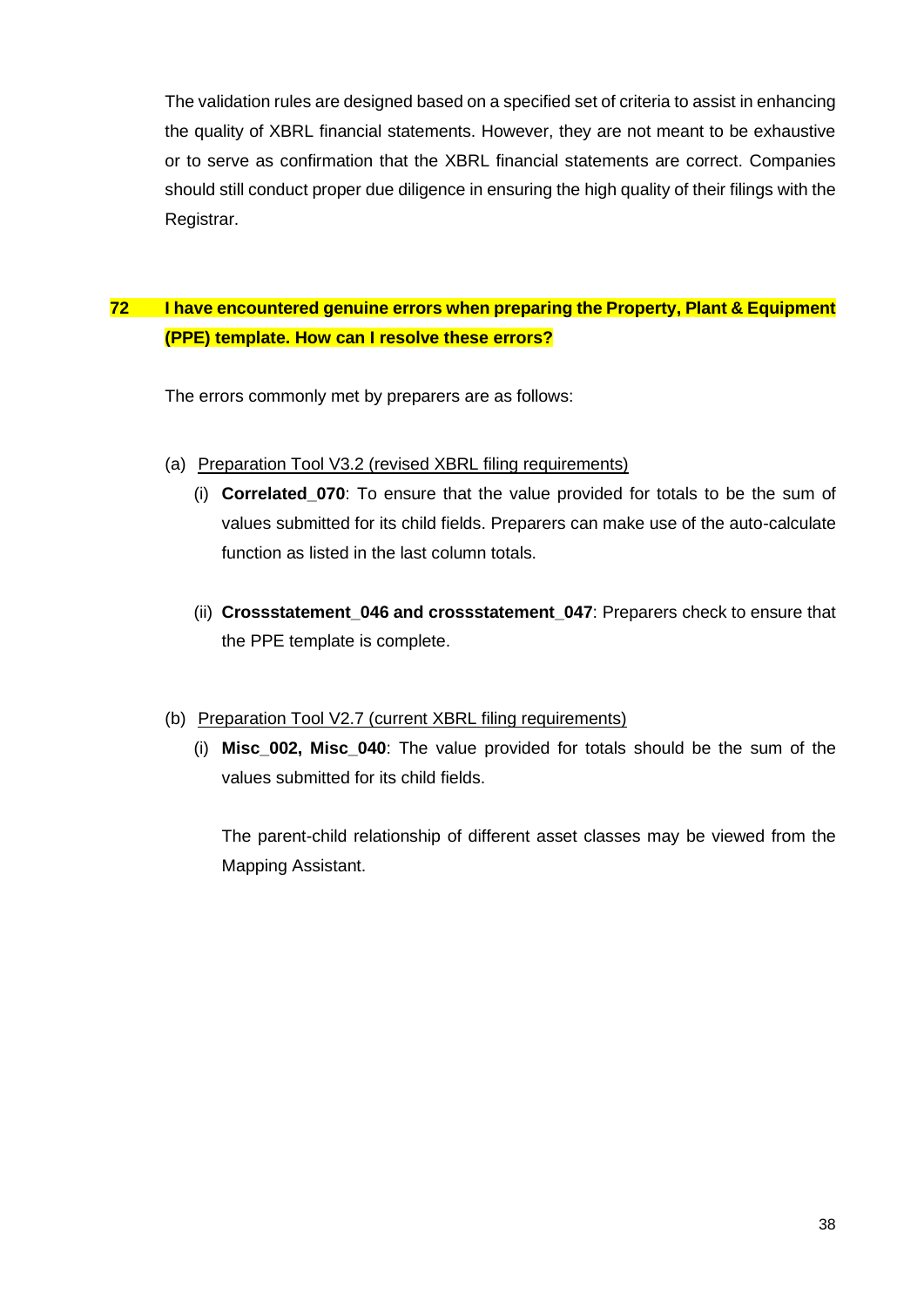The validation rules are designed based on a specified set of criteria to assist in enhancing the quality of XBRL financial statements. However, they are not meant to be exhaustive or to serve as confirmation that the XBRL financial statements are correct. Companies should still conduct proper due diligence in ensuring the high quality of their filings with the Registrar.

**72 I have encountered genuine errors when preparing the Property, Plant & Equipment (PPE) template. How can I resolve these errors?**

The errors commonly met by preparers are as follows:

(a) Preparation Tool V3.2 (revised XBRL filing requirements)

(i) **Correlated_070**: To ensure that the value provided for totals to be the sum of values submitted for its child fields. Preparers can make use of the auto-calculate function as listed in the last column totals.

(ii) **Crossstatement_046 and crossstatement_047**: Preparers check to ensure that the PPE template is complete.

(b) Preparation Tool V2.7 (current XBRL filing requirements)

(i) **Misc_002, Misc_040**: The value provided for totals should be the sum of the values submitted for its child fields.

The parent-child relationship of different asset classes may be viewed from the Mapping Assistant.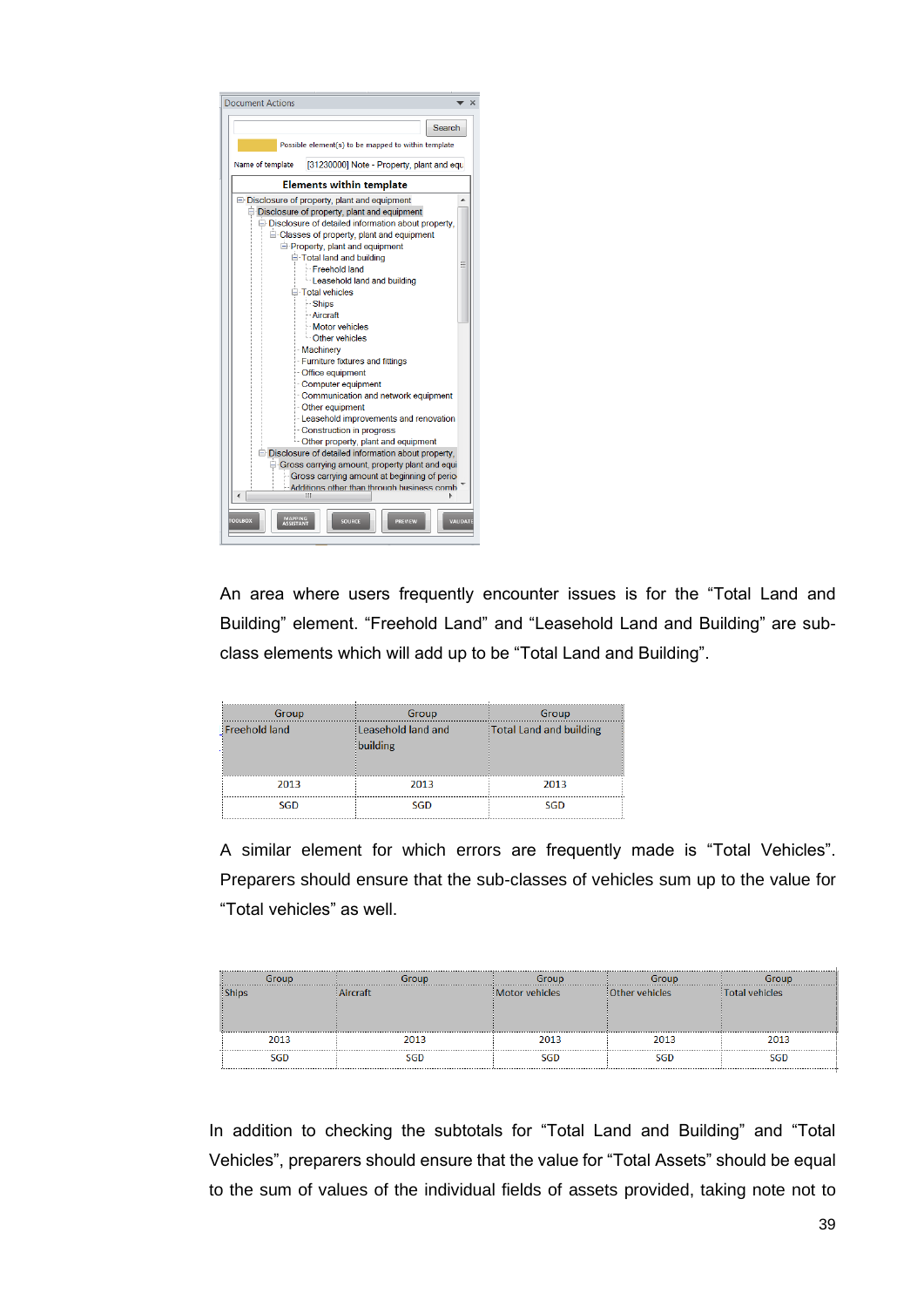Document Actions

Search

Possible element(s) to be mapped to within template

Name of template [31230000] Note - Property, plant and equ

**Elements within template**

- Disclosure of property, plant and equipment
  - Disclosure of property, plant and equipment
    - Disclosure of detailed information about property,
      - Classes of property, plant and equipment
        - Property, plant and equipment
          - Total land and building
            - Freehold land
            - Leasehold land and building
          - Total vehicles
            - Ships
            - Aircraft
            - Motor vehicles
            - Other vehicles
          - Machinery
          - Furniture fixtures and fittings
          - Office equipment
          - Computer equipment
          - Communication and network equipment
          - Other equipment
          - Leasehold improvements and renovation
          - Construction in progress
          - Other property, plant and equipment
    - Disclosure of detailed information about property,
      - Gross carrying amount, property plant and equi
        - Gross carrying amount at beginning of perio
        - Additions other than through business comb

TOOLBOX | MAPPING ASSISTANT | SOURCE | PREVIEW | VALIDATE

An area where users frequently encounter issues is for the “Total Land and Building” element. “Freehold Land” and “Leasehold Land and Building” are sub-class elements which will add up to be “Total Land and Building”.

| Group | Group | Group |
|---|---|---|
| Freehold land | Leasehold land and building | Total Land and building |
| 2013 | 2013 | 2013 |
| SGD | SGD | SGD |

A similar element for which errors are frequently made is “Total Vehicles”. Preparers should ensure that the sub-classes of vehicles sum up to the value for “Total vehicles” as well.

| Group | Group | Group | Group | Group |
|---|---|---|---|---|
| Ships | Aircraft | Motor vehicles | Other vehicles | Total vehicles |
| 2013 | 2013 | 2013 | 2013 | 2013 |
| SGD | SGD | SGD | SGD | SGD |

In addition to checking the subtotals for “Total Land and Building” and “Total Vehicles”, preparers should ensure that the value for “Total Assets” should be equal to the sum of values of the individual fields of assets provided, taking note not to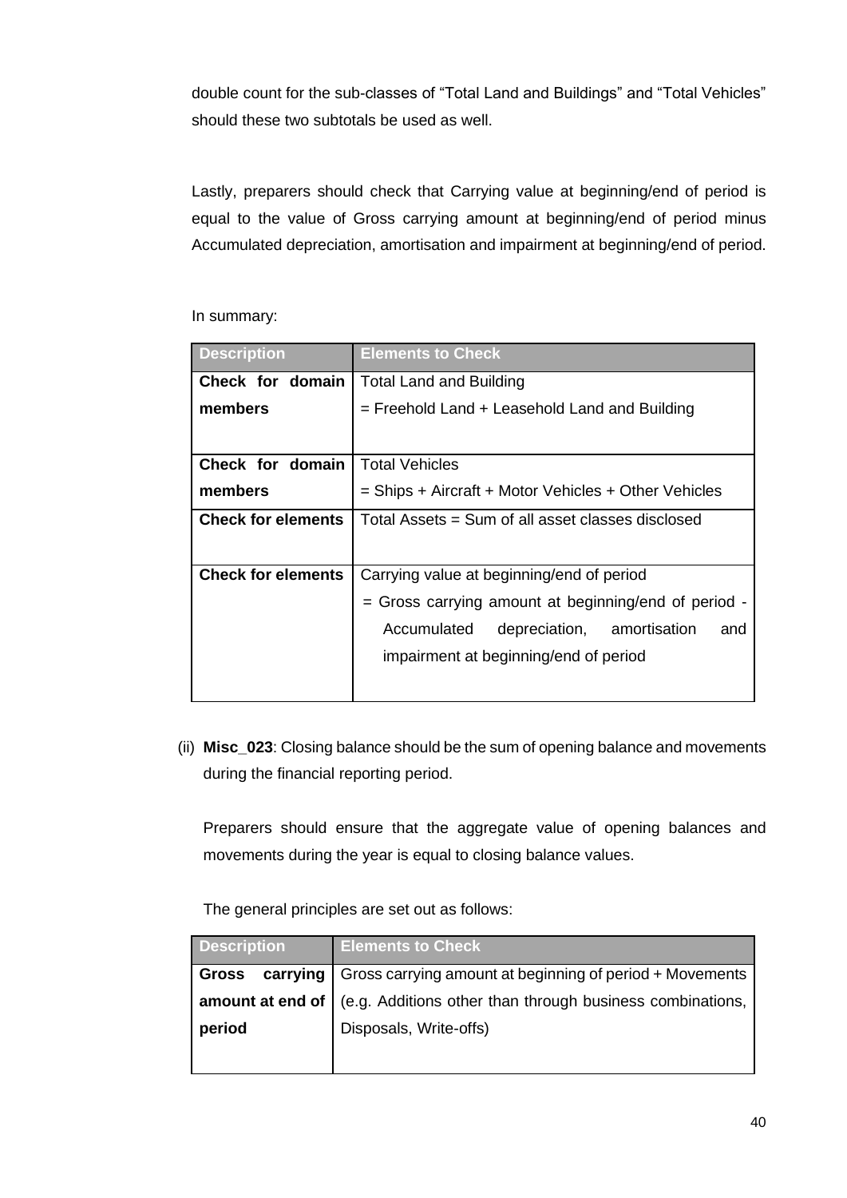double count for the sub-classes of "Total Land and Buildings" and "Total Vehicles" should these two subtotals be used as well.

Lastly, preparers should check that Carrying value at beginning/end of period is equal to the value of Gross carrying amount at beginning/end of period minus Accumulated depreciation, amortisation and impairment at beginning/end of period.

In summary:

| Description | Elements to Check |
|---|---|
| **Check for domain members** | Total Land and Building<br>= Freehold Land + Leasehold Land and Building |
| **Check for domain members** | Total Vehicles<br>= Ships + Aircraft + Motor Vehicles + Other Vehicles |
| **Check for elements** | Total Assets = Sum of all asset classes disclosed |
| **Check for elements** | Carrying value at beginning/end of period<br>= Gross carrying amount at beginning/end of period - Accumulated depreciation, amortisation and impairment at beginning/end of period |

(ii) **Misc_023**: Closing balance should be the sum of opening balance and movements during the financial reporting period.

Preparers should ensure that the aggregate value of opening balances and movements during the year is equal to closing balance values.

The general principles are set out as follows:

| Description | Elements to Check |
|---|---|
| **Gross carrying amount at end of period** | Gross carrying amount at beginning of period + Movements (e.g. Additions other than through business combinations, Disposals, Write-offs) |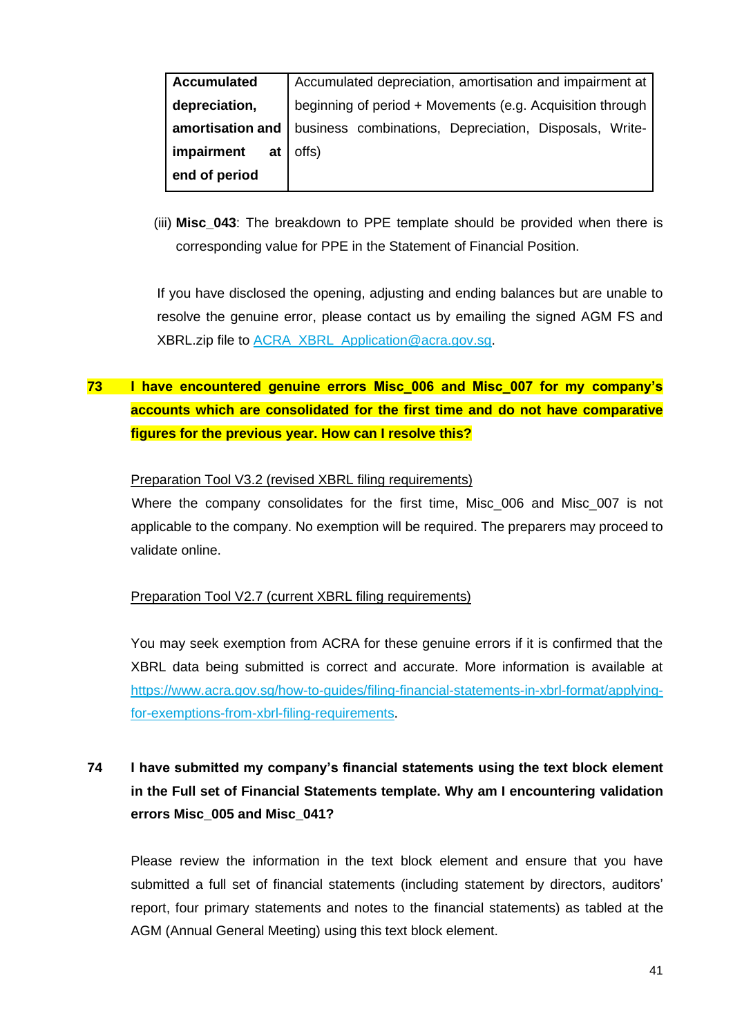| Accumulated depreciation, amortisation and impairment at end of period | Accumulated depreciation, amortisation and impairment at beginning of period + Movements (e.g. Acquisition through business combinations, Depreciation, Disposals, Write-offs) |
|---|---|

(iii) **Misc_043**: The breakdown to PPE template should be provided when there is corresponding value for PPE in the Statement of Financial Position.

If you have disclosed the opening, adjusting and ending balances but are unable to resolve the genuine error, please contact us by emailing the signed AGM FS and XBRL.zip file to [ACRA_XBRL_Application@acra.gov.sg](mailto:ACRA_XBRL_Application@acra.gov.sg).

**73 I have encountered genuine errors Misc_006 and Misc_007 for my company's accounts which are consolidated for the first time and do not have comparative figures for the previous year. How can I resolve this?**

Preparation Tool V3.2 (revised XBRL filing requirements)

Where the company consolidates for the first time, Misc_006 and Misc_007 is not applicable to the company. No exemption will be required. The preparers may proceed to validate online.

Preparation Tool V2.7 (current XBRL filing requirements)

You may seek exemption from ACRA for these genuine errors if it is confirmed that the XBRL data being submitted is correct and accurate. More information is available at [https://www.acra.gov.sg/how-to-guides/filing-financial-statements-in-xbrl-format/applying-for-exemptions-from-xbrl-filing-requirements](https://www.acra.gov.sg/how-to-guides/filing-financial-statements-in-xbrl-format/applying-for-exemptions-from-xbrl-filing-requirements).

**74 I have submitted my company's financial statements using the text block element in the Full set of Financial Statements template. Why am I encountering validation errors Misc_005 and Misc_041?**

Please review the information in the text block element and ensure that you have submitted a full set of financial statements (including statement by directors, auditors' report, four primary statements and notes to the financial statements) as tabled at the AGM (Annual General Meeting) using this text block element.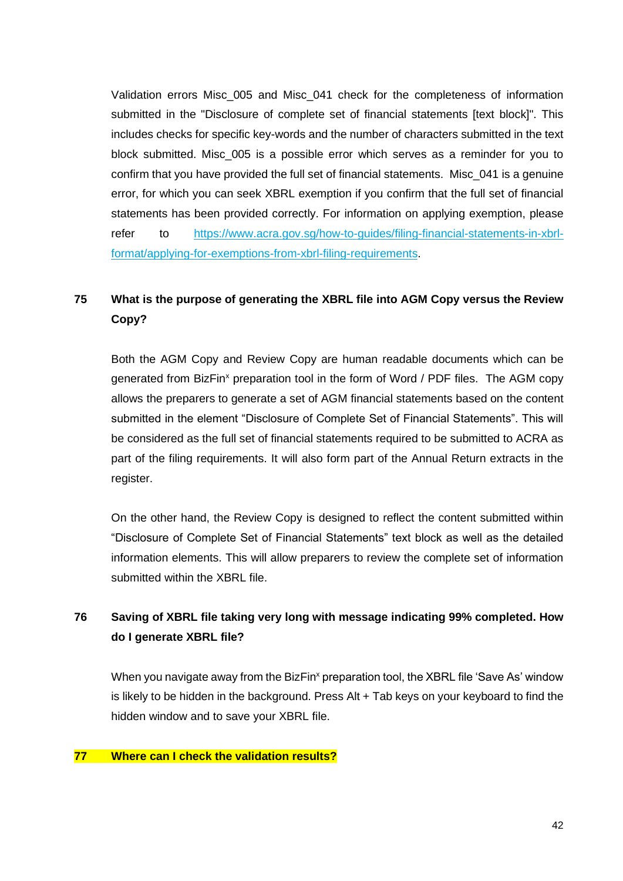Validation errors Misc_005 and Misc_041 check for the completeness of information submitted in the "Disclosure of complete set of financial statements [text block]". This includes checks for specific key-words and the number of characters submitted in the text block submitted. Misc_005 is a possible error which serves as a reminder for you to confirm that you have provided the full set of financial statements. Misc_041 is a genuine error, for which you can seek XBRL exemption if you confirm that the full set of financial statements has been provided correctly. For information on applying exemption, please refer to [https://www.acra.gov.sg/how-to-guides/filing-financial-statements-in-xbrl-format/applying-for-exemptions-from-xbrl-filing-requirements](https://www.acra.gov.sg/how-to-guides/filing-financial-statements-in-xbrl-format/applying-for-exemptions-from-xbrl-filing-requirements).

### 75 What is the purpose of generating the XBRL file into AGM Copy versus the Review Copy?

Both the AGM Copy and Review Copy are human readable documents which can be generated from BizFin[x] preparation tool in the form of Word / PDF files. The AGM copy allows the preparers to generate a set of AGM financial statements based on the content submitted in the element "Disclosure of Complete Set of Financial Statements". This will be considered as the full set of financial statements required to be submitted to ACRA as part of the filing requirements. It will also form part of the Annual Return extracts in the register.

On the other hand, the Review Copy is designed to reflect the content submitted within "Disclosure of Complete Set of Financial Statements" text block as well as the detailed information elements. This will allow preparers to review the complete set of information submitted within the XBRL file.

### 76 Saving of XBRL file taking very long with message indicating 99% completed. How do I generate XBRL file?

When you navigate away from the BizFin[x] preparation tool, the XBRL file 'Save As' window is likely to be hidden in the background. Press Alt + Tab keys on your keyboard to find the hidden window and to save your XBRL file.

### 77 Where can I check the validation results?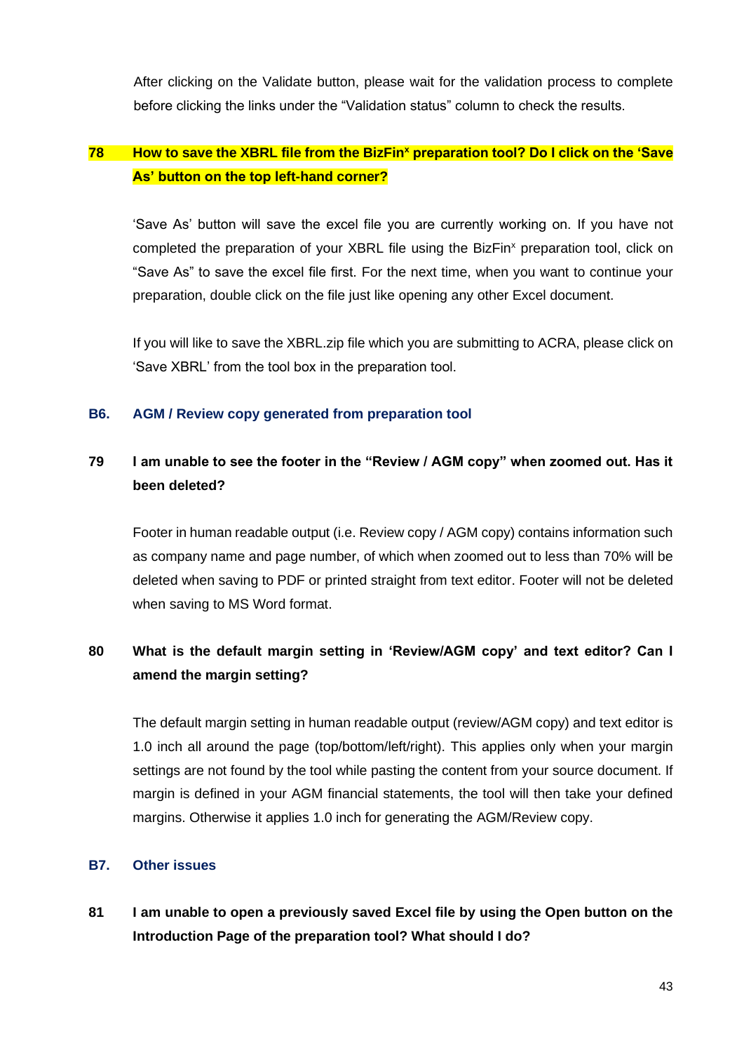After clicking on the Validate button, please wait for the validation process to complete before clicking the links under the “Validation status” column to check the results.

**78 How to save the XBRL file from the BizFin[x] preparation tool? Do I click on the ‘Save As’ button on the top left-hand corner?**

‘Save As’ button will save the excel file you are currently working on. If you have not completed the preparation of your XBRL file using the BizFin[x] preparation tool, click on “Save As” to save the excel file first. For the next time, when you want to continue your preparation, double click on the file just like opening any other Excel document.

If you will like to save the XBRL.zip file which you are submitting to ACRA, please click on ‘Save XBRL’ from the tool box in the preparation tool.

### B6. AGM / Review copy generated from preparation tool

**79 I am unable to see the footer in the “Review / AGM copy” when zoomed out. Has it been deleted?**

Footer in human readable output (i.e. Review copy / AGM copy) contains information such as company name and page number, of which when zoomed out to less than 70% will be deleted when saving to PDF or printed straight from text editor. Footer will not be deleted when saving to MS Word format.

**80 What is the default margin setting in ‘Review/AGM copy’ and text editor? Can I amend the margin setting?**

The default margin setting in human readable output (review/AGM copy) and text editor is 1.0 inch all around the page (top/bottom/left/right). This applies only when your margin settings are not found by the tool while pasting the content from your source document. If margin is defined in your AGM financial statements, the tool will then take your defined margins. Otherwise it applies 1.0 inch for generating the AGM/Review copy.

### B7. Other issues

**81 I am unable to open a previously saved Excel file by using the Open button on the Introduction Page of the preparation tool? What should I do?**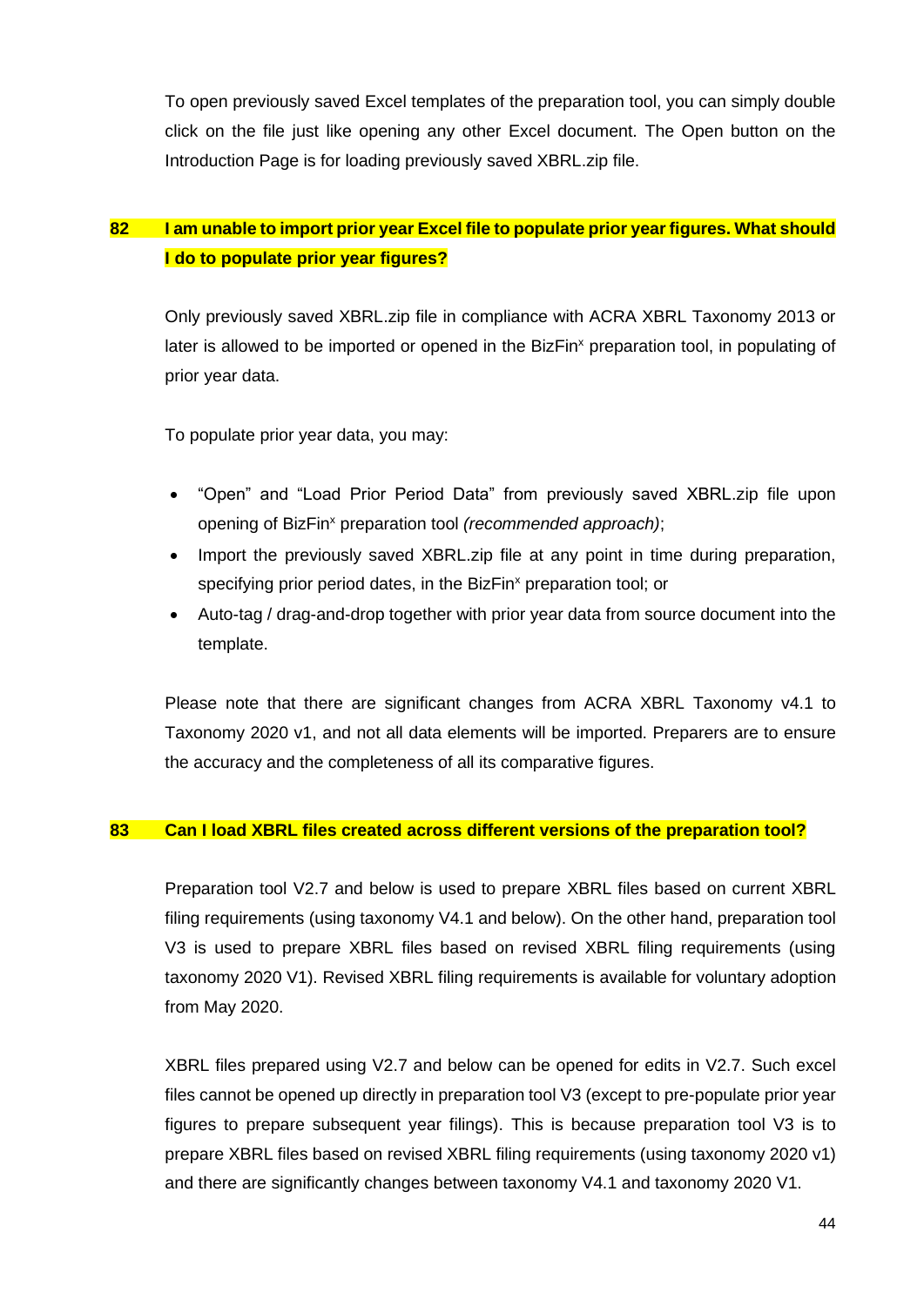To open previously saved Excel templates of the preparation tool, you can simply double click on the file just like opening any other Excel document. The Open button on the Introduction Page is for loading previously saved XBRL.zip file.

### 82 I am unable to import prior year Excel file to populate prior year figures. What should I do to populate prior year figures?

Only previously saved XBRL.zip file in compliance with ACRA XBRL Taxonomy 2013 or later is allowed to be imported or opened in the BizFin$^x$ preparation tool, in populating of prior year data.

To populate prior year data, you may:

- "Open" and "Load Prior Period Data" from previously saved XBRL.zip file upon opening of BizFin$^x$ preparation tool *(recommended approach)*;
- Import the previously saved XBRL.zip file at any point in time during preparation, specifying prior period dates, in the BizFin$^x$ preparation tool; or
- Auto-tag / drag-and-drop together with prior year data from source document into the template.

Please note that there are significant changes from ACRA XBRL Taxonomy v4.1 to Taxonomy 2020 v1, and not all data elements will be imported. Preparers are to ensure the accuracy and the completeness of all its comparative figures.

### 83 Can I load XBRL files created across different versions of the preparation tool?

Preparation tool V2.7 and below is used to prepare XBRL files based on current XBRL filing requirements (using taxonomy V4.1 and below). On the other hand, preparation tool V3 is used to prepare XBRL files based on revised XBRL filing requirements (using taxonomy 2020 V1). Revised XBRL filing requirements is available for voluntary adoption from May 2020.

XBRL files prepared using V2.7 and below can be opened for edits in V2.7. Such excel files cannot be opened up directly in preparation tool V3 (except to pre-populate prior year figures to prepare subsequent year filings). This is because preparation tool V3 is to prepare XBRL files based on revised XBRL filing requirements (using taxonomy 2020 v1) and there are significantly changes between taxonomy V4.1 and taxonomy 2020 V1.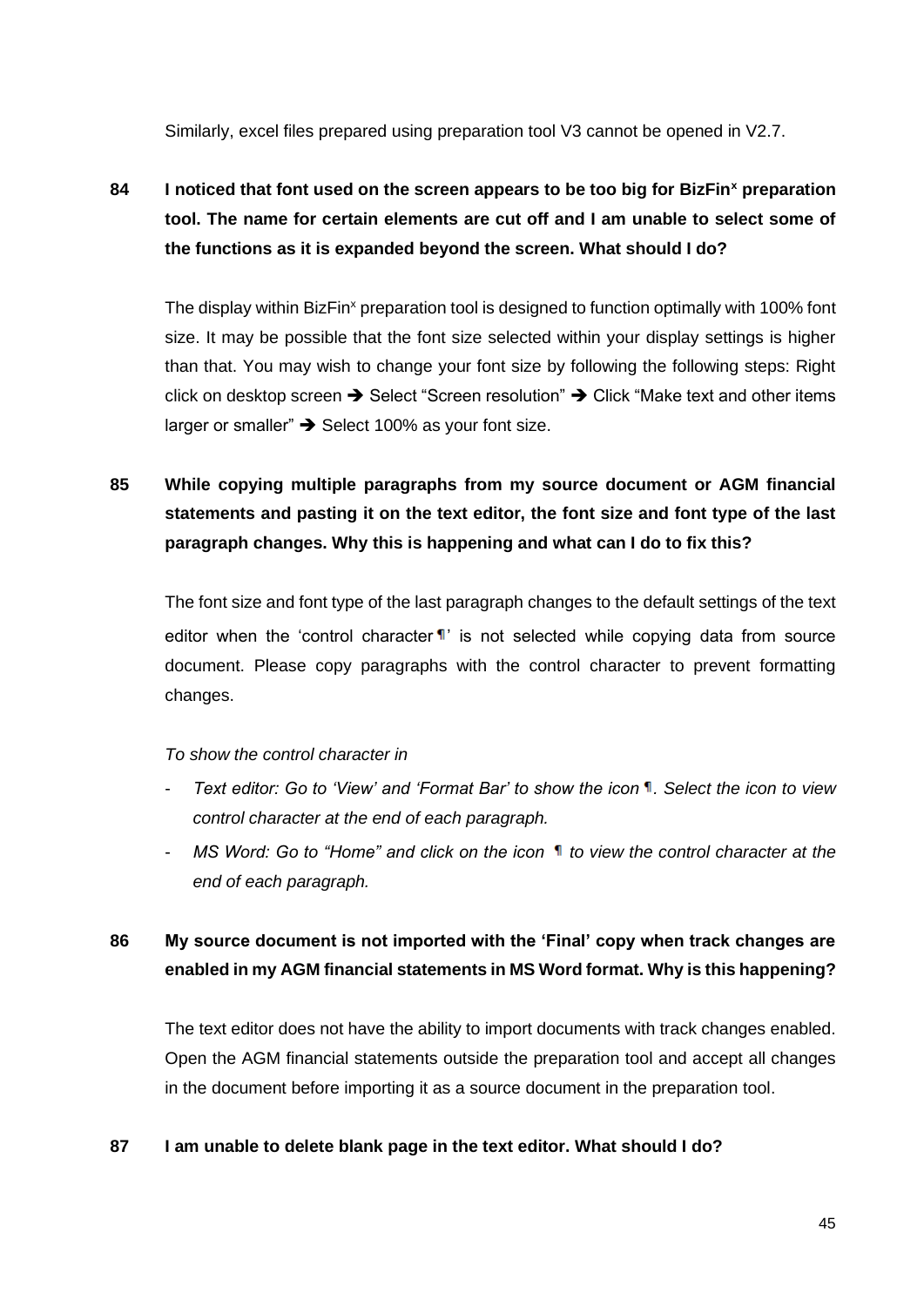Similarly, excel files prepared using preparation tool V3 cannot be opened in V2.7.

**84 I noticed that font used on the screen appears to be too big for BizFin[x] preparation tool. The name for certain elements are cut off and I am unable to select some of the functions as it is expanded beyond the screen. What should I do?**

The display within BizFin[x] preparation tool is designed to function optimally with 100% font size. It may be possible that the font size selected within your display settings is higher than that. You may wish to change your font size by following the following steps: Right click on desktop screen ➔ Select "Screen resolution" ➔ Click "Make text and other items larger or smaller" ➔ Select 100% as your font size.

**85 While copying multiple paragraphs from my source document or AGM financial statements and pasting it on the text editor, the font size and font type of the last paragraph changes. Why this is happening and what can I do to fix this?**

The font size and font type of the last paragraph changes to the default settings of the text editor when the 'control character ¶' is not selected while copying data from source document. Please copy paragraphs with the control character to prevent formatting changes.

*To show the control character in*

- *Text editor: Go to 'View' and 'Format Bar' to show the icon ¶. Select the icon to view control character at the end of each paragraph.*
- *MS Word: Go to "Home" and click on the icon ¶ to view the control character at the end of each paragraph.*

**86 My source document is not imported with the 'Final' copy when track changes are enabled in my AGM financial statements in MS Word format. Why is this happening?**

The text editor does not have the ability to import documents with track changes enabled. Open the AGM financial statements outside the preparation tool and accept all changes in the document before importing it as a source document in the preparation tool.

**87 I am unable to delete blank page in the text editor. What should I do?**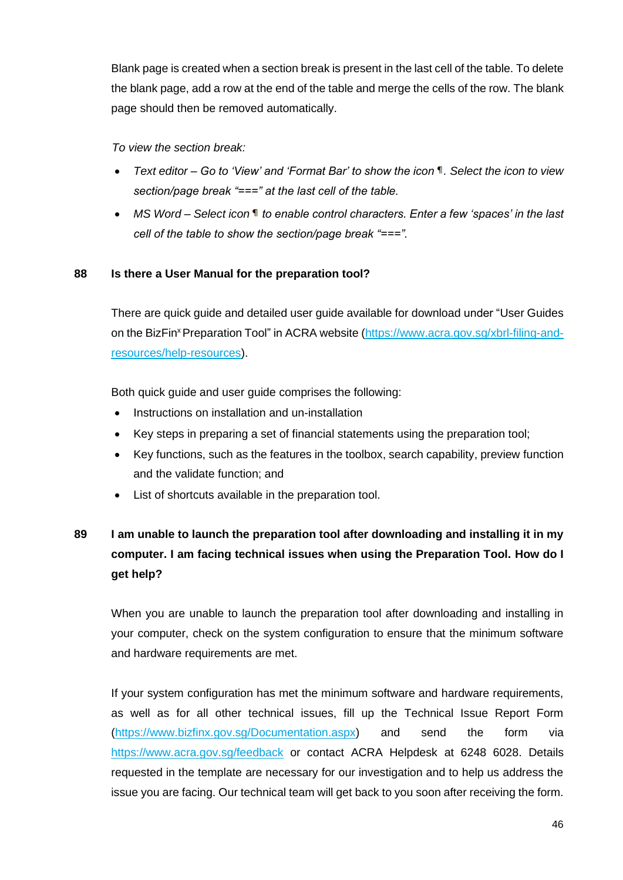Blank page is created when a section break is present in the last cell of the table. To delete the blank page, add a row at the end of the table and merge the cells of the row. The blank page should then be removed automatically.

*To view the section break:*

- *Text editor – Go to 'View' and 'Format Bar' to show the icon ¶. Select the icon to view section/page break "===" at the last cell of the table.*
- *MS Word – Select icon ¶ to enable control characters. Enter a few 'spaces' in the last cell of the table to show the section/page break "===".*

**88 Is there a User Manual for the preparation tool?**

There are quick guide and detailed user guide available for download under "User Guides on the BizFin[x] Preparation Tool" in ACRA website (https://www.acra.gov.sg/xbrl-filing-and-resources/help-resources).

Both quick guide and user guide comprises the following:

- Instructions on installation and un-installation
- Key steps in preparing a set of financial statements using the preparation tool;
- Key functions, such as the features in the toolbox, search capability, preview function and the validate function; and
- List of shortcuts available in the preparation tool.

**89 I am unable to launch the preparation tool after downloading and installing it in my computer. I am facing technical issues when using the Preparation Tool. How do I get help?**

When you are unable to launch the preparation tool after downloading and installing in your computer, check on the system configuration to ensure that the minimum software and hardware requirements are met.

If your system configuration has met the minimum software and hardware requirements, as well as for all other technical issues, fill up the Technical Issue Report Form (https://www.bizfinx.gov.sg/Documentation.aspx) and send the form via https://www.acra.gov.sg/feedback or contact ACRA Helpdesk at 6248 6028. Details requested in the template are necessary for our investigation and to help us address the issue you are facing. Our technical team will get back to you soon after receiving the form.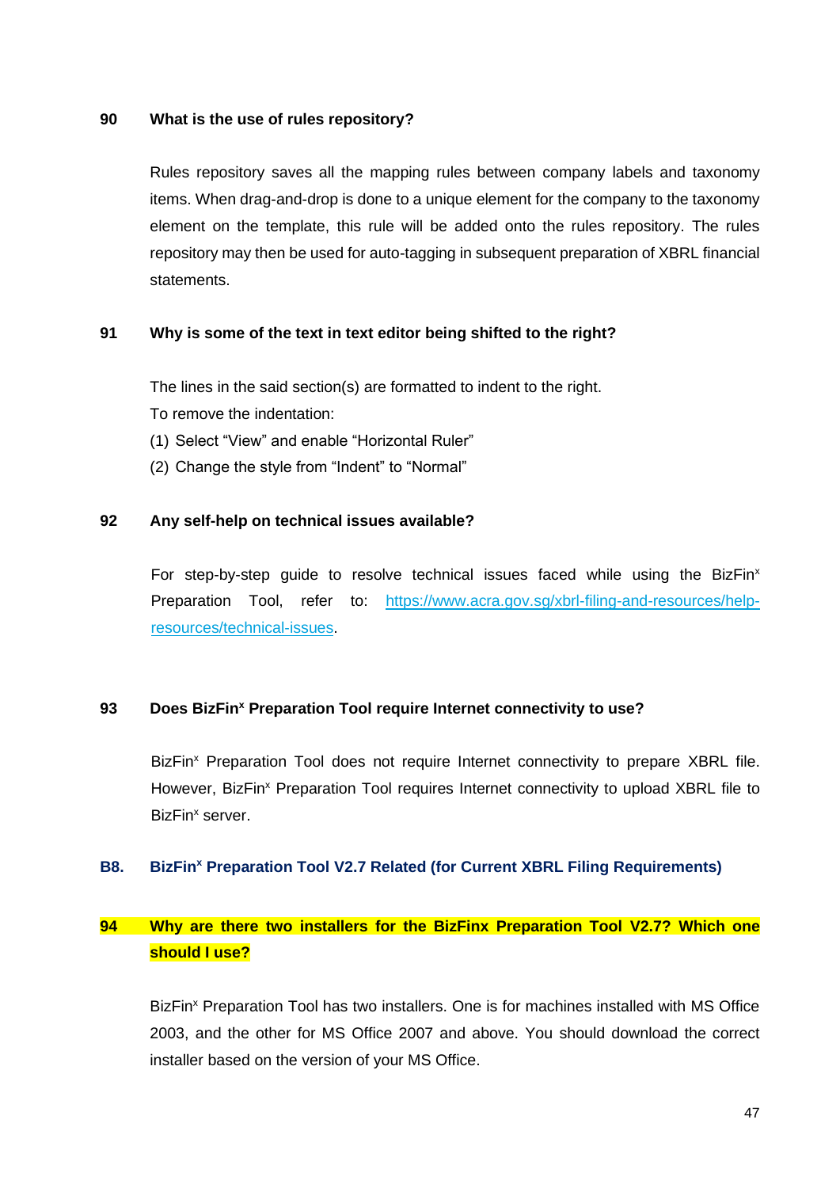**90 What is the use of rules repository?**

Rules repository saves all the mapping rules between company labels and taxonomy items. When drag-and-drop is done to a unique element for the company to the taxonomy element on the template, this rule will be added onto the rules repository. The rules repository may then be used for auto-tagging in subsequent preparation of XBRL financial statements.

**91 Why is some of the text in text editor being shifted to the right?**

The lines in the said section(s) are formatted to indent to the right.

To remove the indentation:

(1) Select "View" and enable "Horizontal Ruler"

(2) Change the style from "Indent" to "Normal"

**92 Any self-help on technical issues available?**

For step-by-step guide to resolve technical issues faced while using the BizFin$^x$ Preparation Tool, refer to: https://www.acra.gov.sg/xbrl-filing-and-resources/help-resources/technical-issues.

**93 Does BizFin$^x$ Preparation Tool require Internet connectivity to use?**

BizFin$^x$ Preparation Tool does not require Internet connectivity to prepare XBRL file. However, BizFin$^x$ Preparation Tool requires Internet connectivity to upload XBRL file to BizFin$^x$ server.

## B8. BizFin$^x$ Preparation Tool V2.7 Related (for Current XBRL Filing Requirements)

**94 Why are there two installers for the BizFinx Preparation Tool V2.7? Which one should I use?**

BizFin$^x$ Preparation Tool has two installers. One is for machines installed with MS Office 2003, and the other for MS Office 2007 and above. You should download the correct installer based on the version of your MS Office.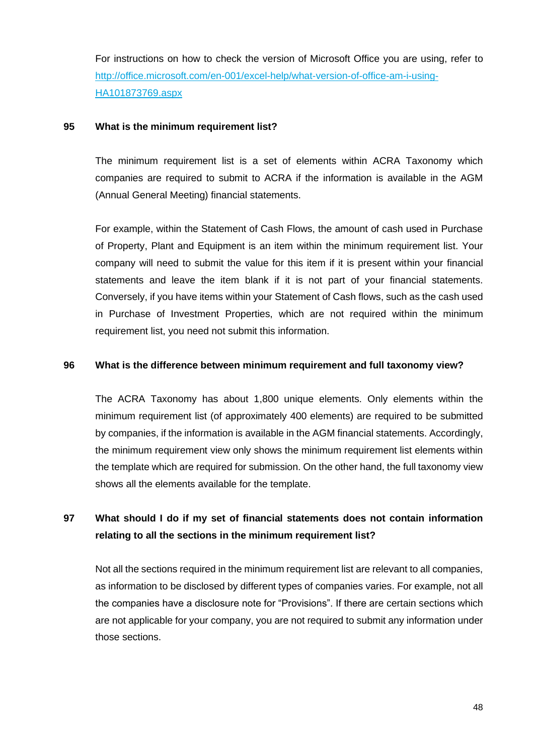For instructions on how to check the version of Microsoft Office you are using, refer to [http://office.microsoft.com/en-001/excel-help/what-version-of-office-am-i-using-HA101873769.aspx](http://office.microsoft.com/en-001/excel-help/what-version-of-office-am-i-using-HA101873769.aspx)

**95 What is the minimum requirement list?**

The minimum requirement list is a set of elements within ACRA Taxonomy which companies are required to submit to ACRA if the information is available in the AGM (Annual General Meeting) financial statements.

For example, within the Statement of Cash Flows, the amount of cash used in Purchase of Property, Plant and Equipment is an item within the minimum requirement list. Your company will need to submit the value for this item if it is present within your financial statements and leave the item blank if it is not part of your financial statements. Conversely, if you have items within your Statement of Cash flows, such as the cash used in Purchase of Investment Properties, which are not required within the minimum requirement list, you need not submit this information.

**96 What is the difference between minimum requirement and full taxonomy view?**

The ACRA Taxonomy has about 1,800 unique elements. Only elements within the minimum requirement list (of approximately 400 elements) are required to be submitted by companies, if the information is available in the AGM financial statements. Accordingly, the minimum requirement view only shows the minimum requirement list elements within the template which are required for submission. On the other hand, the full taxonomy view shows all the elements available for the template.

**97 What should I do if my set of financial statements does not contain information relating to all the sections in the minimum requirement list?**

Not all the sections required in the minimum requirement list are relevant to all companies, as information to be disclosed by different types of companies varies. For example, not all the companies have a disclosure note for "Provisions". If there are certain sections which are not applicable for your company, you are not required to submit any information under those sections.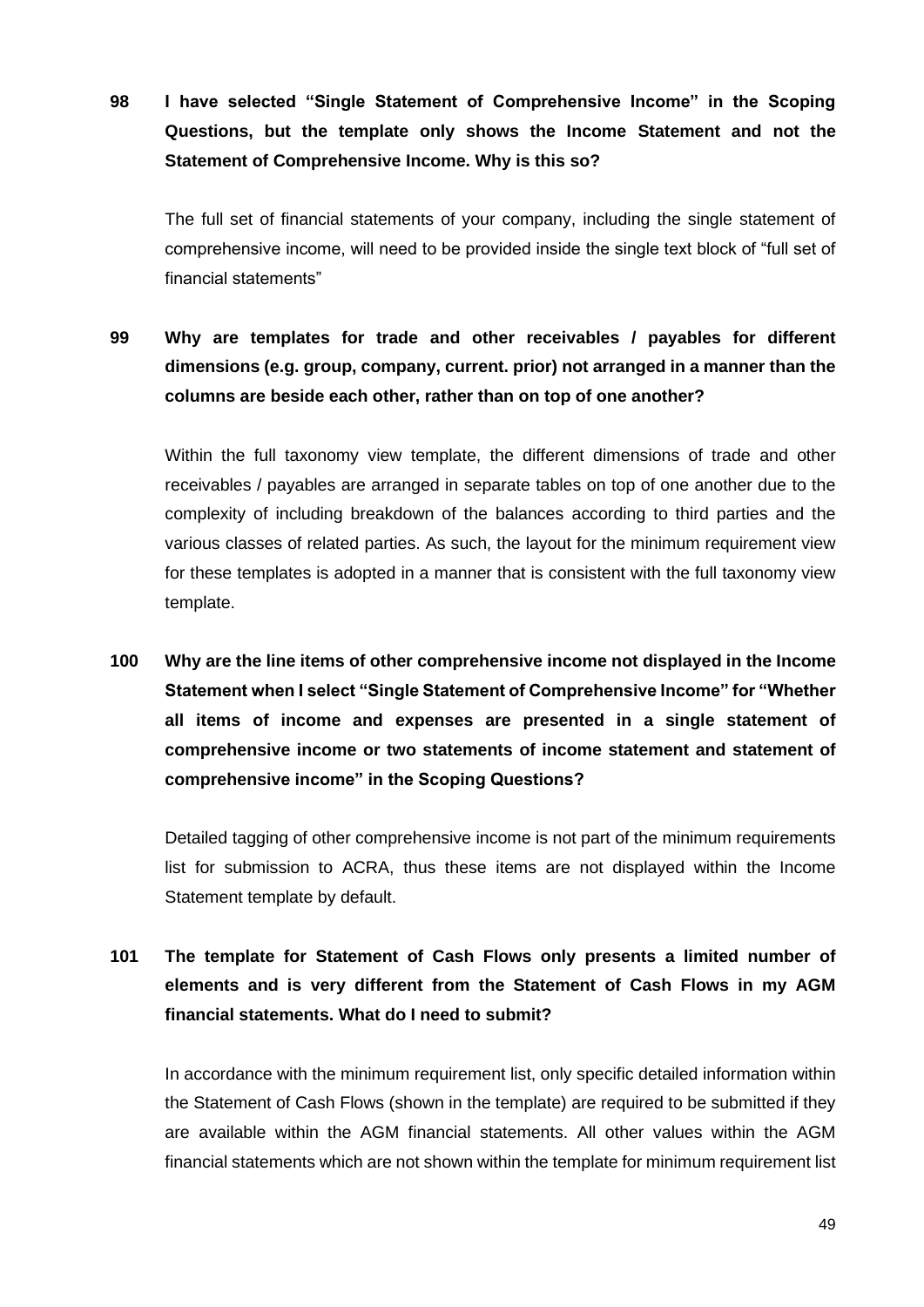**98 I have selected "Single Statement of Comprehensive Income" in the Scoping Questions, but the template only shows the Income Statement and not the Statement of Comprehensive Income. Why is this so?**

The full set of financial statements of your company, including the single statement of comprehensive income, will need to be provided inside the single text block of "full set of financial statements"

**99 Why are templates for trade and other receivables / payables for different dimensions (e.g. group, company, current. prior) not arranged in a manner than the columns are beside each other, rather than on top of one another?**

Within the full taxonomy view template, the different dimensions of trade and other receivables / payables are arranged in separate tables on top of one another due to the complexity of including breakdown of the balances according to third parties and the various classes of related parties. As such, the layout for the minimum requirement view for these templates is adopted in a manner that is consistent with the full taxonomy view template.

**100 Why are the line items of other comprehensive income not displayed in the Income Statement when I select "Single Statement of Comprehensive Income" for "Whether all items of income and expenses are presented in a single statement of comprehensive income or two statements of income statement and statement of comprehensive income" in the Scoping Questions?**

Detailed tagging of other comprehensive income is not part of the minimum requirements list for submission to ACRA, thus these items are not displayed within the Income Statement template by default.

**101 The template for Statement of Cash Flows only presents a limited number of elements and is very different from the Statement of Cash Flows in my AGM financial statements. What do I need to submit?**

In accordance with the minimum requirement list, only specific detailed information within the Statement of Cash Flows (shown in the template) are required to be submitted if they are available within the AGM financial statements. All other values within the AGM financial statements which are not shown within the template for minimum requirement list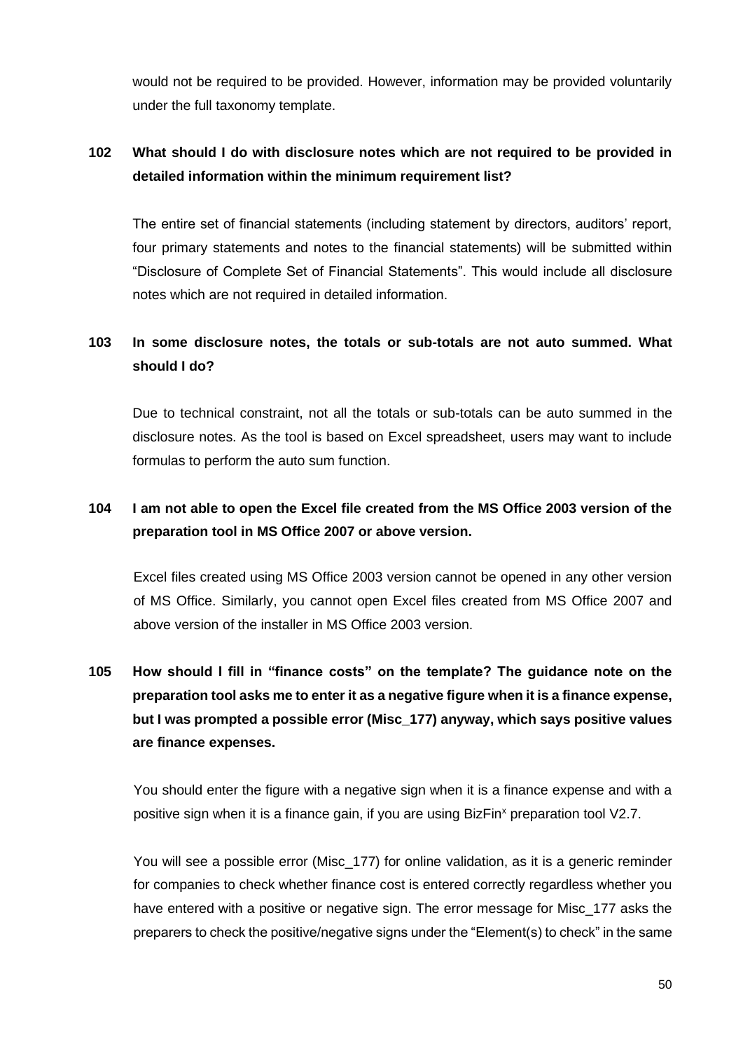would not be required to be provided. However, information may be provided voluntarily under the full taxonomy template.

**102 What should I do with disclosure notes which are not required to be provided in detailed information within the minimum requirement list?**

The entire set of financial statements (including statement by directors, auditors' report, four primary statements and notes to the financial statements) will be submitted within "Disclosure of Complete Set of Financial Statements". This would include all disclosure notes which are not required in detailed information.

**103 In some disclosure notes, the totals or sub-totals are not auto summed. What should I do?**

Due to technical constraint, not all the totals or sub-totals can be auto summed in the disclosure notes. As the tool is based on Excel spreadsheet, users may want to include formulas to perform the auto sum function.

**104 I am not able to open the Excel file created from the MS Office 2003 version of the preparation tool in MS Office 2007 or above version.**

Excel files created using MS Office 2003 version cannot be opened in any other version of MS Office. Similarly, you cannot open Excel files created from MS Office 2007 and above version of the installer in MS Office 2003 version.

**105 How should I fill in "finance costs" on the template? The guidance note on the preparation tool asks me to enter it as a negative figure when it is a finance expense, but I was prompted a possible error (Misc_177) anyway, which says positive values are finance expenses.**

You should enter the figure with a negative sign when it is a finance expense and with a positive sign when it is a finance gain, if you are using BizFin[x] preparation tool V2.7.

You will see a possible error (Misc_177) for online validation, as it is a generic reminder for companies to check whether finance cost is entered correctly regardless whether you have entered with a positive or negative sign. The error message for Misc_177 asks the preparers to check the positive/negative signs under the "Element(s) to check" in the same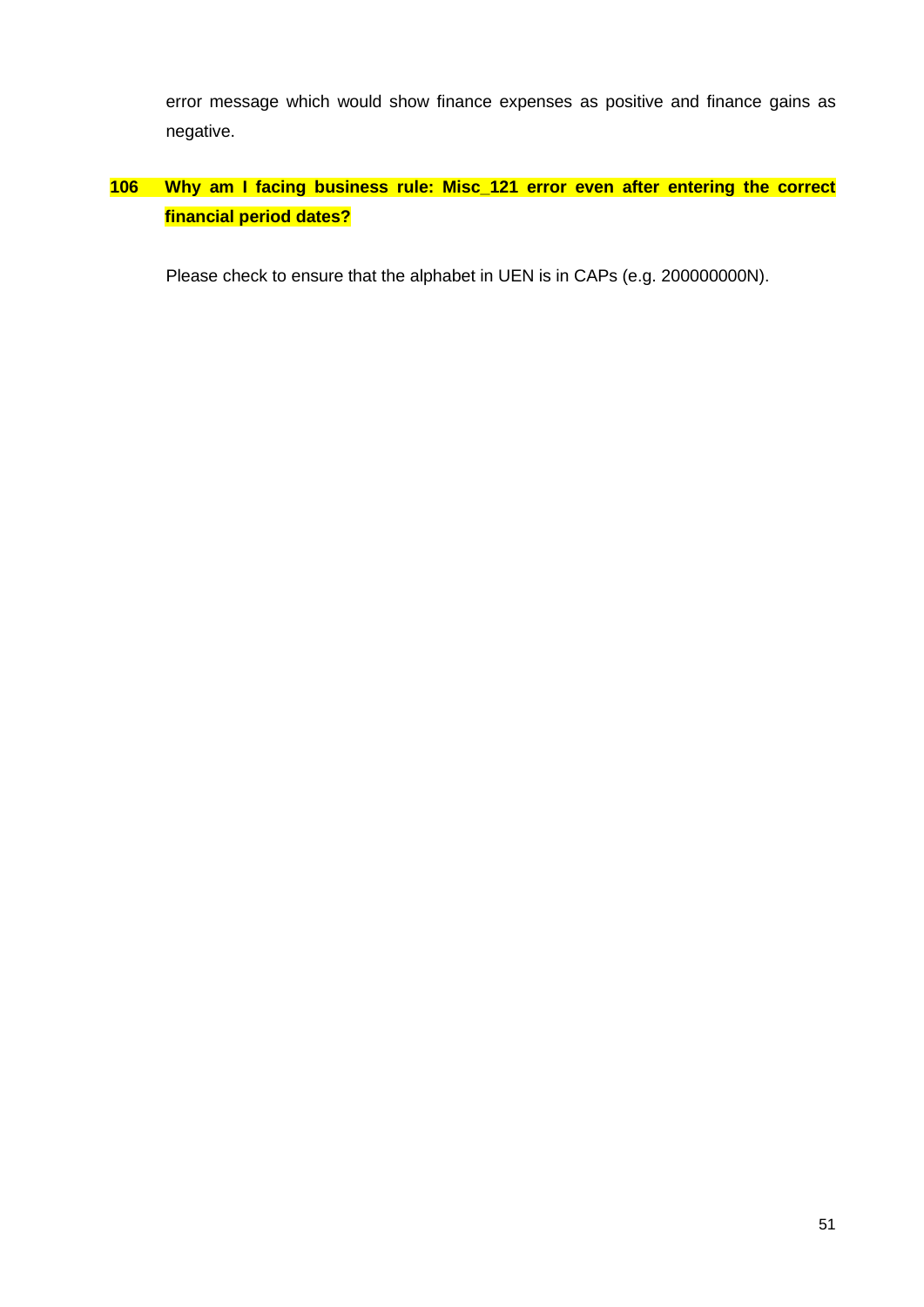error message which would show finance expenses as positive and finance gains as negative.

**106 Why am I facing business rule: Misc_121 error even after entering the correct financial period dates?**

Please check to ensure that the alphabet in UEN is in CAPs (e.g. 200000000N).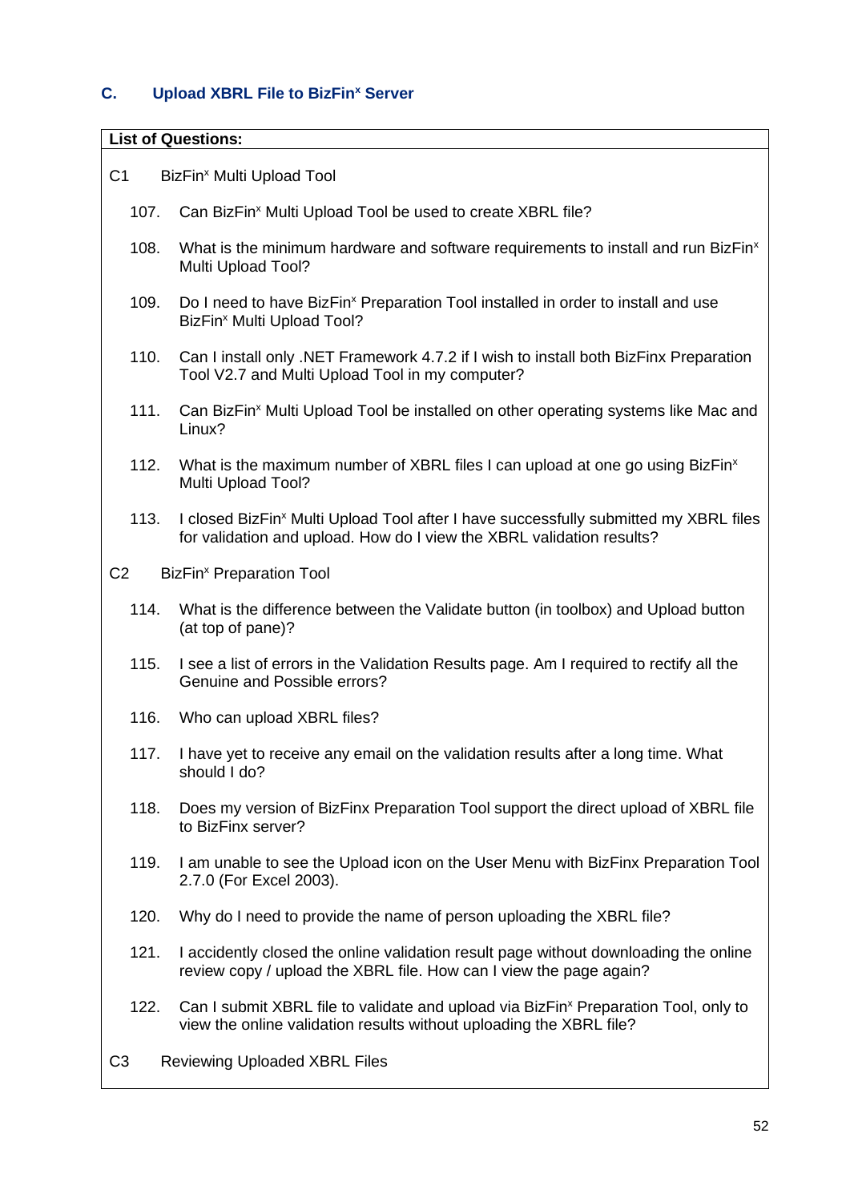## C. Upload XBRL File to BizFin$^x$ Server

**List of Questions:**

C1 BizFin$^x$ Multi Upload Tool

107. Can BizFin$^x$ Multi Upload Tool be used to create XBRL file?

108. What is the minimum hardware and software requirements to install and run BizFin$^x$ Multi Upload Tool?

109. Do I need to have BizFin$^x$ Preparation Tool installed in order to install and use BizFin$^x$ Multi Upload Tool?

110. Can I install only .NET Framework 4.7.2 if I wish to install both BizFinx Preparation Tool V2.7 and Multi Upload Tool in my computer?

111. Can BizFin$^x$ Multi Upload Tool be installed on other operating systems like Mac and Linux?

112. What is the maximum number of XBRL files I can upload at one go using BizFin$^x$ Multi Upload Tool?

113. I closed BizFin$^x$ Multi Upload Tool after I have successfully submitted my XBRL files for validation and upload. How do I view the XBRL validation results?

C2 BizFin$^x$ Preparation Tool

114. What is the difference between the Validate button (in toolbox) and Upload button (at top of pane)?

115. I see a list of errors in the Validation Results page. Am I required to rectify all the Genuine and Possible errors?

116. Who can upload XBRL files?

117. I have yet to receive any email on the validation results after a long time. What should I do?

118. Does my version of BizFinx Preparation Tool support the direct upload of XBRL file to BizFinx server?

119. I am unable to see the Upload icon on the User Menu with BizFinx Preparation Tool 2.7.0 (For Excel 2003).

120. Why do I need to provide the name of person uploading the XBRL file?

121. I accidently closed the online validation result page without downloading the online review copy / upload the XBRL file. How can I view the page again?

122. Can I submit XBRL file to validate and upload via BizFin$^x$ Preparation Tool, only to view the online validation results without uploading the XBRL file?

C3 Reviewing Uploaded XBRL Files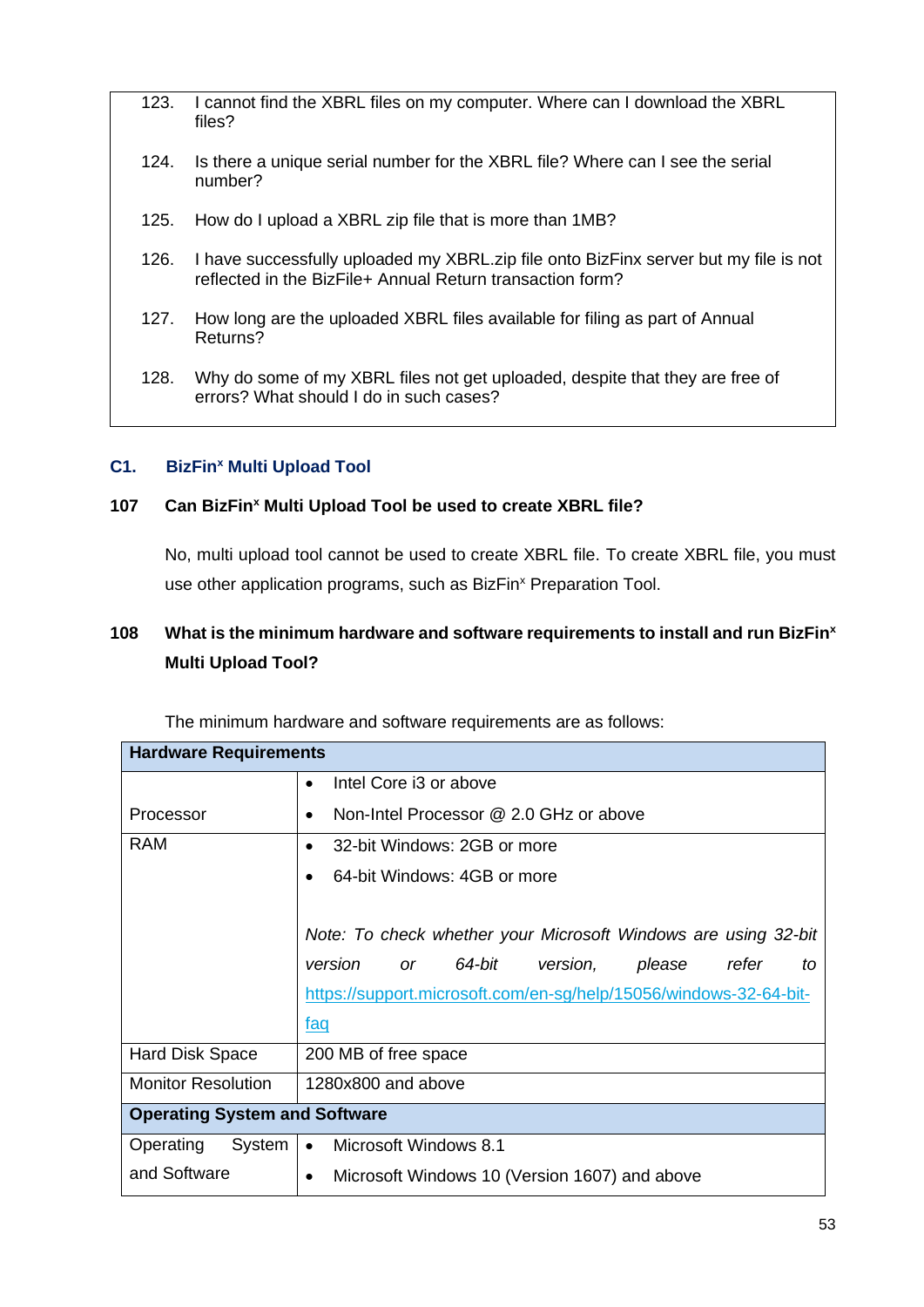| | |
|---|---|
| 123. | I cannot find the XBRL files on my computer. Where can I download the XBRL files? |
| 124. | Is there a unique serial number for the XBRL file? Where can I see the serial number? |
| 125. | How do I upload a XBRL zip file that is more than 1MB? |
| 126. | I have successfully uploaded my XBRL.zip file onto BizFinx server but my file is not reflected in the BizFile+ Annual Return transaction form? |
| 127. | How long are the uploaded XBRL files available for filing as part of Annual Returns? |
| 128. | Why do some of my XBRL files not get uploaded, despite that they are free of errors? What should I do in such cases? |

## C1. BizFin[x] Multi Upload Tool

### 107 Can BizFin[x] Multi Upload Tool be used to create XBRL file?

No, multi upload tool cannot be used to create XBRL file. To create XBRL file, you must use other application programs, such as BizFin[x] Preparation Tool.

### 108 What is the minimum hardware and software requirements to install and run BizFin[x] Multi Upload Tool?

The minimum hardware and software requirements are as follows:

| **Hardware Requirements** | |
|---|---|
| Processor | • Intel Core i3 or above<br>• Non-Intel Processor @ 2.0 GHz or above |
| RAM | • 32-bit Windows: 2GB or more<br>• 64-bit Windows: 4GB or more<br><br>*Note: To check whether your Microsoft Windows are using 32-bit version or 64-bit version, please refer to* [https://support.microsoft.com/en-sg/help/15056/windows-32-64-bit-faq](https://support.microsoft.com/en-sg/help/15056/windows-32-64-bit-faq) |
| Hard Disk Space | 200 MB of free space |
| Monitor Resolution | 1280x800 and above |
| **Operating System and Software** | |
| Operating System and Software | • Microsoft Windows 8.1<br>• Microsoft Windows 10 (Version 1607) and above |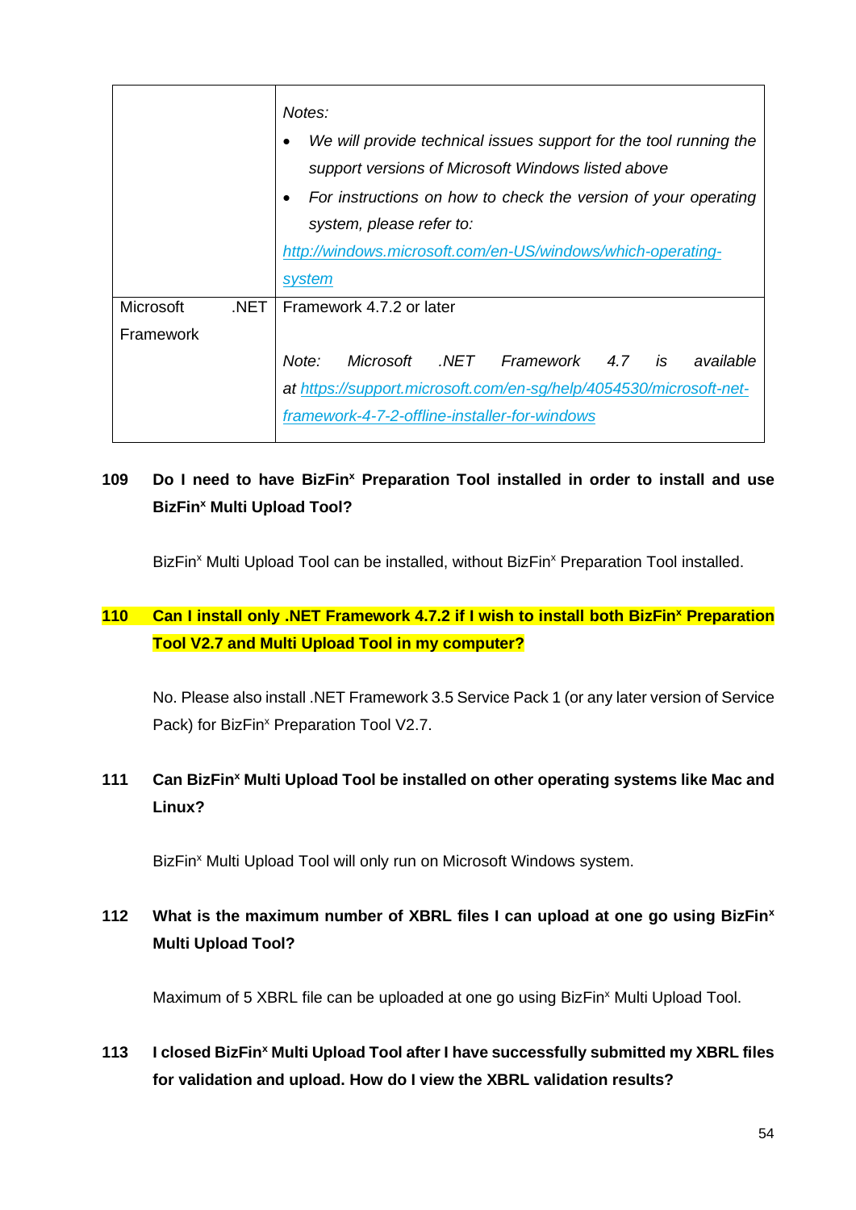|  |  |
|---|---|
|  | *Notes:*<br>• *We will provide technical issues support for the tool running the support versions of Microsoft Windows listed above*<br>• *For instructions on how to check the version of your operating system, please refer to:*<br>*[http://windows.microsoft.com/en-US/windows/which-operating-system](http://windows.microsoft.com/en-US/windows/which-operating-system)* |
| Microsoft .NET Framework | Framework 4.7.2 or later<br><br>*Note: Microsoft .NET Framework 4.7 is available at [https://support.microsoft.com/en-sg/help/4054530/microsoft-net-framework-4-7-2-offline-installer-for-windows](https://support.microsoft.com/en-sg/help/4054530/microsoft-net-framework-4-7-2-offline-installer-for-windows)* |

**109 Do I need to have BizFin[x] Preparation Tool installed in order to install and use BizFin[x] Multi Upload Tool?**

BizFin[x] Multi Upload Tool can be installed, without BizFin[x] Preparation Tool installed.

**110 Can I install only .NET Framework 4.7.2 if I wish to install both BizFin[x] Preparation Tool V2.7 and Multi Upload Tool in my computer?**

No. Please also install .NET Framework 3.5 Service Pack 1 (or any later version of Service Pack) for BizFin[x] Preparation Tool V2.7.

**111 Can BizFin[x] Multi Upload Tool be installed on other operating systems like Mac and Linux?**

BizFin[x] Multi Upload Tool will only run on Microsoft Windows system.

**112 What is the maximum number of XBRL files I can upload at one go using BizFin[x] Multi Upload Tool?**

Maximum of 5 XBRL file can be uploaded at one go using BizFin[x] Multi Upload Tool.

**113 I closed BizFin[x] Multi Upload Tool after I have successfully submitted my XBRL files for validation and upload. How do I view the XBRL validation results?**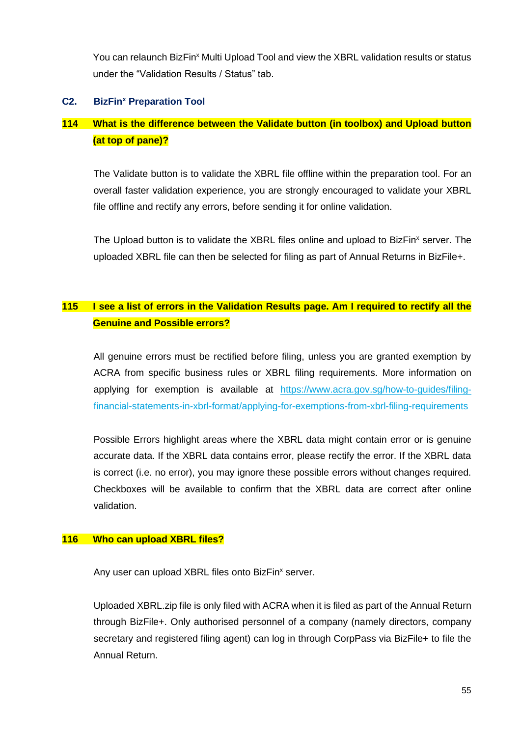You can relaunch BizFin[x] Multi Upload Tool and view the XBRL validation results or status under the "Validation Results / Status" tab.

### C2. BizFin[x] Preparation Tool

**114 What is the difference between the Validate button (in toolbox) and Upload button (at top of pane)?**

The Validate button is to validate the XBRL file offline within the preparation tool. For an overall faster validation experience, you are strongly encouraged to validate your XBRL file offline and rectify any errors, before sending it for online validation.

The Upload button is to validate the XBRL files online and upload to BizFin[x] server. The uploaded XBRL file can then be selected for filing as part of Annual Returns in BizFile+.

**115 I see a list of errors in the Validation Results page. Am I required to rectify all the Genuine and Possible errors?**

All genuine errors must be rectified before filing, unless you are granted exemption by ACRA from specific business rules or XBRL filing requirements. More information on applying for exemption is available at https://www.acra.gov.sg/how-to-guides/filing-financial-statements-in-xbrl-format/applying-for-exemptions-from-xbrl-filing-requirements

Possible Errors highlight areas where the XBRL data might contain error or is genuine accurate data. If the XBRL data contains error, please rectify the error. If the XBRL data is correct (i.e. no error), you may ignore these possible errors without changes required. Checkboxes will be available to confirm that the XBRL data are correct after online validation.

**116 Who can upload XBRL files?**

Any user can upload XBRL files onto BizFin[x] server.

Uploaded XBRL.zip file is only filed with ACRA when it is filed as part of the Annual Return through BizFile+. Only authorised personnel of a company (namely directors, company secretary and registered filing agent) can log in through CorpPass via BizFile+ to file the Annual Return.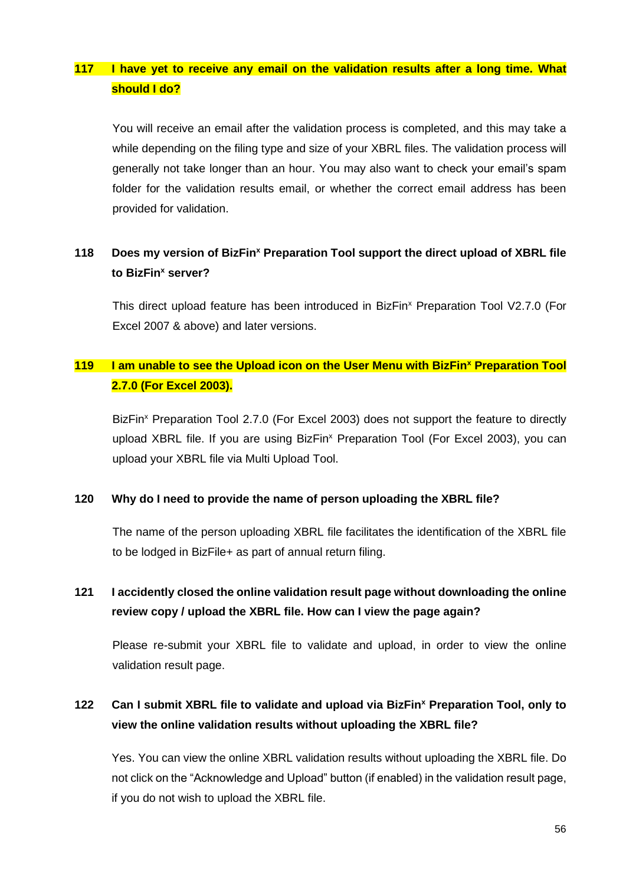**117 I have yet to receive any email on the validation results after a long time. What should I do?**

You will receive an email after the validation process is completed, and this may take a while depending on the filing type and size of your XBRL files. The validation process will generally not take longer than an hour. You may also want to check your email's spam folder for the validation results email, or whether the correct email address has been provided for validation.

**118 Does my version of BizFin$^x$ Preparation Tool support the direct upload of XBRL file to BizFin$^x$ server?**

This direct upload feature has been introduced in BizFin$^x$ Preparation Tool V2.7.0 (For Excel 2007 & above) and later versions.

**119 I am unable to see the Upload icon on the User Menu with BizFin$^x$ Preparation Tool 2.7.0 (For Excel 2003).**

BizFin$^x$ Preparation Tool 2.7.0 (For Excel 2003) does not support the feature to directly upload XBRL file. If you are using BizFin$^x$ Preparation Tool (For Excel 2003), you can upload your XBRL file via Multi Upload Tool.

**120 Why do I need to provide the name of person uploading the XBRL file?**

The name of the person uploading XBRL file facilitates the identification of the XBRL file to be lodged in BizFile+ as part of annual return filing.

**121 I accidently closed the online validation result page without downloading the online review copy / upload the XBRL file. How can I view the page again?**

Please re-submit your XBRL file to validate and upload, in order to view the online validation result page.

**122 Can I submit XBRL file to validate and upload via BizFin$^x$ Preparation Tool, only to view the online validation results without uploading the XBRL file?**

Yes. You can view the online XBRL validation results without uploading the XBRL file. Do not click on the "Acknowledge and Upload" button (if enabled) in the validation result page, if you do not wish to upload the XBRL file.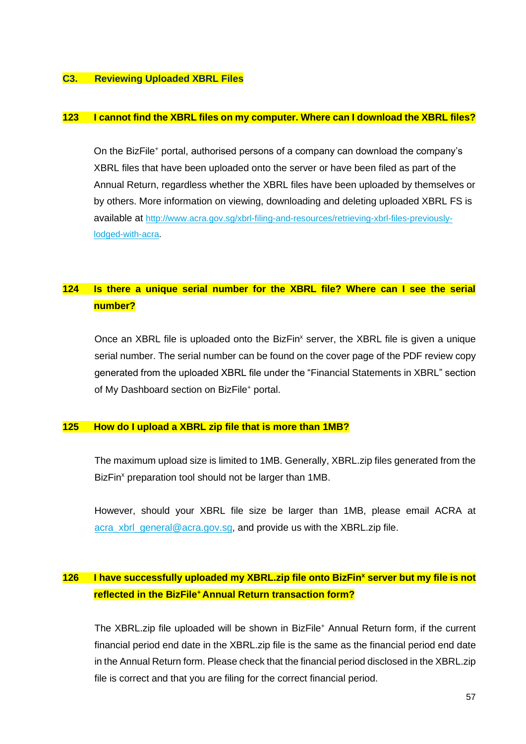### C3. Reviewing Uploaded XBRL Files

**123 I cannot find the XBRL files on my computer. Where can I download the XBRL files?**

On the BizFile⁺ portal, authorised persons of a company can download the company's XBRL files that have been uploaded onto the server or have been filed as part of the Annual Return, regardless whether the XBRL files have been uploaded by themselves or by others. More information on viewing, downloading and deleting uploaded XBRL FS is available at http://www.acra.gov.sg/xbrl-filing-and-resources/retrieving-xbrl-files-previously-lodged-with-acra.

**124 Is there a unique serial number for the XBRL file? Where can I see the serial number?**

Once an XBRL file is uploaded onto the BizFinˣ server, the XBRL file is given a unique serial number. The serial number can be found on the cover page of the PDF review copy generated from the uploaded XBRL file under the "Financial Statements in XBRL" section of My Dashboard section on BizFile⁺ portal.

**125 How do I upload a XBRL zip file that is more than 1MB?**

The maximum upload size is limited to 1MB. Generally, XBRL.zip files generated from the BizFinˣ preparation tool should not be larger than 1MB.

However, should your XBRL file size be larger than 1MB, please email ACRA at acra_xbrl_general@acra.gov.sg, and provide us with the XBRL.zip file.

**126 I have successfully uploaded my XBRL.zip file onto BizFinˣ server but my file is not reflected in the BizFile⁺ Annual Return transaction form?**

The XBRL.zip file uploaded will be shown in BizFile⁺ Annual Return form, if the current financial period end date in the XBRL.zip file is the same as the financial period end date in the Annual Return form. Please check that the financial period disclosed in the XBRL.zip file is correct and that you are filing for the correct financial period.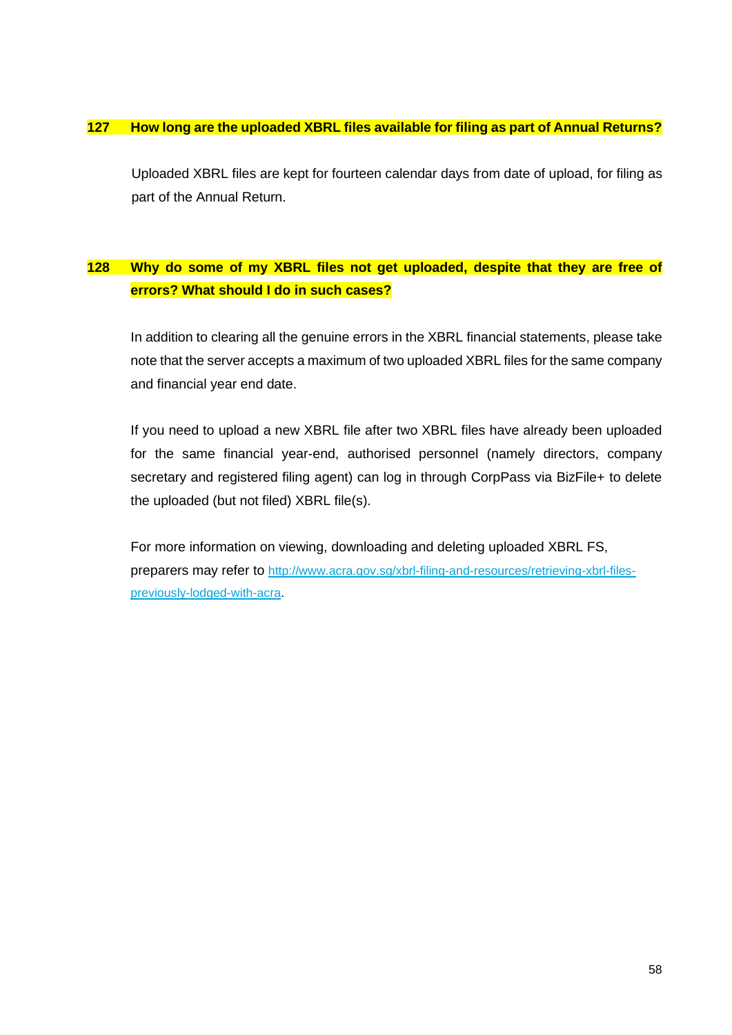**127 How long are the uploaded XBRL files available for filing as part of Annual Returns?**

Uploaded XBRL files are kept for fourteen calendar days from date of upload, for filing as part of the Annual Return.

**128 Why do some of my XBRL files not get uploaded, despite that they are free of errors? What should I do in such cases?**

In addition to clearing all the genuine errors in the XBRL financial statements, please take note that the server accepts a maximum of two uploaded XBRL files for the same company and financial year end date.

If you need to upload a new XBRL file after two XBRL files have already been uploaded for the same financial year-end, authorised personnel (namely directors, company secretary and registered filing agent) can log in through CorpPass via BizFile+ to delete the uploaded (but not filed) XBRL file(s).

For more information on viewing, downloading and deleting uploaded XBRL FS, preparers may refer to [http://www.acra.gov.sg/xbrl-filing-and-resources/retrieving-xbrl-files-previously-lodged-with-acra](http://www.acra.gov.sg/xbrl-filing-and-resources/retrieving-xbrl-files-previously-lodged-with-acra).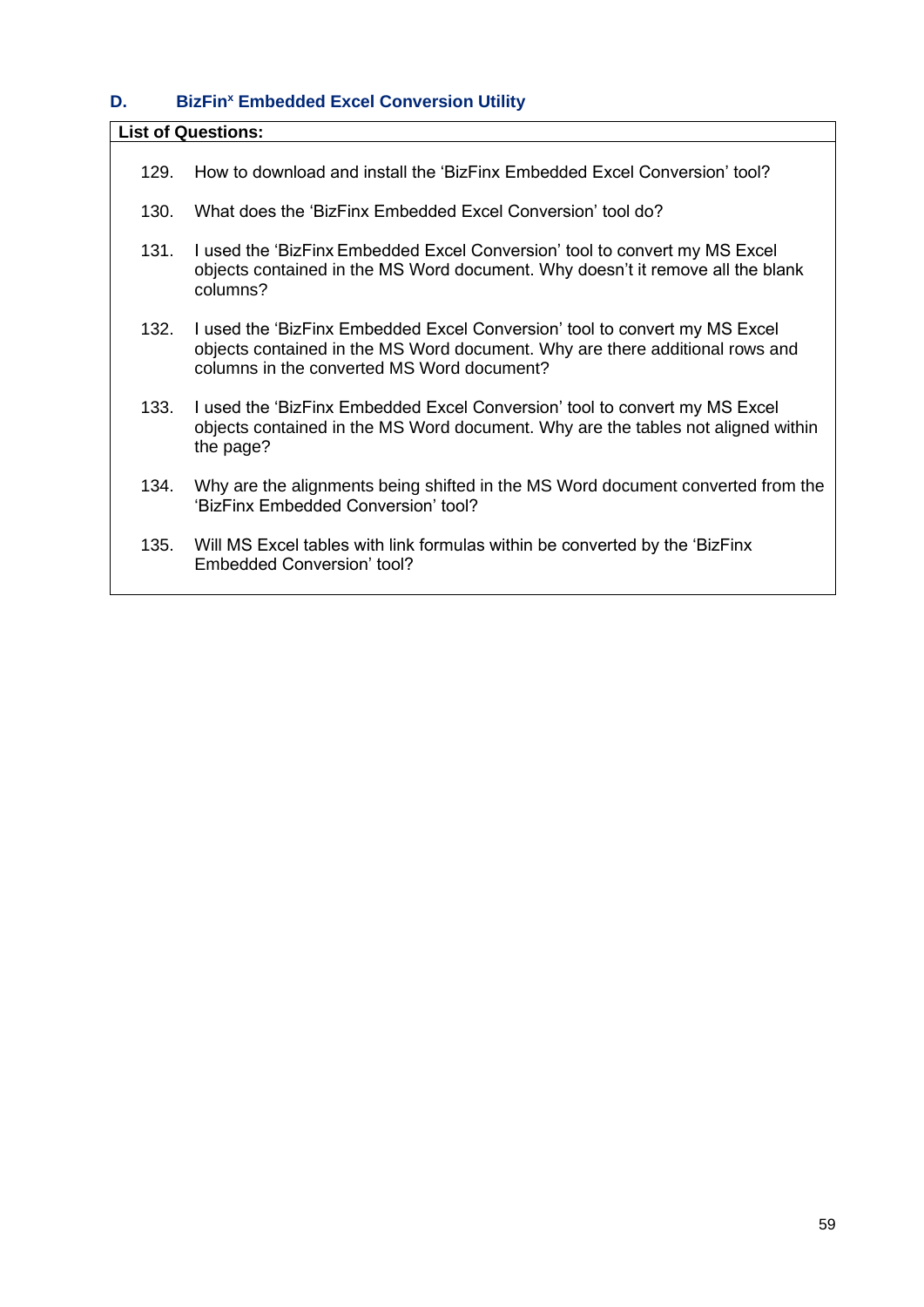## D. BizFin[x] Embedded Excel Conversion Utility

**List of Questions:**

129. How to download and install the 'BizFinx Embedded Excel Conversion' tool?
130. What does the 'BizFinx Embedded Excel Conversion' tool do?
131. I used the 'BizFinx Embedded Excel Conversion' tool to convert my MS Excel objects contained in the MS Word document. Why doesn't it remove all the blank columns?
132. I used the 'BizFinx Embedded Excel Conversion' tool to convert my MS Excel objects contained in the MS Word document. Why are there additional rows and columns in the converted MS Word document?
133. I used the 'BizFinx Embedded Excel Conversion' tool to convert my MS Excel objects contained in the MS Word document. Why are the tables not aligned within the page?
134. Why are the alignments being shifted in the MS Word document converted from the 'BizFinx Embedded Conversion' tool?
135. Will MS Excel tables with link formulas within be converted by the 'BizFinx Embedded Conversion' tool?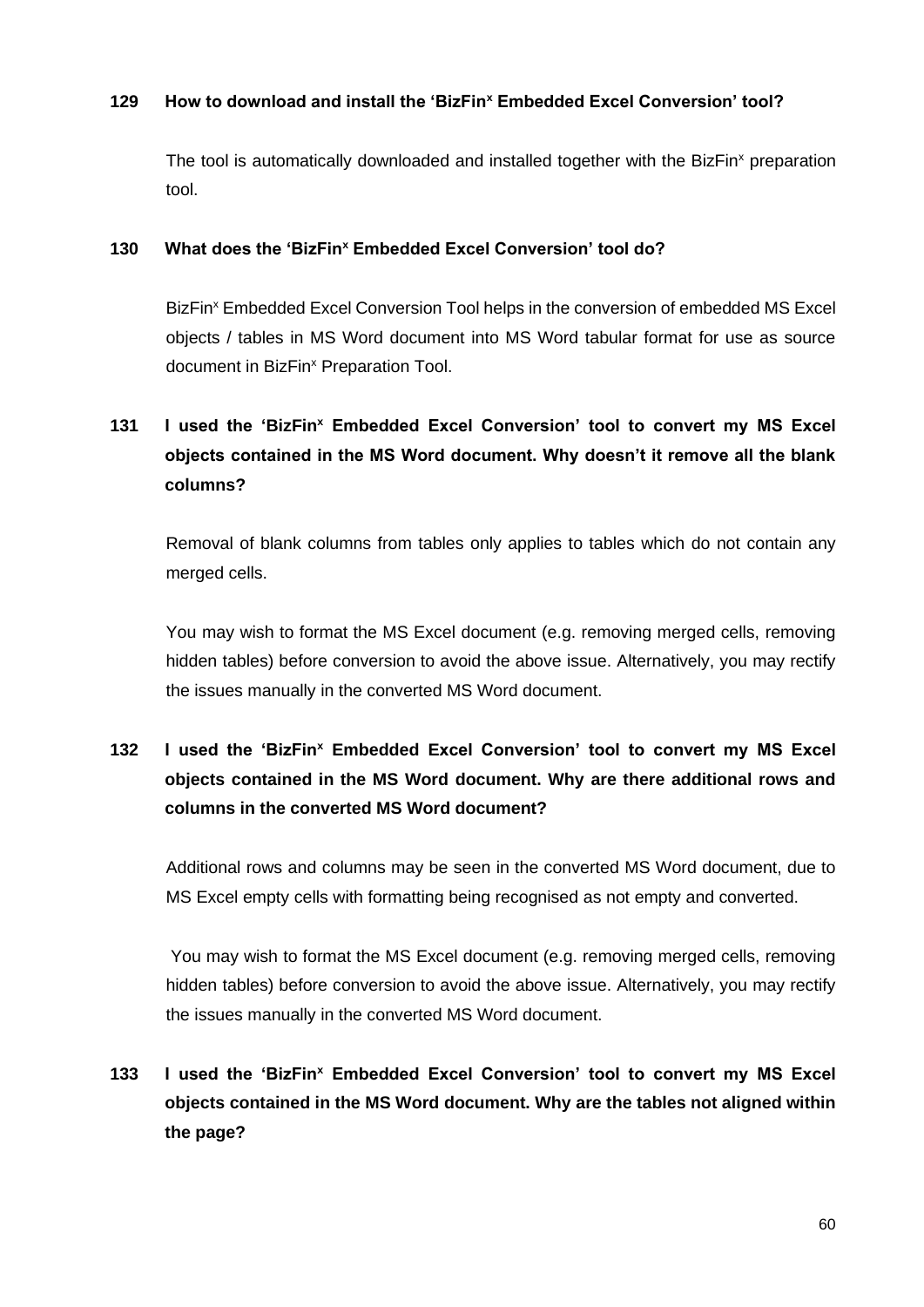**129 How to download and install the 'BizFin$^x$ Embedded Excel Conversion' tool?**

The tool is automatically downloaded and installed together with the BizFin$^x$ preparation tool.

**130 What does the 'BizFin$^x$ Embedded Excel Conversion' tool do?**

BizFin$^x$ Embedded Excel Conversion Tool helps in the conversion of embedded MS Excel objects / tables in MS Word document into MS Word tabular format for use as source document in BizFin$^x$ Preparation Tool.

**131 I used the 'BizFin$^x$ Embedded Excel Conversion' tool to convert my MS Excel objects contained in the MS Word document. Why doesn't it remove all the blank columns?**

Removal of blank columns from tables only applies to tables which do not contain any merged cells.

You may wish to format the MS Excel document (e.g. removing merged cells, removing hidden tables) before conversion to avoid the above issue. Alternatively, you may rectify the issues manually in the converted MS Word document.

**132 I used the 'BizFin$^x$ Embedded Excel Conversion' tool to convert my MS Excel objects contained in the MS Word document. Why are there additional rows and columns in the converted MS Word document?**

Additional rows and columns may be seen in the converted MS Word document, due to MS Excel empty cells with formatting being recognised as not empty and converted.

You may wish to format the MS Excel document (e.g. removing merged cells, removing hidden tables) before conversion to avoid the above issue. Alternatively, you may rectify the issues manually in the converted MS Word document.

**133 I used the 'BizFin$^x$ Embedded Excel Conversion' tool to convert my MS Excel objects contained in the MS Word document. Why are the tables not aligned within the page?**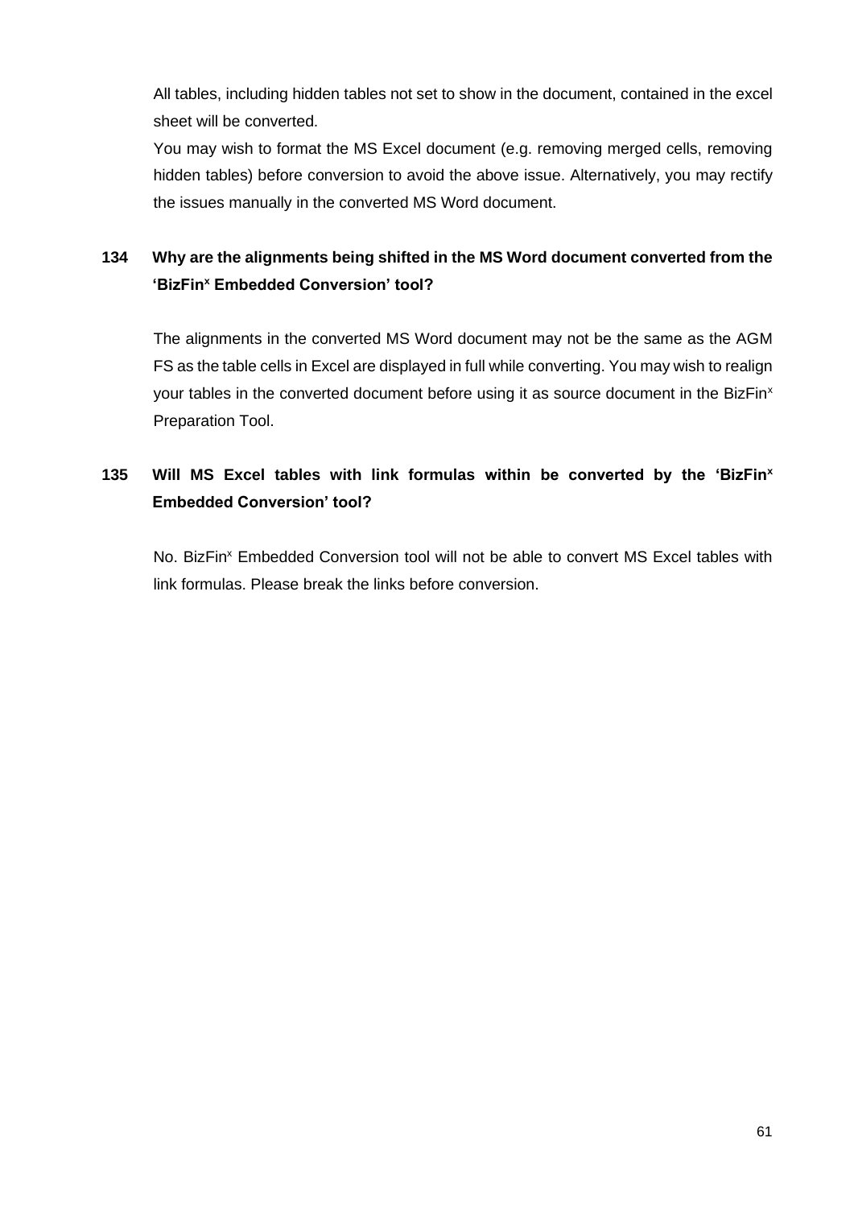All tables, including hidden tables not set to show in the document, contained in the excel sheet will be converted.

You may wish to format the MS Excel document (e.g. removing merged cells, removing hidden tables) before conversion to avoid the above issue. Alternatively, you may rectify the issues manually in the converted MS Word document.

**134 Why are the alignments being shifted in the MS Word document converted from the 'BizFin$^x$ Embedded Conversion' tool?**

The alignments in the converted MS Word document may not be the same as the AGM FS as the table cells in Excel are displayed in full while converting. You may wish to realign your tables in the converted document before using it as source document in the BizFin$^x$ Preparation Tool.

**135 Will MS Excel tables with link formulas within be converted by the 'BizFin$^x$ Embedded Conversion' tool?**

No. BizFin$^x$ Embedded Conversion tool will not be able to convert MS Excel tables with link formulas. Please break the links before conversion.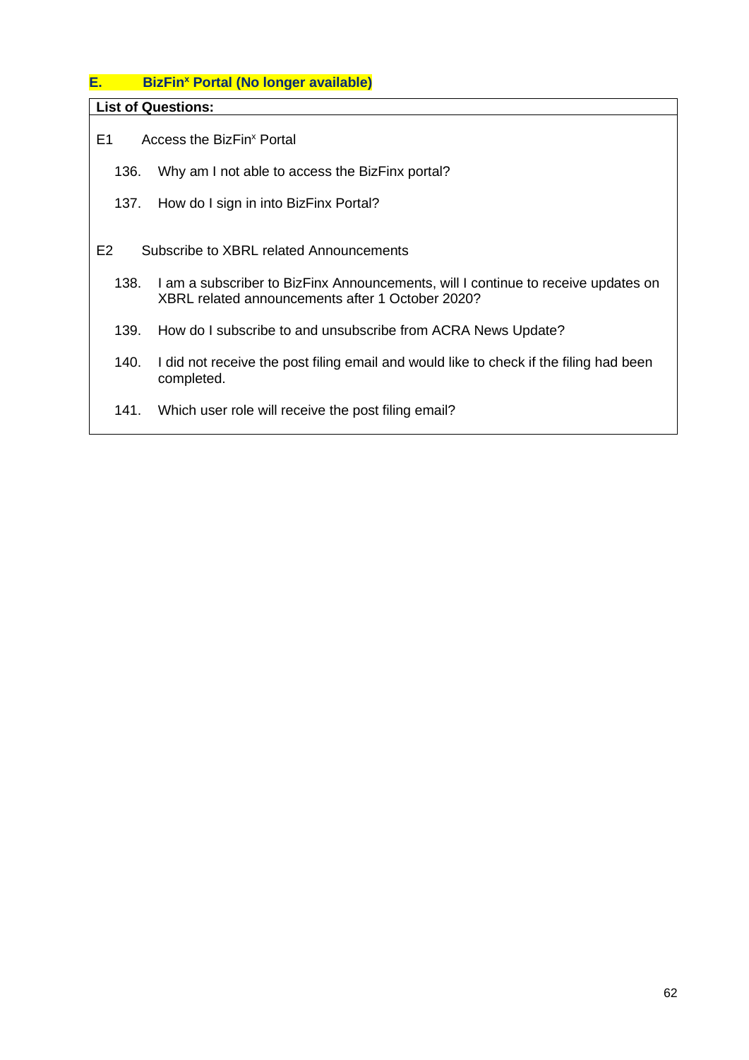## E. BizFin[x] Portal (No longer available)

**List of Questions:**

E1 Access the BizFin[x] Portal

136. Why am I not able to access the BizFinx portal?
137. How do I sign in into BizFinx Portal?

E2 Subscribe to XBRL related Announcements

138. I am a subscriber to BizFinx Announcements, will I continue to receive updates on XBRL related announcements after 1 October 2020?
139. How do I subscribe to and unsubscribe from ACRA News Update?
140. I did not receive the post filing email and would like to check if the filing had been completed.
141. Which user role will receive the post filing email?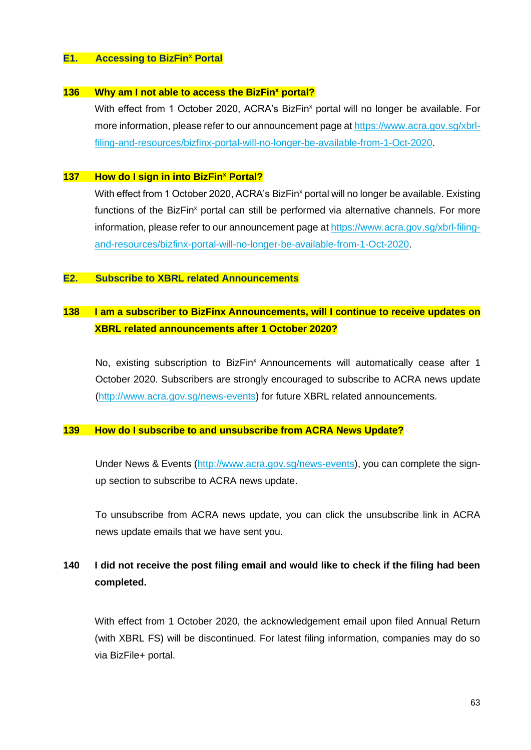## E1. Accessing to BizFin$^x$ Portal

### 136 Why am I not able to access the BizFin$^x$ portal?

With effect from 1 October 2020, ACRA's BizFin$^x$ portal will no longer be available. For more information, please refer to our announcement page at https://www.acra.gov.sg/xbrl-filing-and-resources/bizfinx-portal-will-no-longer-be-available-from-1-Oct-2020.

### 137 How do I sign in into BizFin$^x$ Portal?

With effect from 1 October 2020, ACRA's BizFin$^x$ portal will no longer be available. Existing functions of the BizFin$^x$ portal can still be performed via alternative channels. For more information, please refer to our announcement page at https://www.acra.gov.sg/xbrl-filing-and-resources/bizfinx-portal-will-no-longer-be-available-from-1-Oct-2020.

## E2. Subscribe to XBRL related Announcements

### 138 I am a subscriber to BizFinx Announcements, will I continue to receive updates on XBRL related announcements after 1 October 2020?

No, existing subscription to BizFin$^x$ Announcements will automatically cease after 1 October 2020. Subscribers are strongly encouraged to subscribe to ACRA news update (http://www.acra.gov.sg/news-events) for future XBRL related announcements.

### 139 How do I subscribe to and unsubscribe from ACRA News Update?

Under News & Events (http://www.acra.gov.sg/news-events), you can complete the sign-up section to subscribe to ACRA news update.

To unsubscribe from ACRA news update, you can click the unsubscribe link in ACRA news update emails that we have sent you.

### 140 I did not receive the post filing email and would like to check if the filing had been completed.

With effect from 1 October 2020, the acknowledgement email upon filed Annual Return (with XBRL FS) will be discontinued. For latest filing information, companies may do so via BizFile+ portal.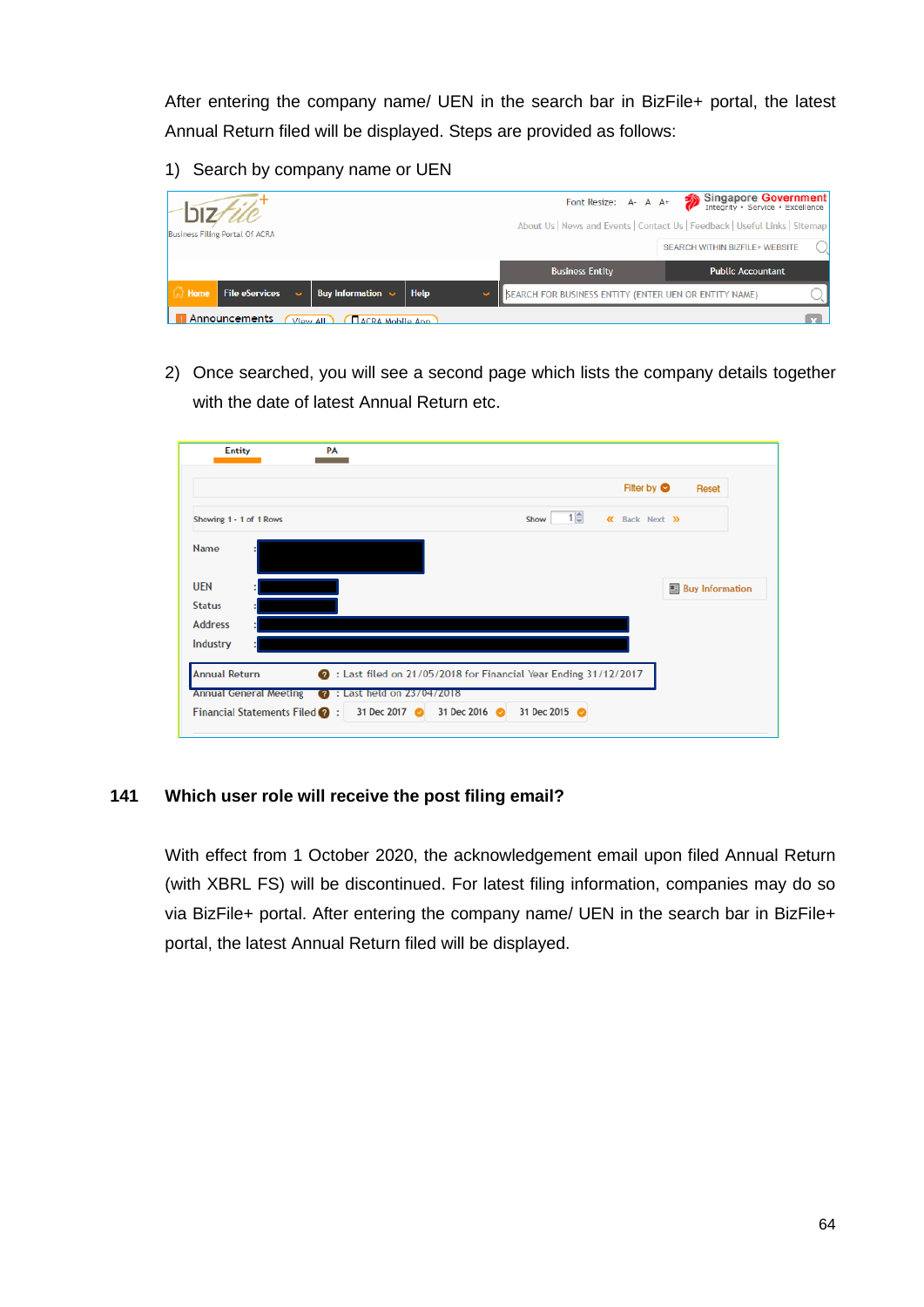After entering the company name/ UEN in the search bar in BizFile+ portal, the latest Annual Return filed will be displayed. Steps are provided as follows:

1) Search by company name or UEN

2) Once searched, you will see a second page which lists the company details together with the date of latest Annual Return etc.

**141 Which user role will receive the post filing email?**

With effect from 1 October 2020, the acknowledgement email upon filed Annual Return (with XBRL FS) will be discontinued. For latest filing information, companies may do so via BizFile+ portal. After entering the company name/ UEN in the search bar in BizFile+ portal, the latest Annual Return filed will be displayed.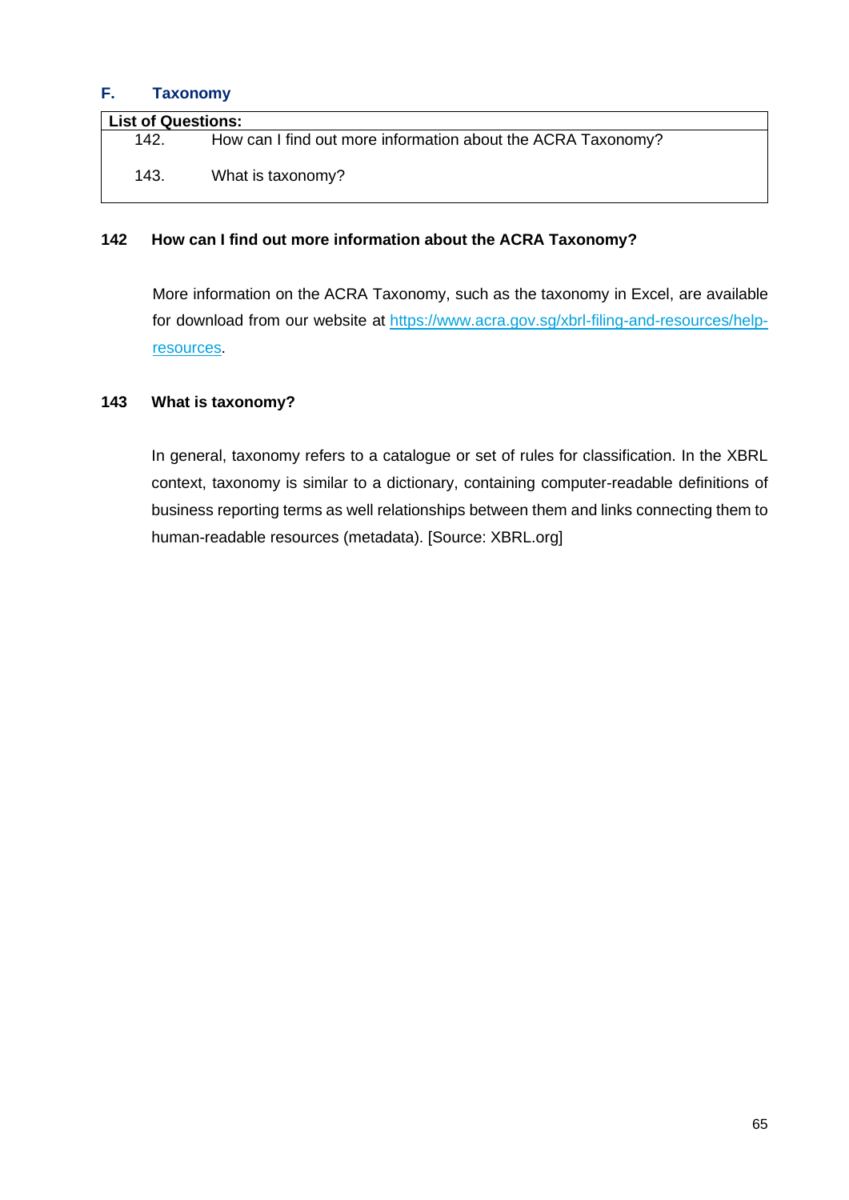## F. Taxonomy

| List of Questions: | |
|---|---|
| 142. | How can I find out more information about the ACRA Taxonomy? |
| 143. | What is taxonomy? |

### 142 How can I find out more information about the ACRA Taxonomy?

More information on the ACRA Taxonomy, such as the taxonomy in Excel, are available for download from our website at [https://www.acra.gov.sg/xbrl-filing-and-resources/help-resources](https://www.acra.gov.sg/xbrl-filing-and-resources/help-resources).

### 143 What is taxonomy?

In general, taxonomy refers to a catalogue or set of rules for classification. In the XBRL context, taxonomy is similar to a dictionary, containing computer-readable definitions of business reporting terms as well relationships between them and links connecting them to human-readable resources (metadata). [Source: XBRL.org]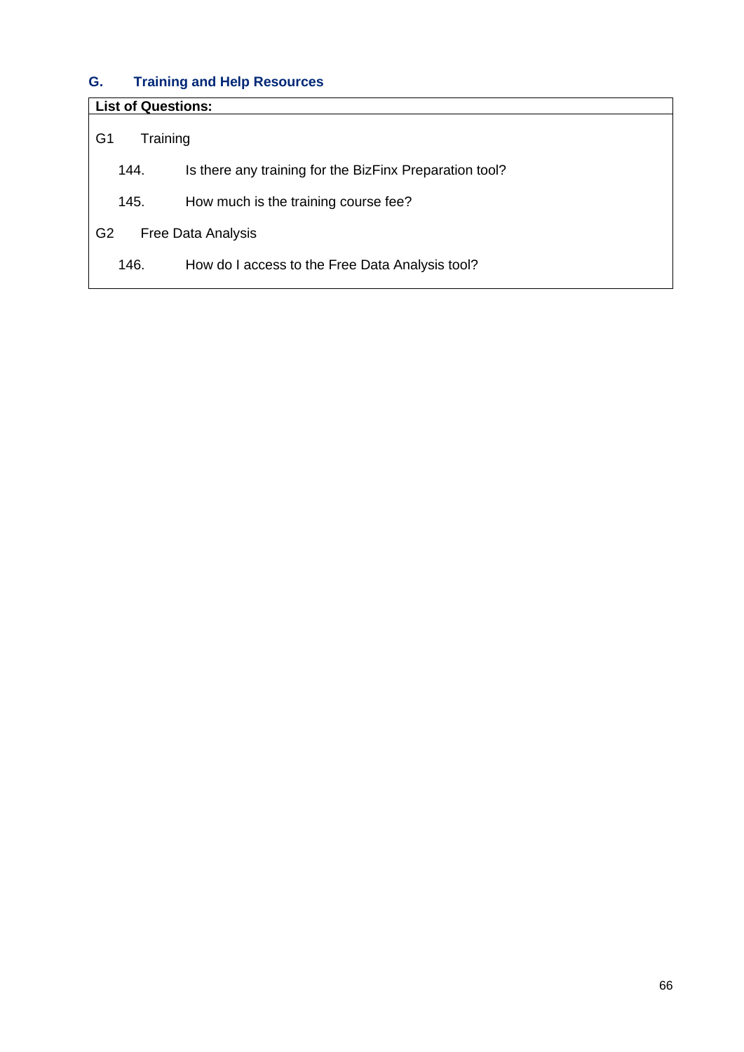## G. Training and Help Resources

**List of Questions:**

G1 Training

144. Is there any training for the BizFinx Preparation tool?

145. How much is the training course fee?

G2 Free Data Analysis

146. How do I access to the Free Data Analysis tool?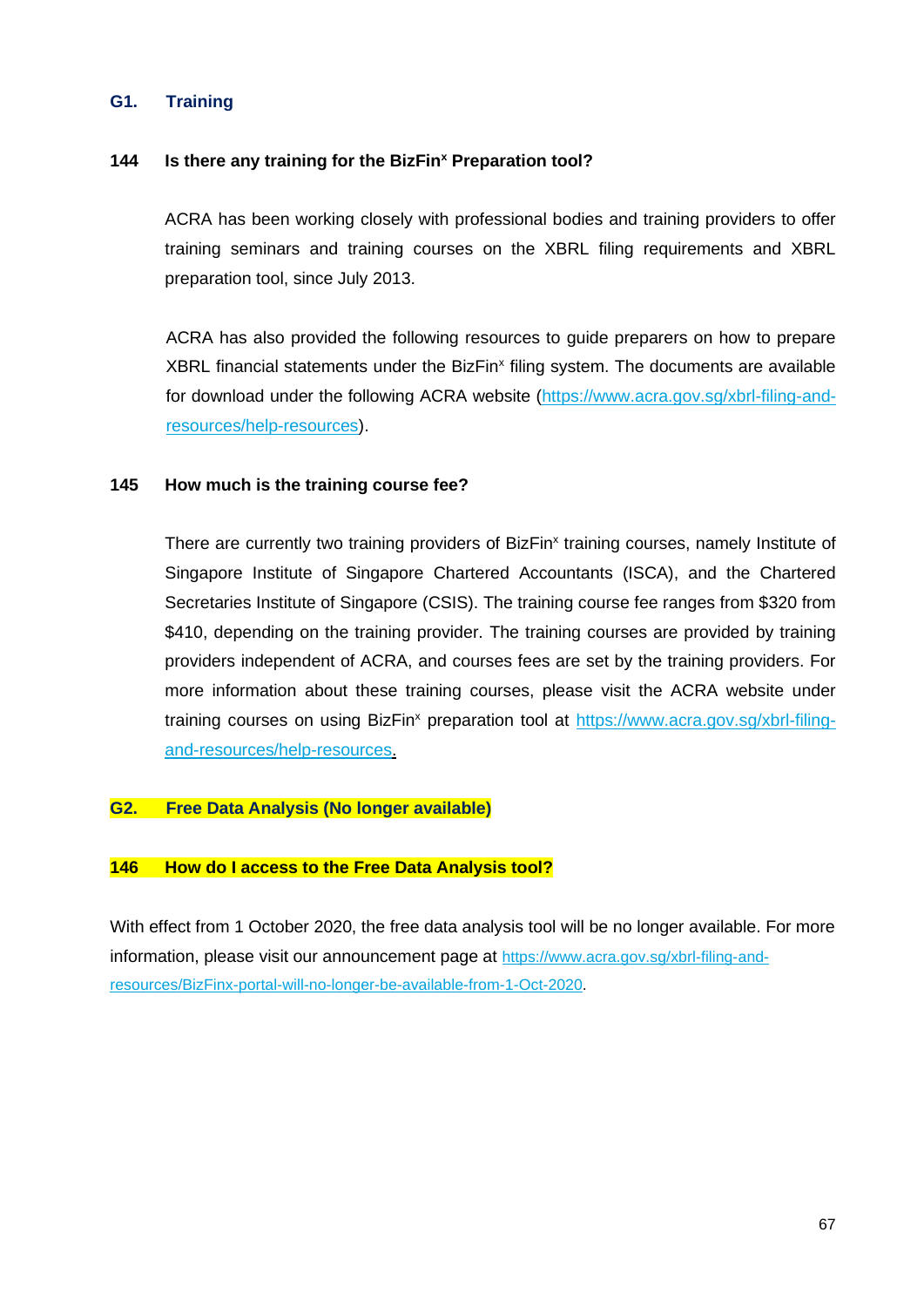## G1. Training

### 144 Is there any training for the BizFin[x] Preparation tool?

ACRA has been working closely with professional bodies and training providers to offer training seminars and training courses on the XBRL filing requirements and XBRL preparation tool, since July 2013.

ACRA has also provided the following resources to guide preparers on how to prepare XBRL financial statements under the BizFin[x] filing system. The documents are available for download under the following ACRA website (https://www.acra.gov.sg/xbrl-filing-and-resources/help-resources).

### 145 How much is the training course fee?

There are currently two training providers of BizFin[x] training courses, namely Institute of Singapore Institute of Singapore Chartered Accountants (ISCA), and the Chartered Secretaries Institute of Singapore (CSIS). The training course fee ranges from $320 from $410, depending on the training provider. The training courses are provided by training providers independent of ACRA, and courses fees are set by the training providers. For more information about these training courses, please visit the ACRA website under training courses on using BizFin[x] preparation tool at https://www.acra.gov.sg/xbrl-filing-and-resources/help-resources.

## G2. Free Data Analysis (No longer available)

### 146 How do I access to the Free Data Analysis tool?

With effect from 1 October 2020, the free data analysis tool will be no longer available. For more information, please visit our announcement page at https://www.acra.gov.sg/xbrl-filing-and-resources/BizFinx-portal-will-no-longer-be-available-from-1-Oct-2020.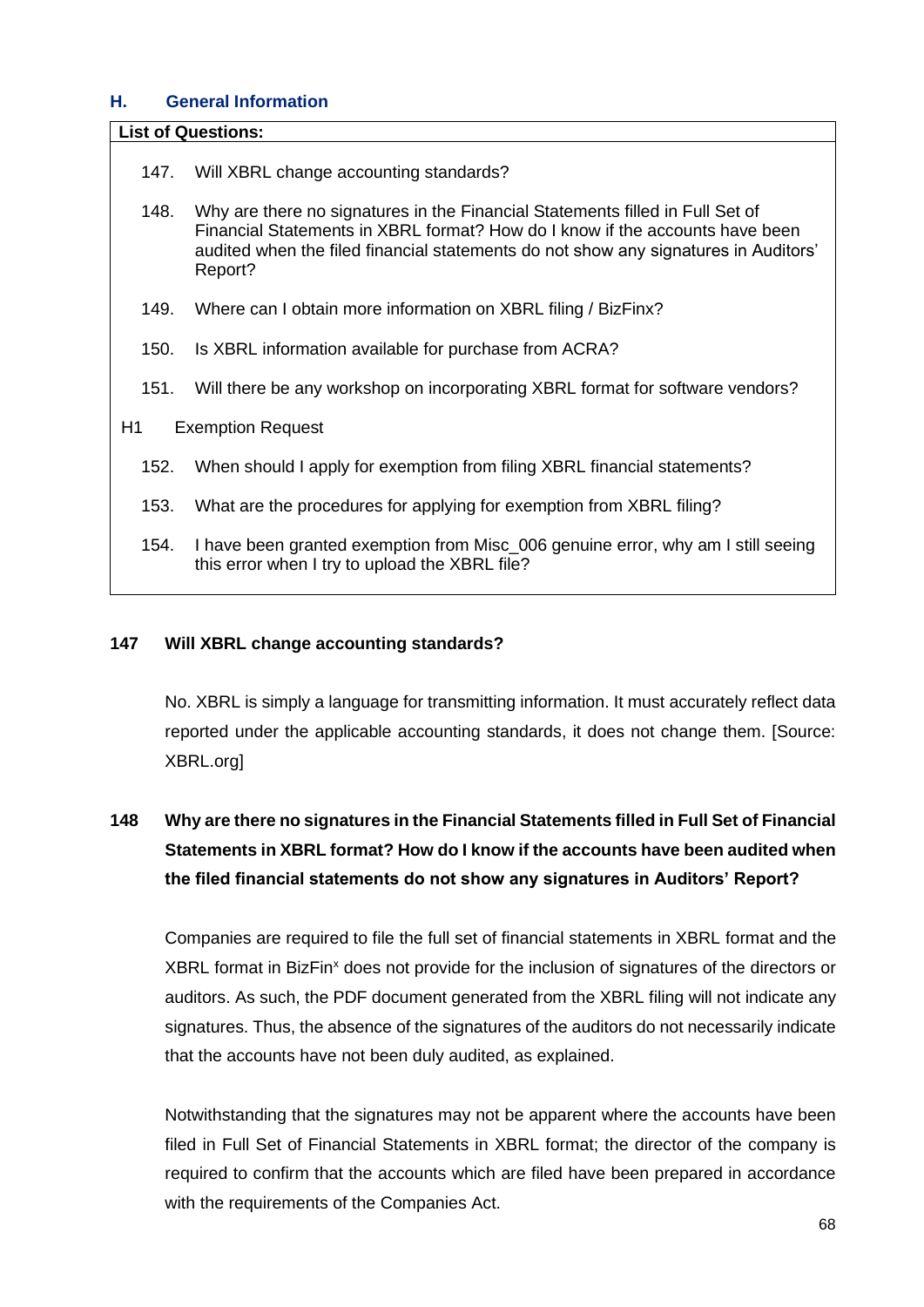## H. General Information

**List of Questions:**

147. Will XBRL change accounting standards?

148. Why are there no signatures in the Financial Statements filled in Full Set of Financial Statements in XBRL format? How do I know if the accounts have been audited when the filed financial statements do not show any signatures in Auditors' Report?

149. Where can I obtain more information on XBRL filing / BizFinx?

150. Is XBRL information available for purchase from ACRA?

151. Will there be any workshop on incorporating XBRL format for software vendors?

H1 Exemption Request

152. When should I apply for exemption from filing XBRL financial statements?

153. What are the procedures for applying for exemption from XBRL filing?

154. I have been granted exemption from Misc_006 genuine error, why am I still seeing this error when I try to upload the XBRL file?

### 147 Will XBRL change accounting standards?

No. XBRL is simply a language for transmitting information. It must accurately reflect data reported under the applicable accounting standards, it does not change them. [Source: XBRL.org]

### 148 Why are there no signatures in the Financial Statements filled in Full Set of Financial Statements in XBRL format? How do I know if the accounts have been audited when the filed financial statements do not show any signatures in Auditors' Report?

Companies are required to file the full set of financial statements in XBRL format and the XBRL format in BizFin[x] does not provide for the inclusion of signatures of the directors or auditors. As such, the PDF document generated from the XBRL filing will not indicate any signatures. Thus, the absence of the signatures of the auditors do not necessarily indicate that the accounts have not been duly audited, as explained.

Notwithstanding that the signatures may not be apparent where the accounts have been filed in Full Set of Financial Statements in XBRL format; the director of the company is required to confirm that the accounts which are filed have been prepared in accordance with the requirements of the Companies Act.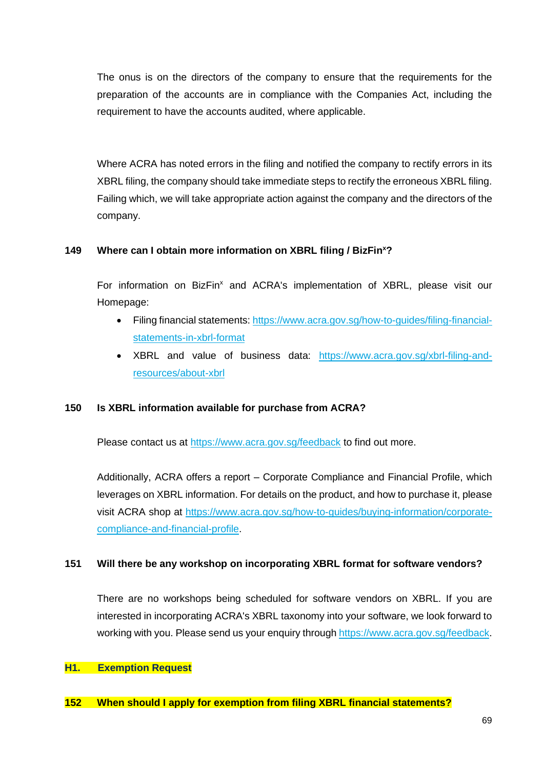The onus is on the directors of the company to ensure that the requirements for the preparation of the accounts are in compliance with the Companies Act, including the requirement to have the accounts audited, where applicable.

Where ACRA has noted errors in the filing and notified the company to rectify errors in its XBRL filing, the company should take immediate steps to rectify the erroneous XBRL filing. Failing which, we will take appropriate action against the company and the directors of the company.

**149 Where can I obtain more information on XBRL filing / BizFin$^x$?**

For information on BizFin$^x$ and ACRA's implementation of XBRL, please visit our Homepage:

- Filing financial statements: https://www.acra.gov.sg/how-to-guides/filing-financial-statements-in-xbrl-format
- XBRL and value of business data: https://www.acra.gov.sg/xbrl-filing-and-resources/about-xbrl

**150 Is XBRL information available for purchase from ACRA?**

Please contact us at https://www.acra.gov.sg/feedback to find out more.

Additionally, ACRA offers a report – Corporate Compliance and Financial Profile, which leverages on XBRL information. For details on the product, and how to purchase it, please visit ACRA shop at https://www.acra.gov.sg/how-to-guides/buying-information/corporate-compliance-and-financial-profile.

**151 Will there be any workshop on incorporating XBRL format for software vendors?**

There are no workshops being scheduled for software vendors on XBRL. If you are interested in incorporating ACRA's XBRL taxonomy into your software, we look forward to working with you. Please send us your enquiry through https://www.acra.gov.sg/feedback.

## H1. Exemption Request

**152 When should I apply for exemption from filing XBRL financial statements?**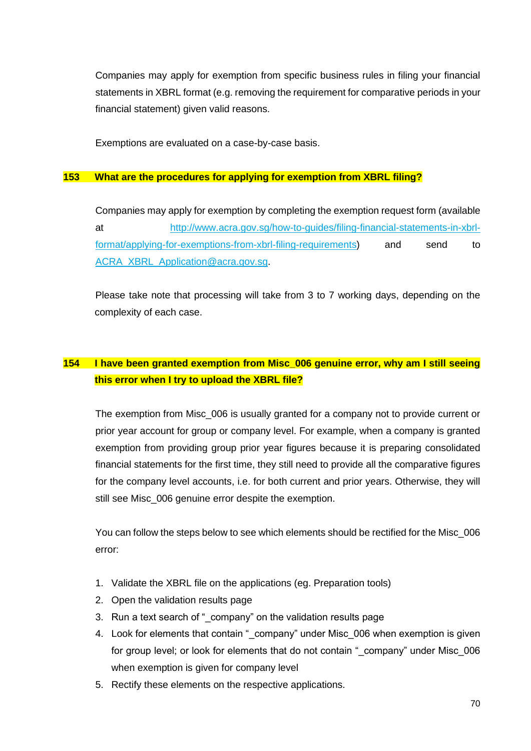Companies may apply for exemption from specific business rules in filing your financial statements in XBRL format (e.g. removing the requirement for comparative periods in your financial statement) given valid reasons.

Exemptions are evaluated on a case-by-case basis.

### 153 What are the procedures for applying for exemption from XBRL filing?

Companies may apply for exemption by completing the exemption request form (available at [http://www.acra.gov.sg/how-to-guides/filing-financial-statements-in-xbrl-format/applying-for-exemptions-from-xbrl-filing-requirements](http://www.acra.gov.sg/how-to-guides/filing-financial-statements-in-xbrl-format/applying-for-exemptions-from-xbrl-filing-requirements)) and send to [ACRA_XBRL_Application@acra.gov.sg](mailto:ACRA_XBRL_Application@acra.gov.sg).

Please take note that processing will take from 3 to 7 working days, depending on the complexity of each case.

### 154 I have been granted exemption from Misc_006 genuine error, why am I still seeing this error when I try to upload the XBRL file?

The exemption from Misc_006 is usually granted for a company not to provide current or prior year account for group or company level. For example, when a company is granted exemption from providing group prior year figures because it is preparing consolidated financial statements for the first time, they still need to provide all the comparative figures for the company level accounts, i.e. for both current and prior years. Otherwise, they will still see Misc_006 genuine error despite the exemption.

You can follow the steps below to see which elements should be rectified for the Misc_006 error:

1. Validate the XBRL file on the applications (eg. Preparation tools)
2. Open the validation results page
3. Run a text search of "_company" on the validation results page
4. Look for elements that contain "_company" under Misc_006 when exemption is given for group level; or look for elements that do not contain "_company" under Misc_006 when exemption is given for company level
5. Rectify these elements on the respective applications.